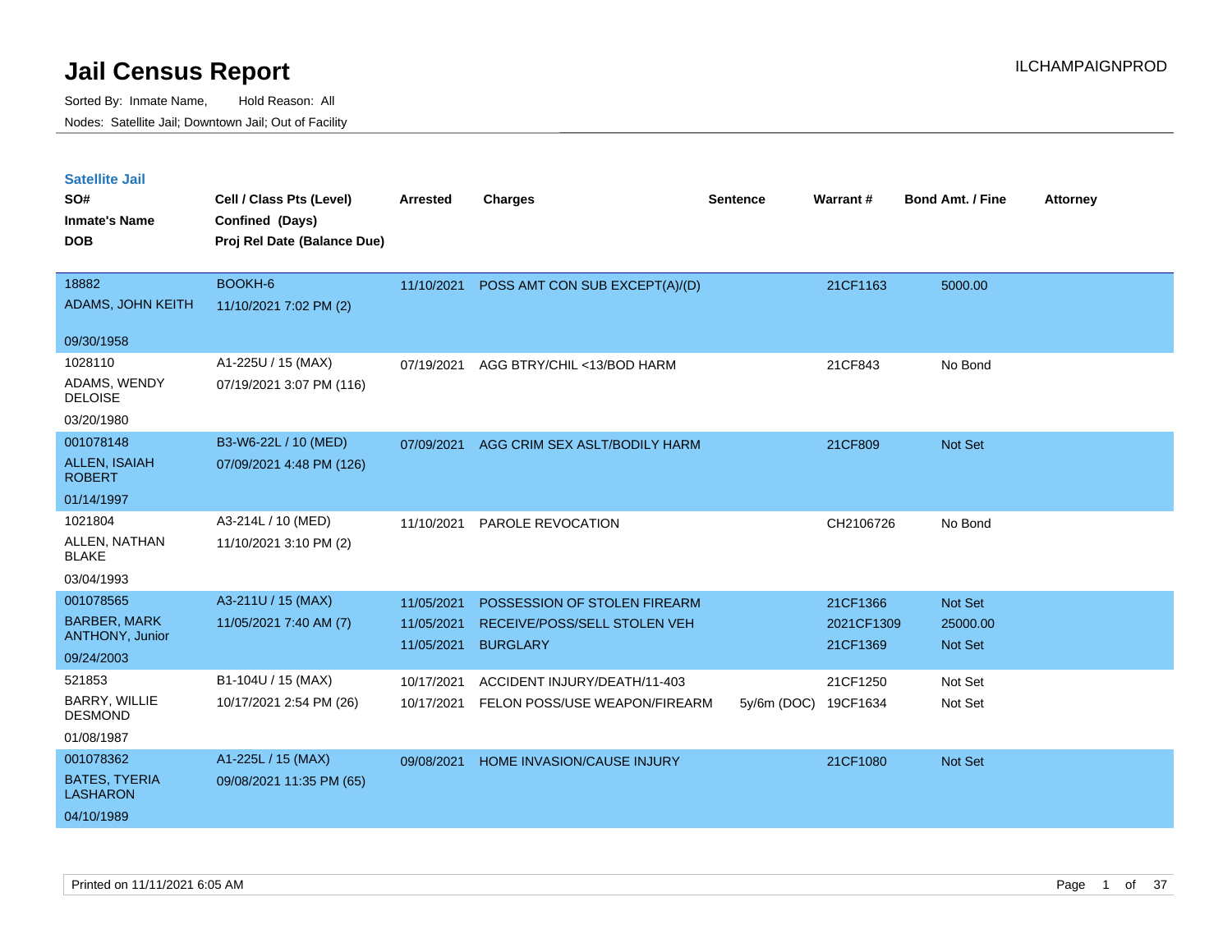# Jail Census Report

ILCHAMPAIGNPROD

Sorted By: Inmate Name, Hold Reason: All

Nodes: Satellite Jail; Downtown Jail; Out of Facility

## Satellite Jail

| SO# / Inmate's Name / DOB | Cell / Class Pts (Level) / Confined (Days) / Proj Rel Date (Balance Due) | Arrested | Charges | Sentence | Warrant # | Bond Amt. / Fine | Attorney |
|---|---|---|---|---|---|---|---|
| 18882<br>ADAMS, JOHN KEITH<br>09/30/1958 | BOOKH-6<br>11/10/2021 7:02 PM (2) | 11/10/2021 | POSS AMT CON SUB EXCEPT(A)/(D) | | 21CF1163 | 5000.00 | |
| 1028110<br>ADAMS, WENDY DELOISE<br>03/20/1980 | A1-225U / 15 (MAX)<br>07/19/2021 3:07 PM (116) | 07/19/2021 | AGG BTRY/CHIL <13/BOD HARM | | 21CF843 | No Bond | |
| 001078148<br>ALLEN, ISAIAH ROBERT<br>01/14/1997 | B3-W6-22L / 10 (MED)<br>07/09/2021 4:48 PM (126) | 07/09/2021 | AGG CRIM SEX ASLT/BODILY HARM | | 21CF809 | Not Set | |
| 1021804<br>ALLEN, NATHAN BLAKE<br>03/04/1993 | A3-214L / 10 (MED)<br>11/10/2021 3:10 PM (2) | 11/10/2021 | PAROLE REVOCATION | | CH2106726 | No Bond | |
| 001078565<br>BARBER, MARK ANTHONY, Junior<br>09/24/2003 | A3-211U / 15 (MAX)<br>11/05/2021 7:40 AM (7) | 11/05/2021<br>11/05/2021<br>11/05/2021 | POSSESSION OF STOLEN FIREARM<br>RECEIVE/POSS/SELL STOLEN VEH<br>BURGLARY | | 21CF1366<br>2021CF1309<br>21CF1369 | Not Set<br>25000.00<br>Not Set | |
| 521853<br>BARRY, WILLIE DESMOND<br>01/08/1987 | B1-104U / 15 (MAX)<br>10/17/2021 2:54 PM (26) | 10/17/2021<br>10/17/2021 | ACCIDENT INJURY/DEATH/11-403<br>FELON POSS/USE WEAPON/FIREARM | <br>5y/6m (DOC) | 21CF1250<br>19CF1634 | Not Set<br>Not Set | |
| 001078362<br>BATES, TYERIA LASHARON<br>04/10/1989 | A1-225L / 15 (MAX)<br>09/08/2021 11:35 PM (65) | 09/08/2021 | HOME INVASION/CAUSE INJURY | | 21CF1080 | Not Set | |

Printed on 11/11/2021 6:05 AM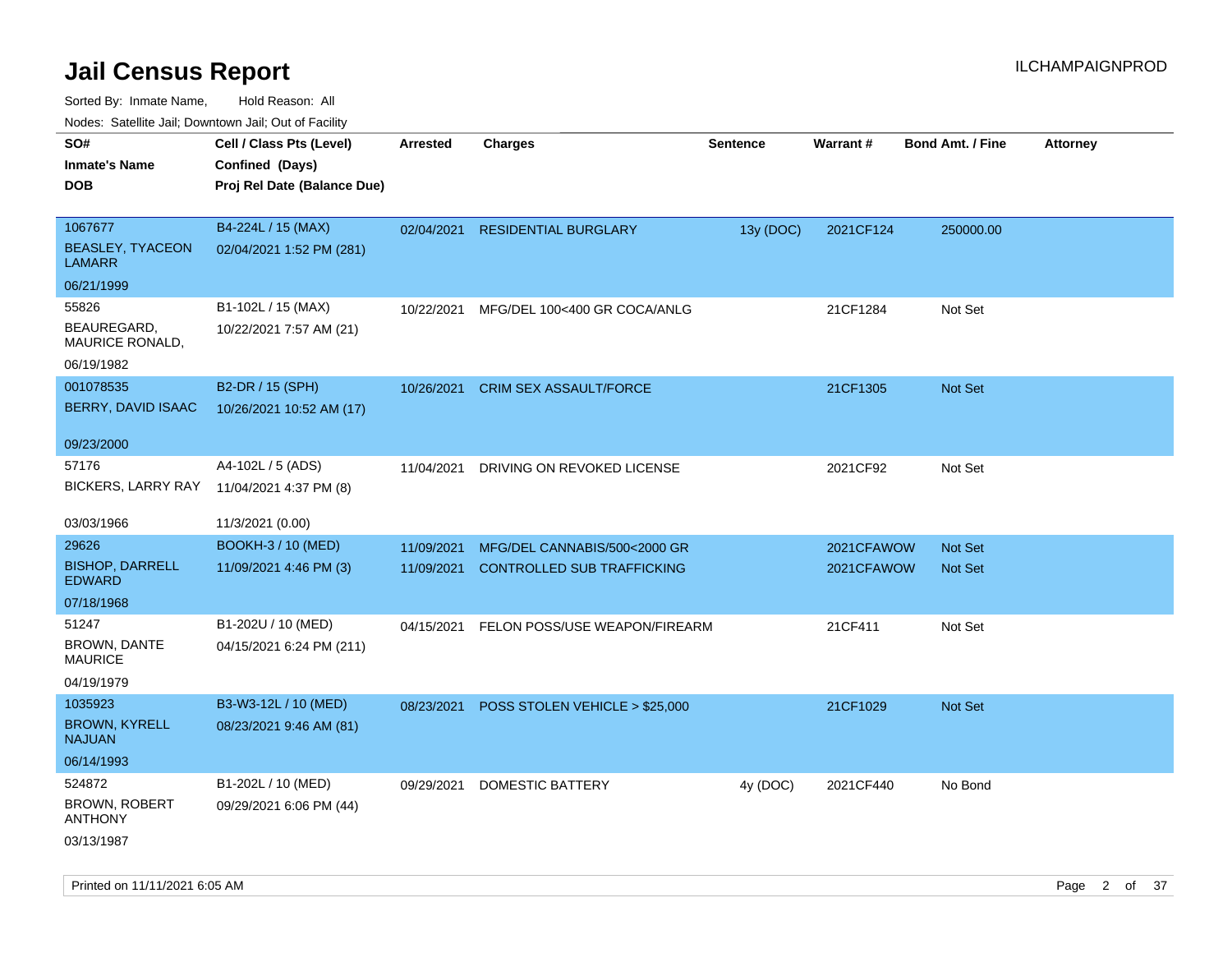# Jail Census Report

ILCHAMPAIGNPROD

Sorted By: Inmate Name, Hold Reason: All

Nodes: Satellite Jail; Downtown Jail; Out of Facility

| SO# / Inmate's Name / DOB | Cell / Class Pts (Level) / Confined (Days) / Proj Rel Date (Balance Due) | Arrested | Charges | Sentence | Warrant # | Bond Amt. / Fine | Attorney |
|---|---|---|---|---|---|---|---|
| 1067677<br>BEASLEY, TYACEON LAMARR<br>06/21/1999 | B4-224L / 15 (MAX)<br>02/04/2021 1:52 PM (281) | 02/04/2021 | RESIDENTIAL BURGLARY | 13y (DOC) | 2021CF124 | 250000.00 | |
| 55826<br>BEAUREGARD, MAURICE RONALD,<br>06/19/1982 | B1-102L / 15 (MAX)<br>10/22/2021 7:57 AM (21) | 10/22/2021 | MFG/DEL 100<400 GR COCA/ANLG | | 21CF1284 | Not Set | |
| 001078535<br>BERRY, DAVID ISAAC<br>09/23/2000 | B2-DR / 15 (SPH)<br>10/26/2021 10:52 AM (17) | 10/26/2021 | CRIM SEX ASSAULT/FORCE | | 21CF1305 | Not Set | |
| 57176<br>BICKERS, LARRY RAY<br>03/03/1966 | A4-102L / 5 (ADS)<br>11/04/2021 4:37 PM (8)<br>11/3/2021 (0.00) | 11/04/2021 | DRIVING ON REVOKED LICENSE | | 2021CF92 | Not Set | |
| 29626<br>BISHOP, DARRELL EDWARD<br>07/18/1968 | BOOKH-3 / 10 (MED)<br>11/09/2021 4:46 PM (3) | 11/09/2021<br>11/09/2021 | MFG/DEL CANNABIS/500<2000 GR<br>CONTROLLED SUB TRAFFICKING | | 2021CFAWOW<br>2021CFAWOW | Not Set<br>Not Set | |
| 51247<br>BROWN, DANTE MAURICE<br>04/19/1979 | B1-202U / 10 (MED)<br>04/15/2021 6:24 PM (211) | 04/15/2021 | FELON POSS/USE WEAPON/FIREARM | | 21CF411 | Not Set | |
| 1035923<br>BROWN, KYRELL NAJUAN<br>06/14/1993 | B3-W3-12L / 10 (MED)<br>08/23/2021 9:46 AM (81) | 08/23/2021 | POSS STOLEN VEHICLE > $25,000 | | 21CF1029 | Not Set | |
| 524872<br>BROWN, ROBERT ANTHONY<br>03/13/1987 | B1-202L / 10 (MED)<br>09/29/2021 6:06 PM (44) | 09/29/2021 | DOMESTIC BATTERY | 4y (DOC) | 2021CF440 | No Bond | |

Printed on 11/11/2021 6:05 AM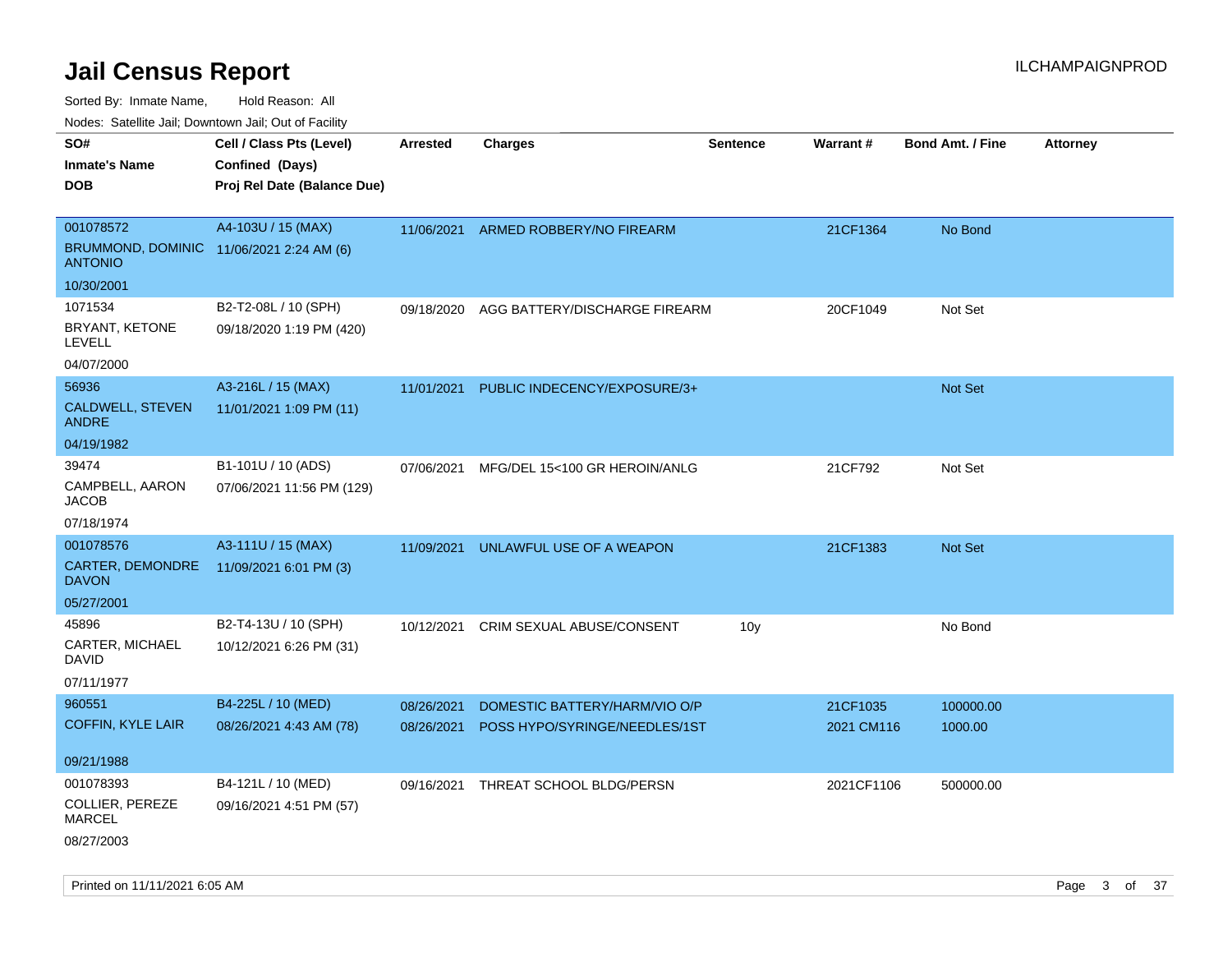# Jail Census Report

ILCHAMPAIGNPROD

Sorted By: Inmate Name, Hold Reason: All

Nodes: Satellite Jail; Downtown Jail; Out of Facility

| SO# / Inmate's Name / DOB | Cell / Class Pts (Level) / Confined (Days) / Proj Rel Date (Balance Due) | Arrested | Charges | Sentence | Warrant # | Bond Amt. / Fine | Attorney |
|---|---|---|---|---|---|---|---|
| 001078572<br>BRUMMOND, DOMINIC ANTONIO<br>10/30/2001 | A4-103U / 15 (MAX)<br>11/06/2021 2:24 AM (6) | 11/06/2021 | ARMED ROBBERY/NO FIREARM | | 21CF1364 | No Bond | |
| 1071534<br>BRYANT, KETONE LEVELL<br>04/07/2000 | B2-T2-08L / 10 (SPH)<br>09/18/2020 1:19 PM (420) | 09/18/2020 | AGG BATTERY/DISCHARGE FIREARM | | 20CF1049 | Not Set | |
| 56936<br>CALDWELL, STEVEN ANDRE<br>04/19/1982 | A3-216L / 15 (MAX)<br>11/01/2021 1:09 PM (11) | 11/01/2021 | PUBLIC INDECENCY/EXPOSURE/3+ | | | Not Set | |
| 39474<br>CAMPBELL, AARON JACOB<br>07/18/1974 | B1-101U / 10 (ADS)<br>07/06/2021 11:56 PM (129) | 07/06/2021 | MFG/DEL 15<100 GR HEROIN/ANLG | | 21CF792 | Not Set | |
| 001078576<br>CARTER, DEMONDRE DAVON<br>05/27/2001 | A3-111U / 15 (MAX)<br>11/09/2021 6:01 PM (3) | 11/09/2021 | UNLAWFUL USE OF A WEAPON | | 21CF1383 | Not Set | |
| 45896<br>CARTER, MICHAEL DAVID<br>07/11/1977 | B2-T4-13U / 10 (SPH)<br>10/12/2021 6:26 PM (31) | 10/12/2021 | CRIM SEXUAL ABUSE/CONSENT | 10y | | No Bond | |
| 960551<br>COFFIN, KYLE LAIR<br>09/21/1988 | B4-225L / 10 (MED)<br>08/26/2021 4:43 AM (78) | 08/26/2021<br>08/26/2021 | DOMESTIC BATTERY/HARM/VIO O/P<br>POSS HYPO/SYRINGE/NEEDLES/1ST | | 21CF1035<br>2021 CM116 | 100000.00<br>1000.00 | |
| 001078393<br>COLLIER, PEREZE MARCEL<br>08/27/2003 | B4-121L / 10 (MED)<br>09/16/2021 4:51 PM (57) | 09/16/2021 | THREAT SCHOOL BLDG/PERSN | | 2021CF1106 | 500000.00 | |

Printed on 11/11/2021 6:05 AM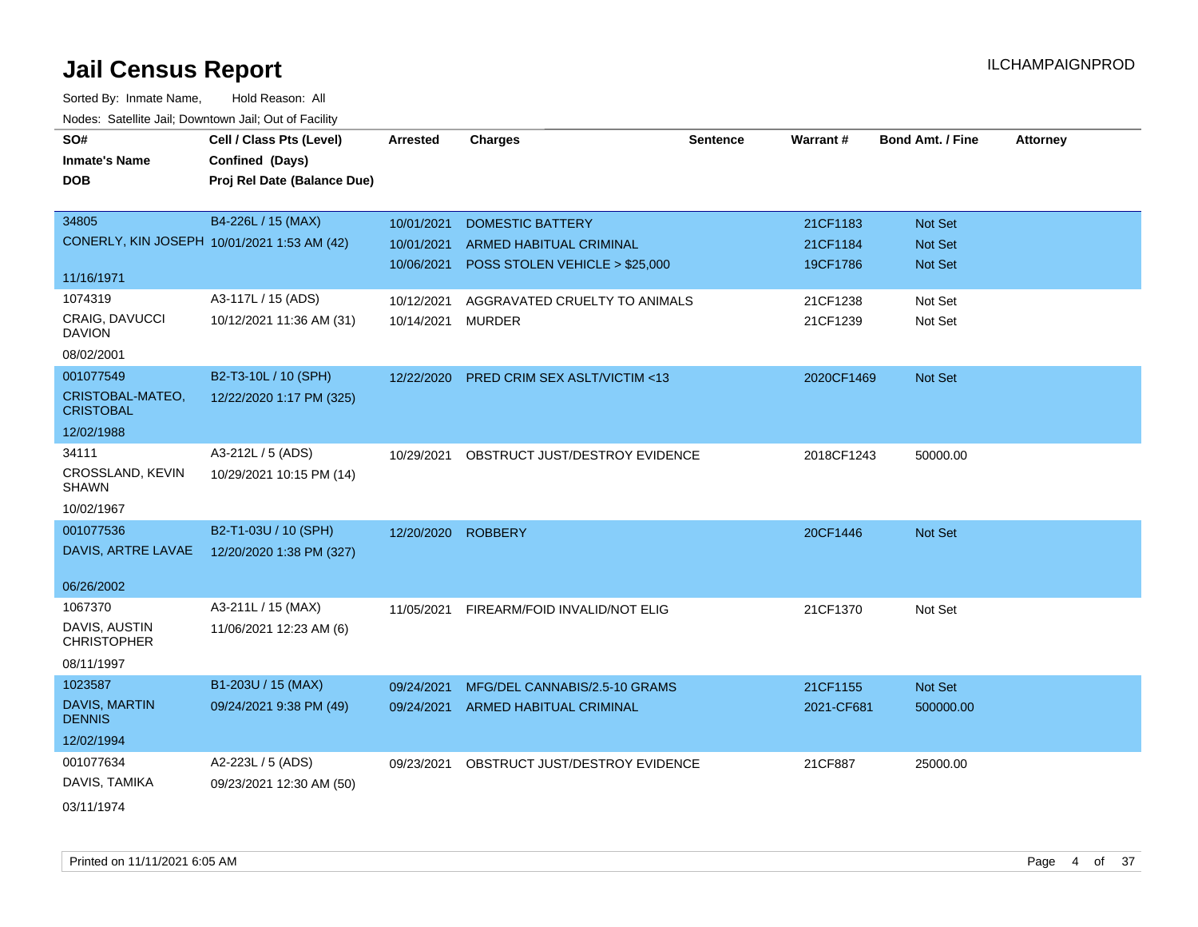# Jail Census Report

ILCHAMPAIGNPROD

Sorted By: Inmate Name, Hold Reason: All

Nodes: Satellite Jail; Downtown Jail; Out of Facility

| SO# / Inmate's Name / DOB | Cell / Class Pts (Level) / Confined (Days) / Proj Rel Date (Balance Due) | Arrested | Charges | Sentence | Warrant # | Bond Amt. / Fine | Attorney |
|---|---|---|---|---|---|---|---|
| 34805<br>CONERLY, KIN JOSEPH<br>11/16/1971 | B4-226L / 15 (MAX)<br>10/01/2021 1:53 AM (42) | 10/01/2021<br>10/01/2021<br>10/06/2021 | DOMESTIC BATTERY<br>ARMED HABITUAL CRIMINAL<br>POSS STOLEN VEHICLE > $25,000 | | 21CF1183<br>21CF1184<br>19CF1786 | Not Set<br>Not Set<br>Not Set | |
| 1074319<br>CRAIG, DAVUCCI DAVION<br>08/02/2001 | A3-117L / 15 (ADS)<br>10/12/2021 11:36 AM (31) | 10/12/2021<br>10/14/2021 | AGGRAVATED CRUELTY TO ANIMALS<br>MURDER | | 21CF1238<br>21CF1239 | Not Set<br>Not Set | |
| 001077549<br>CRISTOBAL-MATEO, CRISTOBAL<br>12/02/1988 | B2-T3-10L / 10 (SPH)<br>12/22/2020 1:17 PM (325) | 12/22/2020 | PRED CRIM SEX ASLT/VICTIM <13 | | 2020CF1469 | Not Set | |
| 34111<br>CROSSLAND, KEVIN SHAWN<br>10/02/1967 | A3-212L / 5 (ADS)<br>10/29/2021 10:15 PM (14) | 10/29/2021 | OBSTRUCT JUST/DESTROY EVIDENCE | | 2018CF1243 | 50000.00 | |
| 001077536<br>DAVIS, ARTRE LAVAE<br>06/26/2002 | B2-T1-03U / 10 (SPH)<br>12/20/2020 1:38 PM (327) | 12/20/2020 | ROBBERY | | 20CF1446 | Not Set | |
| 1067370<br>DAVIS, AUSTIN CHRISTOPHER<br>08/11/1997 | A3-211L / 15 (MAX)<br>11/06/2021 12:23 AM (6) | 11/05/2021 | FIREARM/FOID INVALID/NOT ELIG | | 21CF1370 | Not Set | |
| 1023587<br>DAVIS, MARTIN DENNIS<br>12/02/1994 | B1-203U / 15 (MAX)<br>09/24/2021 9:38 PM (49) | 09/24/2021<br>09/24/2021 | MFG/DEL CANNABIS/2.5-10 GRAMS<br>ARMED HABITUAL CRIMINAL | | 21CF1155<br>2021-CF681 | Not Set<br>500000.00 | |
| 001077634<br>DAVIS, TAMIKA<br>03/11/1974 | A2-223L / 5 (ADS)<br>09/23/2021 12:30 AM (50) | 09/23/2021 | OBSTRUCT JUST/DESTROY EVIDENCE | | 21CF887 | 25000.00 | |

Printed on 11/11/2021 6:05 AM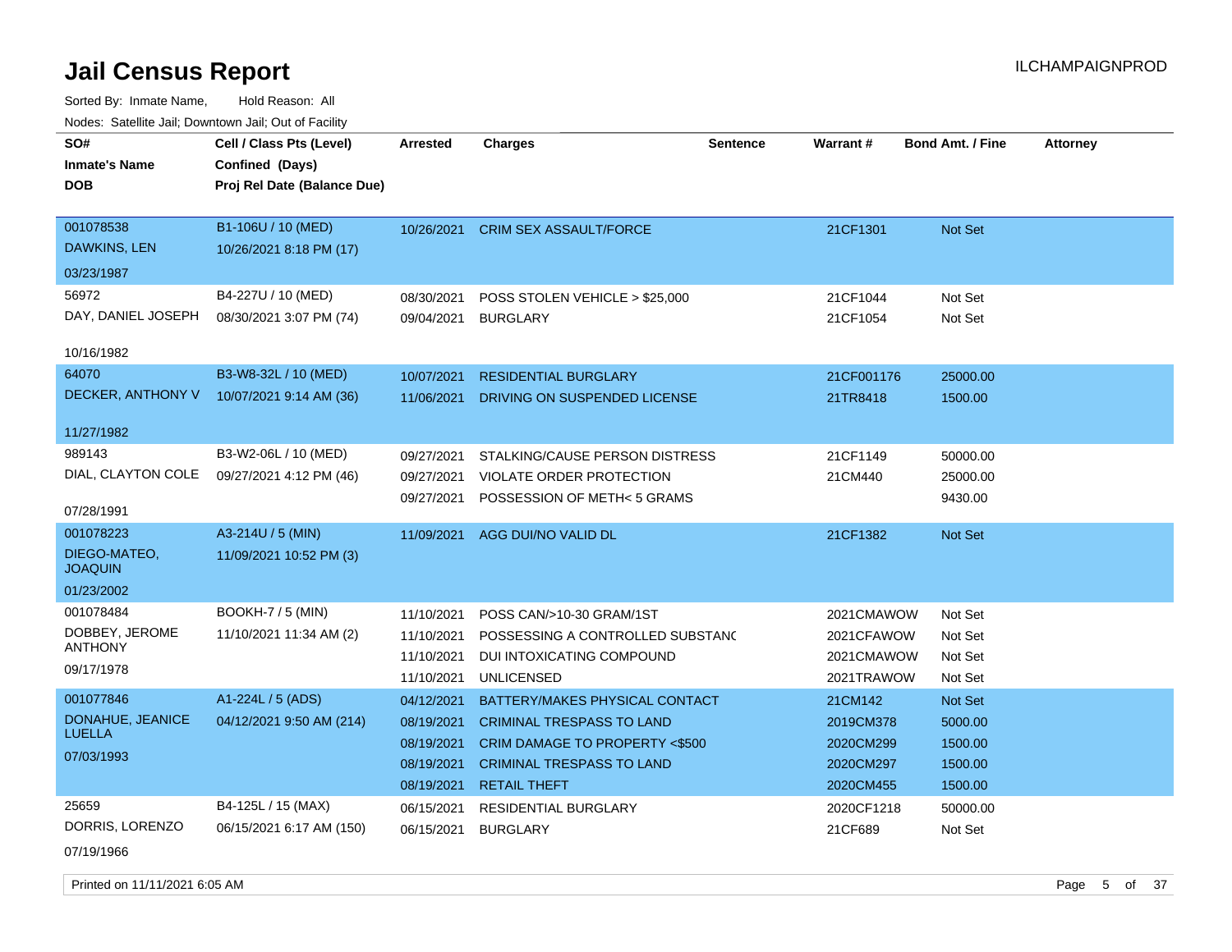# Jail Census Report

ILCHAMPAIGNPROD

Sorted By: Inmate Name, Hold Reason: All

Nodes: Satellite Jail; Downtown Jail; Out of Facility

| SO# / Inmate's Name / DOB | Cell / Class Pts (Level) / Confined (Days) / Proj Rel Date (Balance Due) | Arrested | Charges | Sentence | Warrant # | Bond Amt. / Fine | Attorney |
|---|---|---|---|---|---|---|---|
| 001078538<br>DAWKINS, LEN<br>03/23/1987 | B1-106U / 10 (MED)<br>10/26/2021 8:18 PM (17) | 10/26/2021 | CRIM SEX ASSAULT/FORCE | | 21CF1301 | Not Set | |
| 56972<br>DAY, DANIEL JOSEPH<br>10/16/1982 | B4-227U / 10 (MED)<br>08/30/2021 3:07 PM (74) | 08/30/2021 | POSS STOLEN VEHICLE > $25,000 | | 21CF1044 | Not Set | |
| | | 09/04/2021 | BURGLARY | | 21CF1054 | Not Set | |
| 64070<br>DECKER, ANTHONY V<br>11/27/1982 | B3-W8-32L / 10 (MED)<br>10/07/2021 9:14 AM (36) | 10/07/2021 | RESIDENTIAL BURGLARY | | 21CF001176 | 25000.00 | |
| | | 11/06/2021 | DRIVING ON SUSPENDED LICENSE | | 21TR8418 | 1500.00 | |
| 989143<br>DIAL, CLAYTON COLE<br>07/28/1991 | B3-W2-06L / 10 (MED)<br>09/27/2021 4:12 PM (46) | 09/27/2021 | STALKING/CAUSE PERSON DISTRESS | | 21CF1149 | 50000.00 | |
| | | 09/27/2021 | VIOLATE ORDER PROTECTION | | 21CM440 | 25000.00 | |
| | | 09/27/2021 | POSSESSION OF METH< 5 GRAMS | | | 9430.00 | |
| 001078223<br>DIEGO-MATEO, JOAQUIN<br>01/23/2002 | A3-214U / 5 (MIN)<br>11/09/2021 10:52 PM (3) | 11/09/2021 | AGG DUI/NO VALID DL | | 21CF1382 | Not Set | |
| 001078484<br>DOBBEY, JEROME ANTHONY<br>09/17/1978 | BOOKH-7 / 5 (MIN)<br>11/10/2021 11:34 AM (2) | 11/10/2021 | POSS CAN/>10-30 GRAM/1ST | | 2021CMAWOW | Not Set | |
| | | 11/10/2021 | POSSESSING A CONTROLLED SUBSTANC | | 2021CFAWOW | Not Set | |
| | | 11/10/2021 | DUI INTOXICATING COMPOUND | | 2021CMAWOW | Not Set | |
| | | 11/10/2021 | UNLICENSED | | 2021TRAWOW | Not Set | |
| 001077846<br>DONAHUE, JEANICE LUELLA<br>07/03/1993 | A1-224L / 5 (ADS)<br>04/12/2021 9:50 AM (214) | 04/12/2021 | BATTERY/MAKES PHYSICAL CONTACT | | 21CM142 | Not Set | |
| | | 08/19/2021 | CRIMINAL TRESPASS TO LAND | | 2019CM378 | 5000.00 | |
| | | 08/19/2021 | CRIM DAMAGE TO PROPERTY <$500 | | 2020CM299 | 1500.00 | |
| | | 08/19/2021 | CRIMINAL TRESPASS TO LAND | | 2020CM297 | 1500.00 | |
| | | 08/19/2021 | RETAIL THEFT | | 2020CM455 | 1500.00 | |
| 25659<br>DORRIS, LORENZO<br>07/19/1966 | B4-125L / 15 (MAX)<br>06/15/2021 6:17 AM (150) | 06/15/2021 | RESIDENTIAL BURGLARY | | 2020CF1218 | 50000.00 | |
| | | 06/15/2021 | BURGLARY | | 21CF689 | Not Set | |

Printed on 11/11/2021 6:05 AM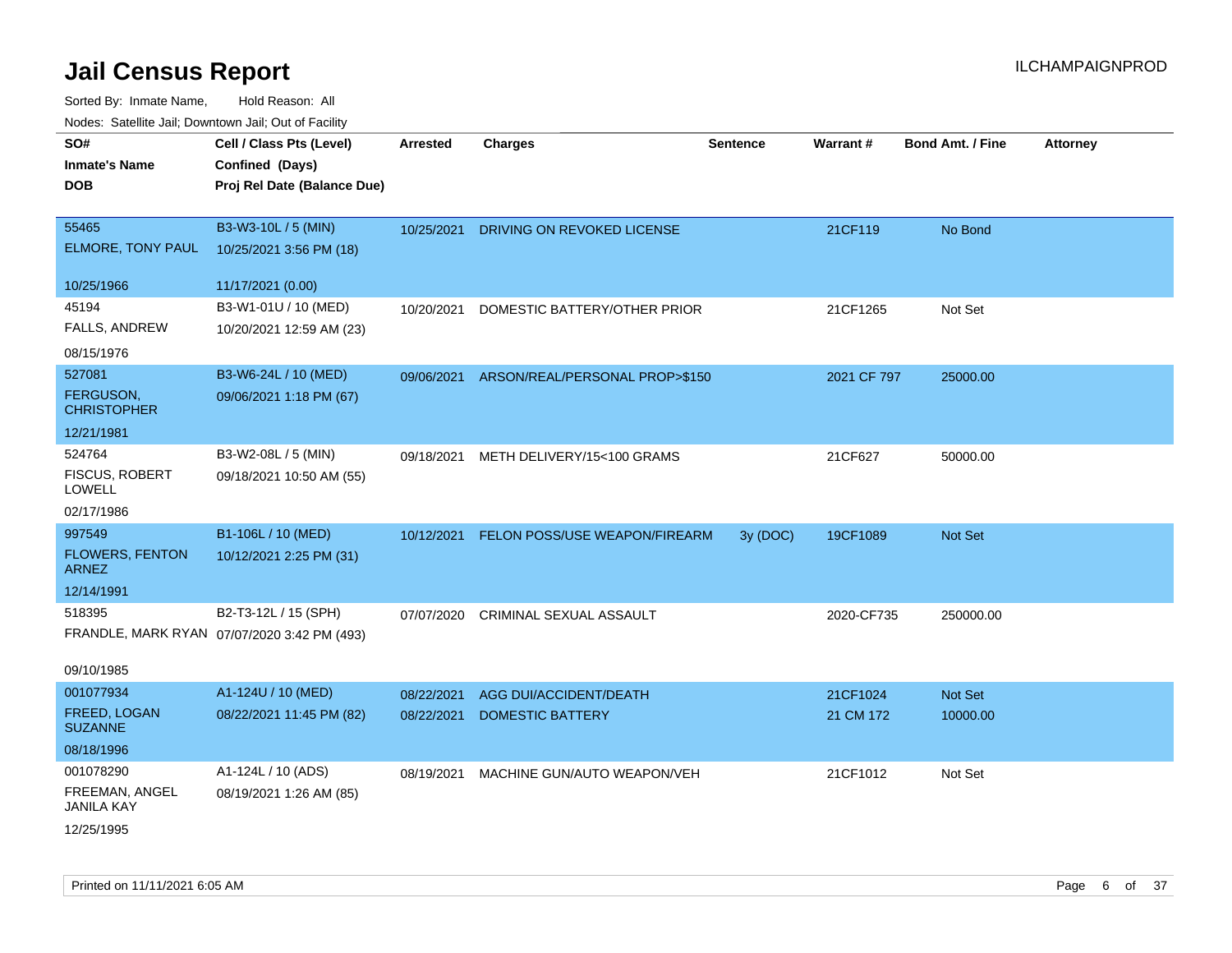# Jail Census Report

ILCHAMPAIGNPROD

Sorted By: Inmate Name, Hold Reason: All

Nodes: Satellite Jail; Downtown Jail; Out of Facility

| SO# / Inmate's Name / DOB | Cell / Class Pts (Level) / Confined (Days) / Proj Rel Date (Balance Due) | Arrested | Charges | Sentence | Warrant # | Bond Amt. / Fine | Attorney |
|---|---|---|---|---|---|---|---|
| 55465<br>ELMORE, TONY PAUL<br>10/25/1966 | B3-W3-10L / 5 (MIN)<br>10/25/2021 3:56 PM (18)<br>11/17/2021 (0.00) | 10/25/2021 | DRIVING ON REVOKED LICENSE | | 21CF119 | No Bond | |
| 45194<br>FALLS, ANDREW<br>08/15/1976 | B3-W1-01U / 10 (MED)<br>10/20/2021 12:59 AM (23) | 10/20/2021 | DOMESTIC BATTERY/OTHER PRIOR | | 21CF1265 | Not Set | |
| 527081<br>FERGUSON, CHRISTOPHER<br>12/21/1981 | B3-W6-24L / 10 (MED)<br>09/06/2021 1:18 PM (67) | 09/06/2021 | ARSON/REAL/PERSONAL PROP>$150 | | 2021 CF 797 | 25000.00 | |
| 524764<br>FISCUS, ROBERT LOWELL<br>02/17/1986 | B3-W2-08L / 5 (MIN)<br>09/18/2021 10:50 AM (55) | 09/18/2021 | METH DELIVERY/15<100 GRAMS | | 21CF627 | 50000.00 | |
| 997549<br>FLOWERS, FENTON ARNEZ<br>12/14/1991 | B1-106L / 10 (MED)<br>10/12/2021 2:25 PM (31) | 10/12/2021 | FELON POSS/USE WEAPON/FIREARM | 3y (DOC) | 19CF1089 | Not Set | |
| 518395<br>FRANDLE, MARK RYAN<br>09/10/1985 | B2-T3-12L / 15 (SPH)<br>07/07/2020 3:42 PM (493) | 07/07/2020 | CRIMINAL SEXUAL ASSAULT | | 2020-CF735 | 250000.00 | |
| 001077934<br>FREED, LOGAN SUZANNE<br>08/18/1996 | A1-124U / 10 (MED)<br>08/22/2021 11:45 PM (82) | 08/22/2021 | AGG DUI/ACCIDENT/DEATH | | 21CF1024 | Not Set | |
| | | 08/22/2021 | DOMESTIC BATTERY | | 21 CM 172 | 10000.00 | |
| 001078290<br>FREEMAN, ANGEL JANILA KAY<br>12/25/1995 | A1-124L / 10 (ADS)<br>08/19/2021 1:26 AM (85) | 08/19/2021 | MACHINE GUN/AUTO WEAPON/VEH | | 21CF1012 | Not Set | |

Printed on 11/11/2021 6:05 AM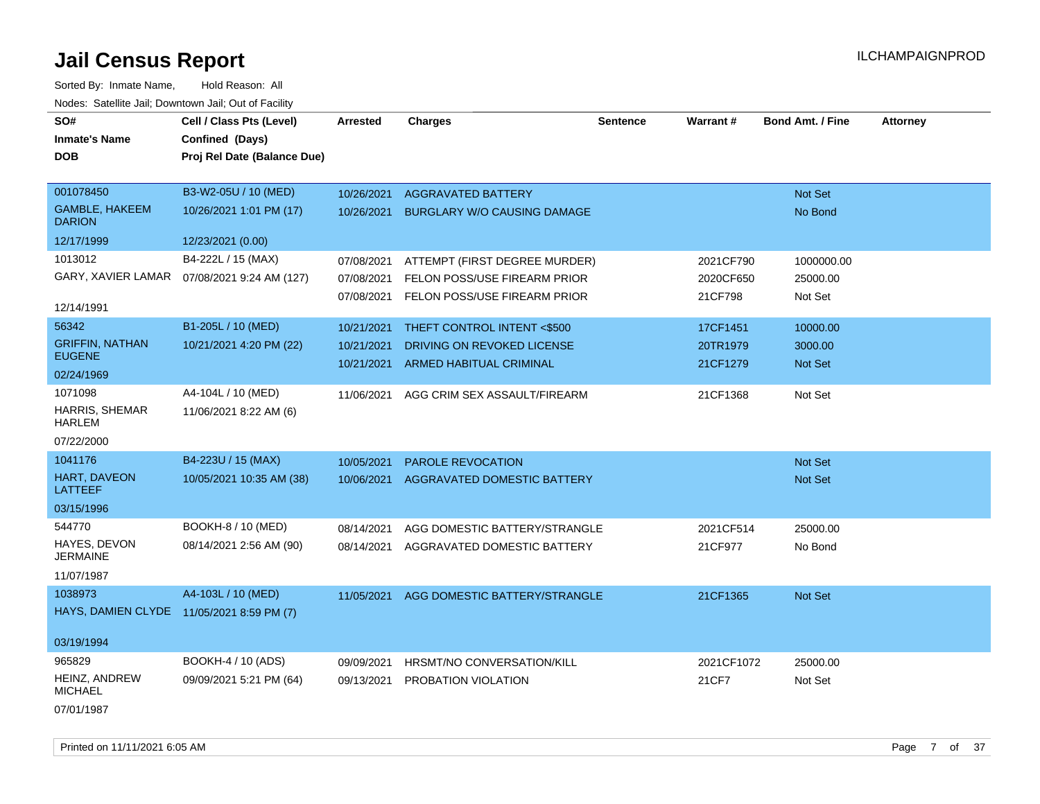# Jail Census Report

ILCHAMPAIGNPROD

Sorted By: Inmate Name, Hold Reason: All

Nodes: Satellite Jail; Downtown Jail; Out of Facility

| SO# / Inmate's Name / DOB | Cell / Class Pts (Level) / Confined (Days) / Proj Rel Date (Balance Due) | Arrested | Charges | Sentence | Warrant # | Bond Amt. / Fine | Attorney |
|---|---|---|---|---|---|---|---|
| 001078450 | B3-W2-05U / 10 (MED) | 10/26/2021 | AGGRAVATED BATTERY | | | Not Set | |
| GAMBLE, HAKEEM DARION | 10/26/2021 1:01 PM (17) | 10/26/2021 | BURGLARY W/O CAUSING DAMAGE | | | No Bond | |
| 12/17/1999 | 12/23/2021 (0.00) | | | | | | |
| 1013012 | B4-222L / 15 (MAX) | 07/08/2021 | ATTEMPT (FIRST DEGREE MURDER) | | 2021CF790 | 1000000.00 | |
| GARY, XAVIER LAMAR | 07/08/2021 9:24 AM (127) | 07/08/2021 | FELON POSS/USE FIREARM PRIOR | | 2020CF650 | 25000.00 | |
| 12/14/1991 | | 07/08/2021 | FELON POSS/USE FIREARM PRIOR | | 21CF798 | Not Set | |
| 56342 | B1-205L / 10 (MED) | 10/21/2021 | THEFT CONTROL INTENT <$500 | | 17CF1451 | 10000.00 | |
| GRIFFIN, NATHAN EUGENE | 10/21/2021 4:20 PM (22) | 10/21/2021 | DRIVING ON REVOKED LICENSE | | 20TR1979 | 3000.00 | |
| 02/24/1969 | | 10/21/2021 | ARMED HABITUAL CRIMINAL | | 21CF1279 | Not Set | |
| 1071098 | A4-104L / 10 (MED) | 11/06/2021 | AGG CRIM SEX ASSAULT/FIREARM | | 21CF1368 | Not Set | |
| HARRIS, SHEMAR HARLEM | 11/06/2021 8:22 AM (6) | | | | | | |
| 07/22/2000 | | | | | | | |
| 1041176 | B4-223U / 15 (MAX) | 10/05/2021 | PAROLE REVOCATION | | | Not Set | |
| HART, DAVEON LATTEEF | 10/05/2021 10:35 AM (38) | 10/06/2021 | AGGRAVATED DOMESTIC BATTERY | | | Not Set | |
| 03/15/1996 | | | | | | | |
| 544770 | BOOKH-8 / 10 (MED) | 08/14/2021 | AGG DOMESTIC BATTERY/STRANGLE | | 2021CF514 | 25000.00 | |
| HAYES, DEVON JERMAINE | 08/14/2021 2:56 AM (90) | 08/14/2021 | AGGRAVATED DOMESTIC BATTERY | | 21CF977 | No Bond | |
| 11/07/1987 | | | | | | | |
| 1038973 | A4-103L / 10 (MED) | 11/05/2021 | AGG DOMESTIC BATTERY/STRANGLE | | 21CF1365 | Not Set | |
| HAYS, DAMIEN CLYDE | 11/05/2021 8:59 PM (7) | | | | | | |
| 03/19/1994 | | | | | | | |
| 965829 | BOOKH-4 / 10 (ADS) | 09/09/2021 | HRSMT/NO CONVERSATION/KILL | | 2021CF1072 | 25000.00 | |
| HEINZ, ANDREW MICHAEL | 09/09/2021 5:21 PM (64) | 09/13/2021 | PROBATION VIOLATION | | 21CF7 | Not Set | |
| 07/01/1987 | | | | | | | |

Printed on 11/11/2021 6:05 AM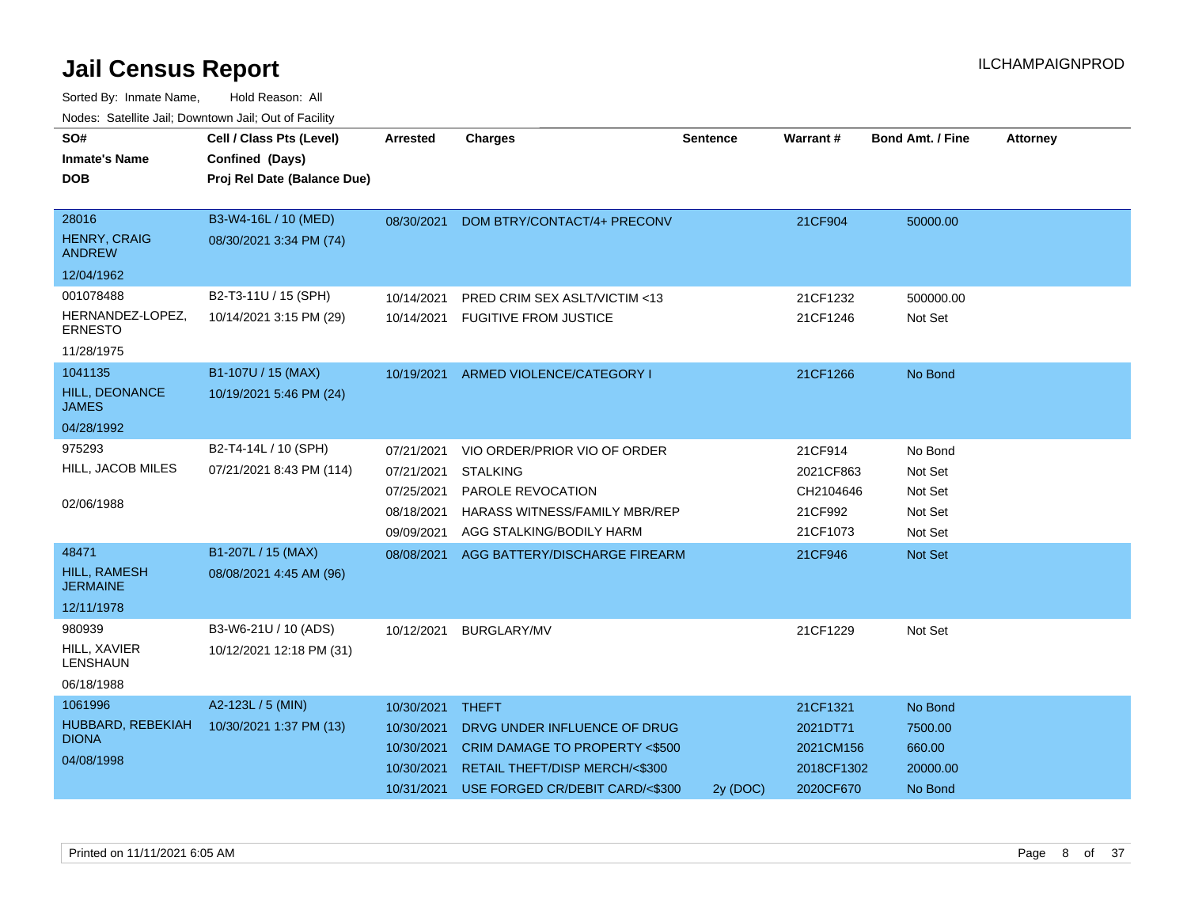# Jail Census Report

ILCHAMPAIGNPROD

Sorted By: Inmate Name, Hold Reason: All

Nodes: Satellite Jail; Downtown Jail; Out of Facility

| SO# / Inmate's Name / DOB | Cell / Class Pts (Level) / Confined (Days) / Proj Rel Date (Balance Due) | Arrested | Charges | Sentence | Warrant # | Bond Amt. / Fine | Attorney |
|---|---|---|---|---|---|---|---|
| 28016<br>HENRY, CRAIG ANDREW<br>12/04/1962 | B3-W4-16L / 10 (MED)<br>08/30/2021 3:34 PM (74) | 08/30/2021 | DOM BTRY/CONTACT/4+ PRECONV | | 21CF904 | 50000.00 | |
| 001078488<br>HERNANDEZ-LOPEZ, ERNESTO<br>11/28/1975 | B2-T3-11U / 15 (SPH)<br>10/14/2021 3:15 PM (29) | 10/14/2021 | PRED CRIM SEX ASLT/VICTIM <13 | | 21CF1232 | 500000.00 | |
| | | 10/14/2021 | FUGITIVE FROM JUSTICE | | 21CF1246 | Not Set | |
| 1041135<br>HILL, DEONANCE JAMES<br>04/28/1992 | B1-107U / 15 (MAX)<br>10/19/2021 5:46 PM (24) | 10/19/2021 | ARMED VIOLENCE/CATEGORY I | | 21CF1266 | No Bond | |
| 975293<br>HILL, JACOB MILES<br>02/06/1988 | B2-T4-14L / 10 (SPH)<br>07/21/2021 8:43 PM (114) | 07/21/2021 | VIO ORDER/PRIOR VIO OF ORDER | | 21CF914 | No Bond | |
| | | 07/21/2021 | STALKING | | 2021CF863 | Not Set | |
| | | 07/25/2021 | PAROLE REVOCATION | | CH2104646 | Not Set | |
| | | 08/18/2021 | HARASS WITNESS/FAMILY MBR/REP | | 21CF992 | Not Set | |
| | | 09/09/2021 | AGG STALKING/BODILY HARM | | 21CF1073 | Not Set | |
| 48471<br>HILL, RAMESH JERMAINE<br>12/11/1978 | B1-207L / 15 (MAX)<br>08/08/2021 4:45 AM (96) | 08/08/2021 | AGG BATTERY/DISCHARGE FIREARM | | 21CF946 | Not Set | |
| 980939<br>HILL, XAVIER LENSHAUN<br>06/18/1988 | B3-W6-21U / 10 (ADS)<br>10/12/2021 12:18 PM (31) | 10/12/2021 | BURGLARY/MV | | 21CF1229 | Not Set | |
| 1061996<br>HUBBARD, REBEKIAH DIONA<br>04/08/1998 | A2-123L / 5 (MIN)<br>10/30/2021 1:37 PM (13) | 10/30/2021 | THEFT | | 21CF1321 | No Bond | |
| | | 10/30/2021 | DRVG UNDER INFLUENCE OF DRUG | | 2021DT71 | 7500.00 | |
| | | 10/30/2021 | CRIM DAMAGE TO PROPERTY <$500 | | 2021CM156 | 660.00 | |
| | | 10/30/2021 | RETAIL THEFT/DISP MERCH/<$300 | | 2018CF1302 | 20000.00 | |
| | | 10/31/2021 | USE FORGED CR/DEBIT CARD/<$300 | 2y (DOC) | 2020CF670 | No Bond | |

Printed on 11/11/2021 6:05 AM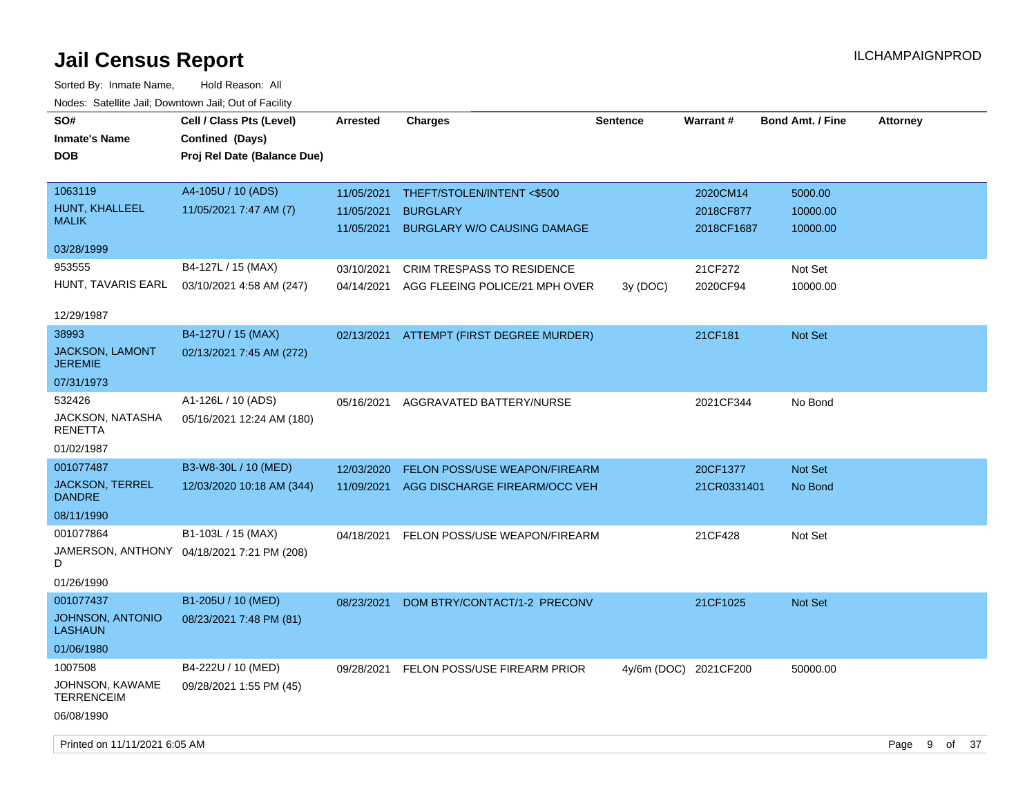# Jail Census Report

ILCHAMPAIGNPROD

Sorted By: Inmate Name, Hold Reason: All

Nodes: Satellite Jail; Downtown Jail; Out of Facility

| SO# / Inmate's Name / DOB | Cell / Class Pts (Level) / Confined (Days) / Proj Rel Date (Balance Due) | Arrested | Charges | Sentence | Warrant # | Bond Amt. / Fine | Attorney |
|---|---|---|---|---|---|---|---|
| 1063119 HUNT, KHALLEEL MALIK 03/28/1999 | A4-105U / 10 (ADS) 11/05/2021 7:47 AM (7) | 11/05/2021 | THEFT/STOLEN/INTENT <$500 | | 2020CM14 | 5000.00 | |
| | | 11/05/2021 | BURGLARY | | 2018CF877 | 10000.00 | |
| | | 11/05/2021 | BURGLARY W/O CAUSING DAMAGE | | 2018CF1687 | 10000.00 | |
| 953555 HUNT, TAVARIS EARL 12/29/1987 | B4-127L / 15 (MAX) 03/10/2021 4:58 AM (247) | 03/10/2021 | CRIM TRESPASS TO RESIDENCE | | 21CF272 | Not Set | |
| | | 04/14/2021 | AGG FLEEING POLICE/21 MPH OVER | 3y (DOC) | 2020CF94 | 10000.00 | |
| 38993 JACKSON, LAMONT JEREMIE 07/31/1973 | B4-127U / 15 (MAX) 02/13/2021 7:45 AM (272) | 02/13/2021 | ATTEMPT (FIRST DEGREE MURDER) | | 21CF181 | Not Set | |
| 532426 JACKSON, NATASHA RENETTA 01/02/1987 | A1-126L / 10 (ADS) 05/16/2021 12:24 AM (180) | 05/16/2021 | AGGRAVATED BATTERY/NURSE | | 2021CF344 | No Bond | |
| 001077487 JACKSON, TERREL DANDRE 08/11/1990 | B3-W8-30L / 10 (MED) 12/03/2020 10:18 AM (344) | 12/03/2020 | FELON POSS/USE WEAPON/FIREARM | | 20CF1377 | Not Set | |
| | | 11/09/2021 | AGG DISCHARGE FIREARM/OCC VEH | | 21CR0331401 | No Bond | |
| 001077864 JAMERSON, ANTHONY D 01/26/1990 | B1-103L / 15 (MAX) 04/18/2021 7:21 PM (208) | 04/18/2021 | FELON POSS/USE WEAPON/FIREARM | | 21CF428 | Not Set | |
| 001077437 JOHNSON, ANTONIO LASHAUN 01/06/1980 | B1-205U / 10 (MED) 08/23/2021 7:48 PM (81) | 08/23/2021 | DOM BTRY/CONTACT/1-2 PRECONV | | 21CF1025 | Not Set | |
| 1007508 JOHNSON, KAWAME TERRENCEIM 06/08/1990 | B4-222U / 10 (MED) 09/28/2021 1:55 PM (45) | 09/28/2021 | FELON POSS/USE FIREARM PRIOR | 4y/6m (DOC) | 2021CF200 | 50000.00 | |

Printed on 11/11/2021 6:05 AM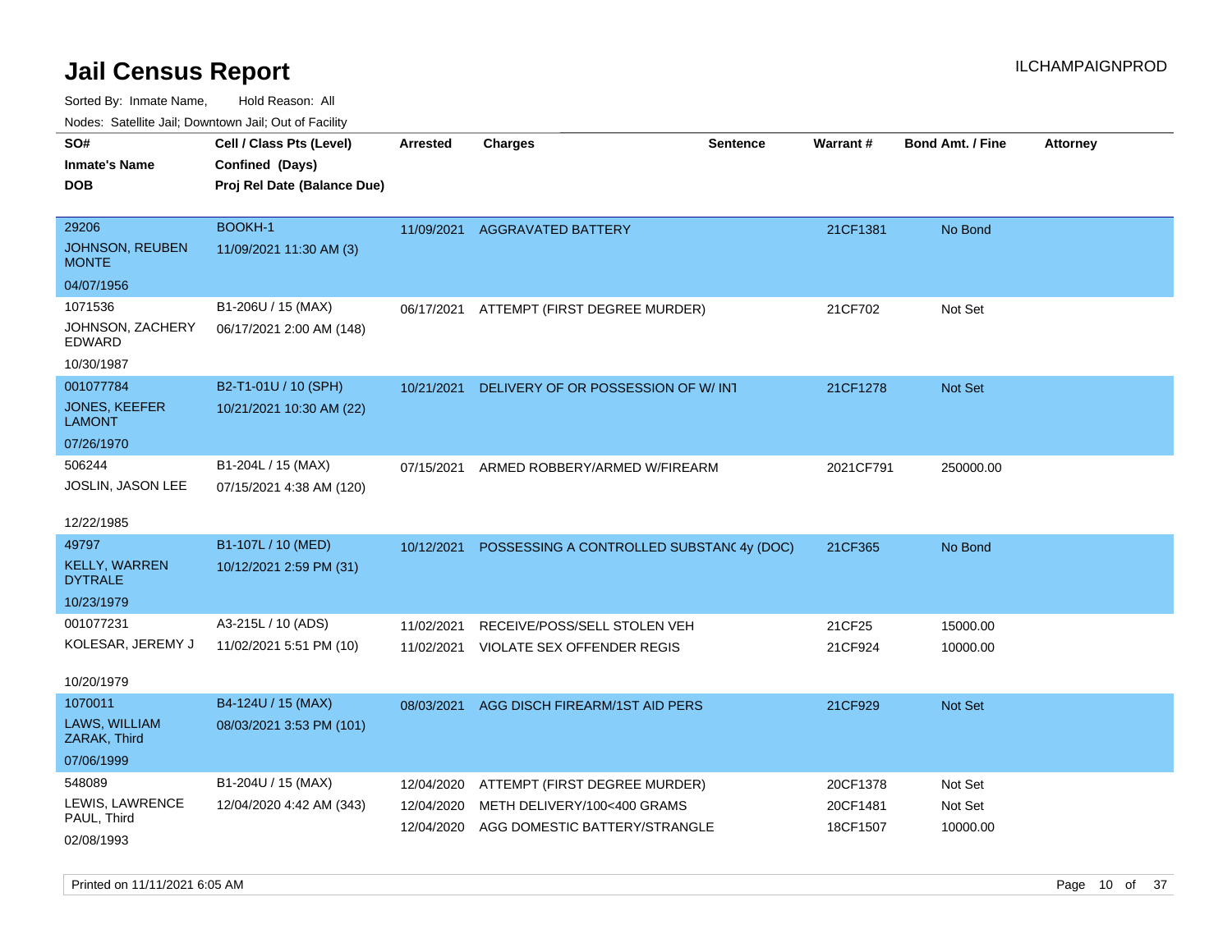# Jail Census Report

ILCHAMPAIGNPROD

Sorted By: Inmate Name, Hold Reason: All

Nodes: Satellite Jail; Downtown Jail; Out of Facility

| SO# / Inmate's Name / DOB | Cell / Class Pts (Level) / Confined (Days) / Proj Rel Date (Balance Due) | Arrested | Charges | Sentence | Warrant # | Bond Amt. / Fine | Attorney |
|---|---|---|---|---|---|---|---|
| 29206<br>JOHNSON, REUBEN MONTE<br>04/07/1956 | BOOKH-1<br>11/09/2021 11:30 AM (3) | 11/09/2021 | AGGRAVATED BATTERY | | 21CF1381 | No Bond | |
| 1071536<br>JOHNSON, ZACHERY EDWARD<br>10/30/1987 | B1-206U / 15 (MAX)<br>06/17/2021 2:00 AM (148) | 06/17/2021 | ATTEMPT (FIRST DEGREE MURDER) | | 21CF702 | Not Set | |
| 001077784<br>JONES, KEEFER LAMONT<br>07/26/1970 | B2-T1-01U / 10 (SPH)<br>10/21/2021 10:30 AM (22) | 10/21/2021 | DELIVERY OF OR POSSESSION OF W/ INT | | 21CF1278 | Not Set | |
| 506244<br>JOSLIN, JASON LEE<br>12/22/1985 | B1-204L / 15 (MAX)<br>07/15/2021 4:38 AM (120) | 07/15/2021 | ARMED ROBBERY/ARMED W/FIREARM | | 2021CF791 | 250000.00 | |
| 49797<br>KELLY, WARREN DYTRALE<br>10/23/1979 | B1-107L / 10 (MED)<br>10/12/2021 2:59 PM (31) | 10/12/2021 | POSSESSING A CONTROLLED SUBSTANC | 4y (DOC) | 21CF365 | No Bond | |
| 001077231<br>KOLESAR, JEREMY J<br>10/20/1979 | A3-215L / 10 (ADS)<br>11/02/2021 5:51 PM (10) | 11/02/2021<br>11/02/2021 | RECEIVE/POSS/SELL STOLEN VEH<br>VIOLATE SEX OFFENDER REGIS | | 21CF25<br>21CF924 | 15000.00<br>10000.00 | |
| 1070011<br>LAWS, WILLIAM ZARAK, Third<br>07/06/1999 | B4-124U / 15 (MAX)<br>08/03/2021 3:53 PM (101) | 08/03/2021 | AGG DISCH FIREARM/1ST AID PERS | | 21CF929 | Not Set | |
| 548089<br>LEWIS, LAWRENCE PAUL, Third<br>02/08/1993 | B1-204U / 15 (MAX)<br>12/04/2020 4:42 AM (343) | 12/04/2020<br>12/04/2020<br>12/04/2020 | ATTEMPT (FIRST DEGREE MURDER)<br>METH DELIVERY/100<400 GRAMS<br>AGG DOMESTIC BATTERY/STRANGLE | | 20CF1378<br>20CF1481<br>18CF1507 | Not Set<br>Not Set<br>10000.00 | |

Printed on 11/11/2021 6:05 AM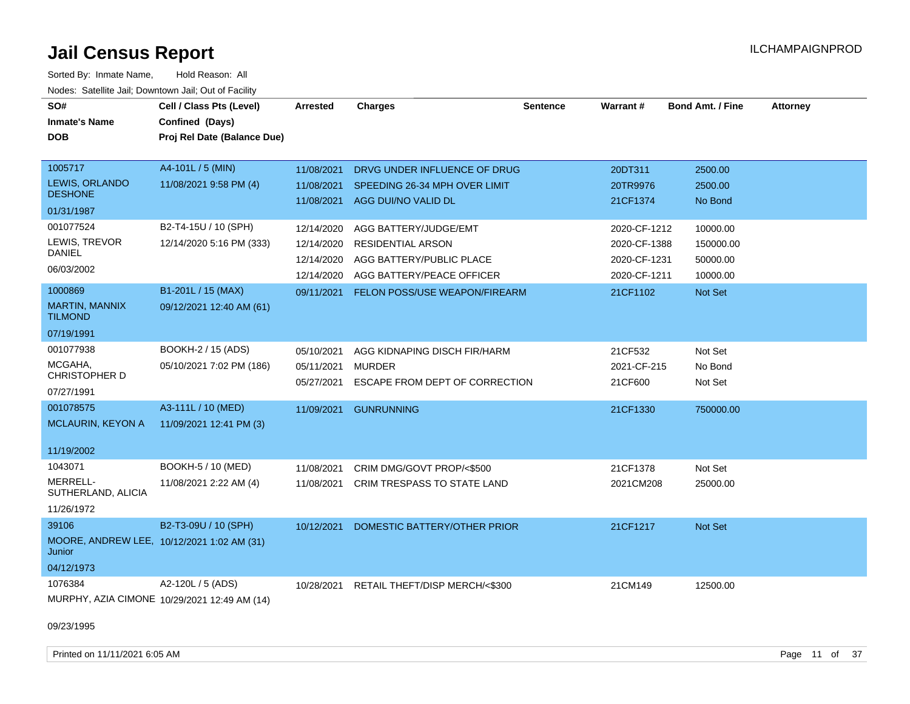# Jail Census Report

Sorted By: Inmate Name, Hold Reason: All

Nodes: Satellite Jail; Downtown Jail; Out of Facility

| SO# / Inmate's Name / DOB | Cell / Class Pts (Level) / Confined (Days) / Proj Rel Date (Balance Due) | Arrested | Charges | Sentence | Warrant # | Bond Amt. / Fine | Attorney |
|---|---|---|---|---|---|---|---|
| 1005717<br>LEWIS, ORLANDO DESHONE<br>01/31/1987 | A4-101L / 5 (MIN)<br>11/08/2021 9:58 PM (4) | 11/08/2021 | DRVG UNDER INFLUENCE OF DRUG | | 20DT311 | 2500.00 | |
| | | 11/08/2021 | SPEEDING 26-34 MPH OVER LIMIT | | 20TR9976 | 2500.00 | |
| | | 11/08/2021 | AGG DUI/NO VALID DL | | 21CF1374 | No Bond | |
| 001077524<br>LEWIS, TREVOR DANIEL<br>06/03/2002 | B2-T4-15U / 10 (SPH)<br>12/14/2020 5:16 PM (333) | 12/14/2020 | AGG BATTERY/JUDGE/EMT | | 2020-CF-1212 | 10000.00 | |
| | | 12/14/2020 | RESIDENTIAL ARSON | | 2020-CF-1388 | 150000.00 | |
| | | 12/14/2020 | AGG BATTERY/PUBLIC PLACE | | 2020-CF-1231 | 50000.00 | |
| | | 12/14/2020 | AGG BATTERY/PEACE OFFICER | | 2020-CF-1211 | 10000.00 | |
| 1000869<br>MARTIN, MANNIX TILMOND<br>07/19/1991 | B1-201L / 15 (MAX)<br>09/12/2021 12:40 AM (61) | 09/11/2021 | FELON POSS/USE WEAPON/FIREARM | | 21CF1102 | Not Set | |
| 001077938<br>MCGAHA, CHRISTOPHER D<br>07/27/1991 | BOOKH-2 / 15 (ADS)<br>05/10/2021 7:02 PM (186) | 05/10/2021 | AGG KIDNAPING DISCH FIR/HARM | | 21CF532 | Not Set | |
| | | 05/11/2021 | MURDER | | 2021-CF-215 | No Bond | |
| | | 05/27/2021 | ESCAPE FROM DEPT OF CORRECTION | | 21CF600 | Not Set | |
| 001078575<br>MCLAURIN, KEYON A<br>11/19/2002 | A3-111L / 10 (MED)<br>11/09/2021 12:41 PM (3) | 11/09/2021 | GUNRUNNING | | 21CF1330 | 750000.00 | |
| 1043071<br>MERRELL-SUTHERLAND, ALICIA<br>11/26/1972 | BOOKH-5 / 10 (MED)<br>11/08/2021 2:22 AM (4) | 11/08/2021 | CRIM DMG/GOVT PROP/<$500 | | 21CF1378 | Not Set | |
| | | 11/08/2021 | CRIM TRESPASS TO STATE LAND | | 2021CM208 | 25000.00 | |
| 39106<br>MOORE, ANDREW LEE, Junior<br>04/12/1973 | B2-T3-09U / 10 (SPH)<br>10/12/2021 1:02 AM (31) | 10/12/2021 | DOMESTIC BATTERY/OTHER PRIOR | | 21CF1217 | Not Set | |
| 1076384<br>MURPHY, AZIA CIMONE<br>09/23/1995 | A2-120L / 5 (ADS)<br>10/29/2021 12:49 AM (14) | 10/28/2021 | RETAIL THEFT/DISP MERCH/<$300 | | 21CM149 | 12500.00 | |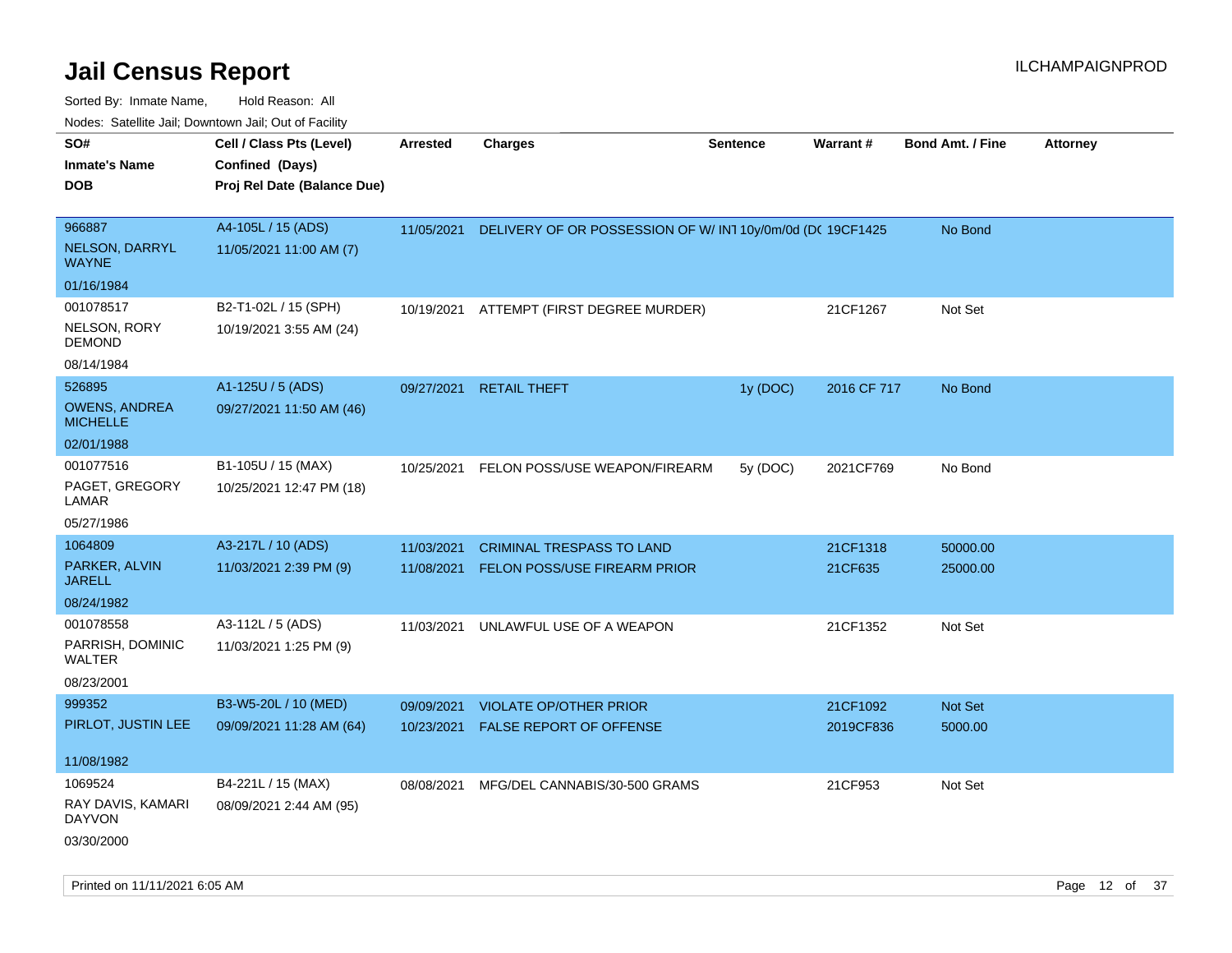# Jail Census Report

ILCHAMPAIGNPROD

Sorted By: Inmate Name, Hold Reason: All

Nodes: Satellite Jail; Downtown Jail; Out of Facility

| SO# / Inmate's Name / DOB | Cell / Class Pts (Level) / Confined (Days) / Proj Rel Date (Balance Due) | Arrested | Charges | Sentence | Warrant # | Bond Amt. / Fine | Attorney |
|---|---|---|---|---|---|---|---|
| 966887<br>NELSON, DARRYL WAYNE<br>01/16/1984 | A4-105L / 15 (ADS)<br>11/05/2021 11:00 AM (7) | 11/05/2021 | DELIVERY OF OR POSSESSION OF W/ INT | 10y/0m/0d (DC | 19CF1425 | No Bond | |
| 001078517<br>NELSON, RORY DEMOND<br>08/14/1984 | B2-T1-02L / 15 (SPH)<br>10/19/2021 3:55 AM (24) | 10/19/2021 | ATTEMPT (FIRST DEGREE MURDER) | | 21CF1267 | Not Set | |
| 526895<br>OWENS, ANDREA MICHELLE<br>02/01/1988 | A1-125U / 5 (ADS)<br>09/27/2021 11:50 AM (46) | 09/27/2021 | RETAIL THEFT | 1y (DOC) | 2016 CF 717 | No Bond | |
| 001077516<br>PAGET, GREGORY LAMAR<br>05/27/1986 | B1-105U / 15 (MAX)<br>10/25/2021 12:47 PM (18) | 10/25/2021 | FELON POSS/USE WEAPON/FIREARM | 5y (DOC) | 2021CF769 | No Bond | |
| 1064809<br>PARKER, ALVIN JARELL<br>08/24/1982 | A3-217L / 10 (ADS)<br>11/03/2021 2:39 PM (9) | 11/03/2021<br>11/08/2021 | CRIMINAL TRESPASS TO LAND<br>FELON POSS/USE FIREARM PRIOR | | 21CF1318<br>21CF635 | 50000.00<br>25000.00 | |
| 001078558<br>PARRISH, DOMINIC WALTER<br>08/23/2001 | A3-112L / 5 (ADS)<br>11/03/2021 1:25 PM (9) | 11/03/2021 | UNLAWFUL USE OF A WEAPON | | 21CF1352 | Not Set | |
| 999352<br>PIRLOT, JUSTIN LEE<br>11/08/1982 | B3-W5-20L / 10 (MED)<br>09/09/2021 11:28 AM (64) | 09/09/2021<br>10/23/2021 | VIOLATE OP/OTHER PRIOR<br>FALSE REPORT OF OFFENSE | | 21CF1092<br>2019CF836 | Not Set<br>5000.00 | |
| 1069524<br>RAY DAVIS, KAMARI DAYVON<br>03/30/2000 | B4-221L / 15 (MAX)<br>08/09/2021 2:44 AM (95) | 08/08/2021 | MFG/DEL CANNABIS/30-500 GRAMS | | 21CF953 | Not Set | |

Printed on 11/11/2021 6:05 AM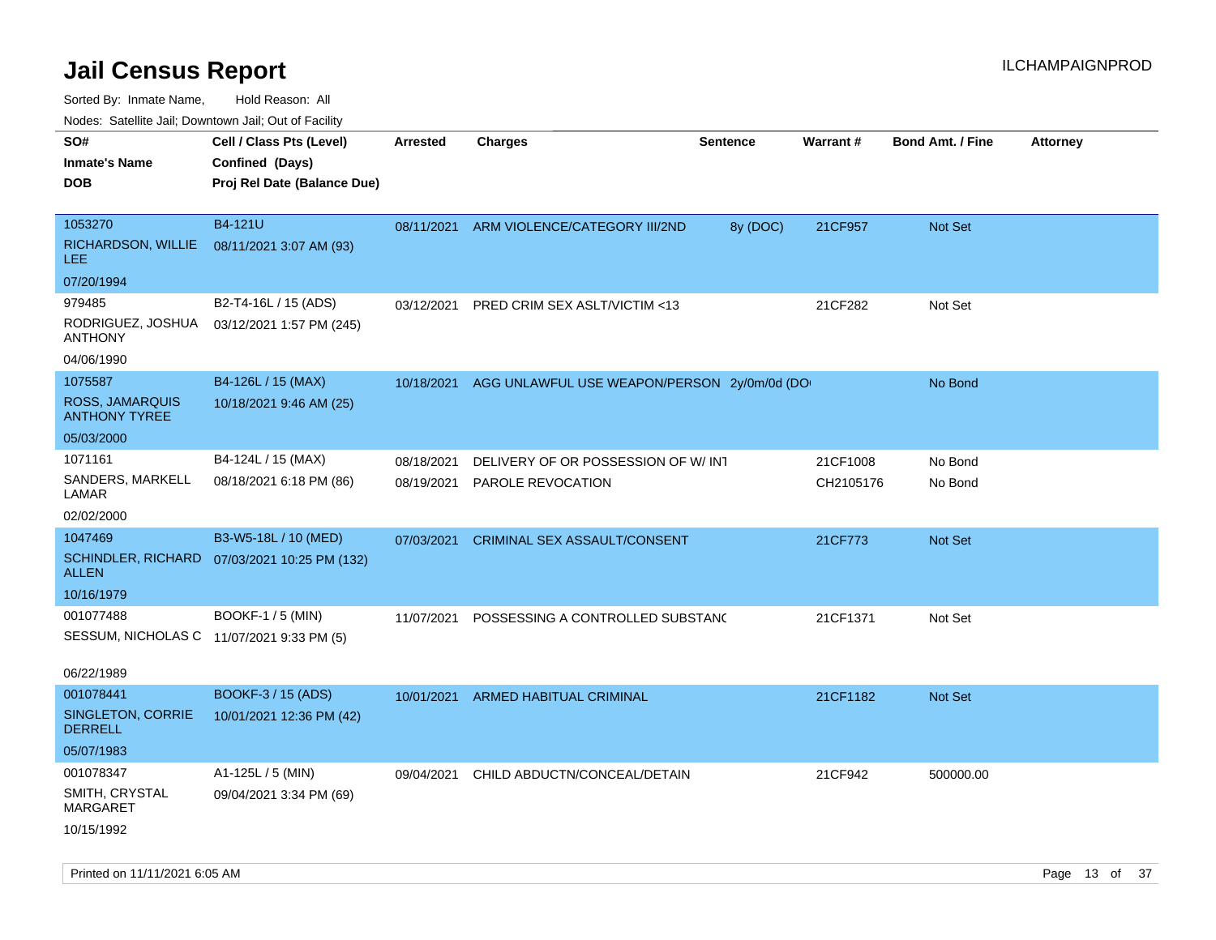# Jail Census Report

ILCHAMPAIGNPROD

Sorted By: Inmate Name, Hold Reason: All

Nodes: Satellite Jail; Downtown Jail; Out of Facility

| SO# / Inmate's Name / DOB | Cell / Class Pts (Level) / Confined (Days) / Proj Rel Date (Balance Due) | Arrested | Charges | Sentence | Warrant # | Bond Amt. / Fine | Attorney |
|---|---|---|---|---|---|---|---|
| 1053270 RICHARDSON, WILLIE LEE 07/20/1994 | B4-121U 08/11/2021 3:07 AM (93) | 08/11/2021 | ARM VIOLENCE/CATEGORY III/2ND | 8y (DOC) | 21CF957 | Not Set | |
| 979485 RODRIGUEZ, JOSHUA ANTHONY 04/06/1990 | B2-T4-16L / 15 (ADS) 03/12/2021 1:57 PM (245) | 03/12/2021 | PRED CRIM SEX ASLT/VICTIM <13 | | 21CF282 | Not Set | |
| 1075587 ROSS, JAMARQUIS ANTHONY TYREE 05/03/2000 | B4-126L / 15 (MAX) 10/18/2021 9:46 AM (25) | 10/18/2021 | AGG UNLAWFUL USE WEAPON/PERSON | 2y/0m/0d (DO | | No Bond | |
| 1071161 SANDERS, MARKELL LAMAR 02/02/2000 | B4-124L / 15 (MAX) 08/18/2021 6:18 PM (86) | 08/18/2021 | DELIVERY OF OR POSSESSION OF W/ INT | | 21CF1008 | No Bond | |
| | | 08/19/2021 | PAROLE REVOCATION | | CH2105176 | No Bond | |
| 1047469 SCHINDLER, RICHARD ALLEN 10/16/1979 | B3-W5-18L / 10 (MED) 07/03/2021 10:25 PM (132) | 07/03/2021 | CRIMINAL SEX ASSAULT/CONSENT | | 21CF773 | Not Set | |
| 001077488 SESSUM, NICHOLAS C 06/22/1989 | BOOKF-1 / 5 (MIN) 11/07/2021 9:33 PM (5) | 11/07/2021 | POSSESSING A CONTROLLED SUBSTANC | | 21CF1371 | Not Set | |
| 001078441 SINGLETON, CORRIE DERRELL 05/07/1983 | BOOKF-3 / 15 (ADS) 10/01/2021 12:36 PM (42) | 10/01/2021 | ARMED HABITUAL CRIMINAL | | 21CF1182 | Not Set | |
| 001078347 SMITH, CRYSTAL MARGARET 10/15/1992 | A1-125L / 5 (MIN) 09/04/2021 3:34 PM (69) | 09/04/2021 | CHILD ABDUCTN/CONCEAL/DETAIN | | 21CF942 | 500000.00 | |

Printed on 11/11/2021 6:05 AM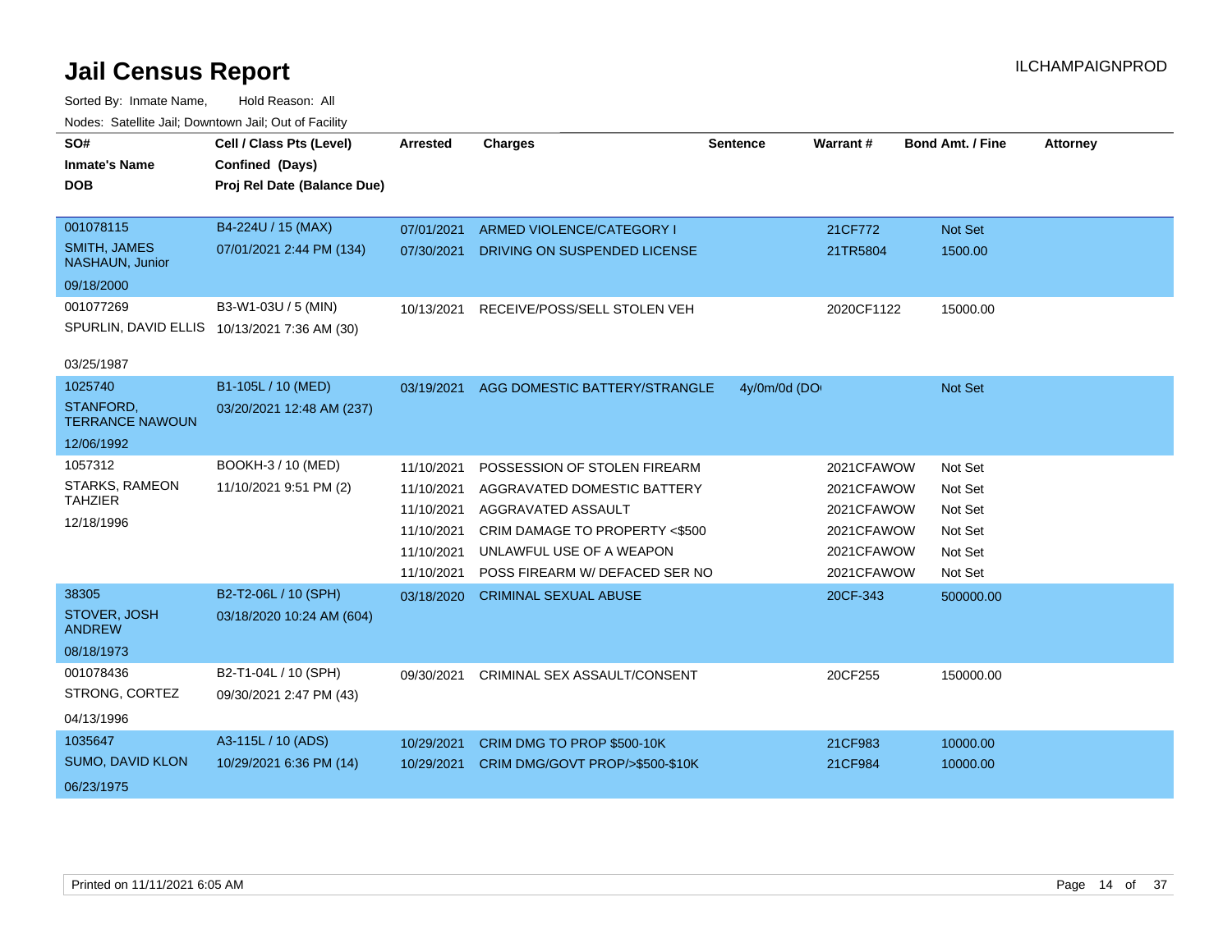# Jail Census Report

ILCHAMPAIGNPROD

Sorted By: Inmate Name, Hold Reason: All

Nodes: Satellite Jail; Downtown Jail; Out of Facility

| SO# / Inmate's Name / DOB | Cell / Class Pts (Level) / Confined (Days) / Proj Rel Date (Balance Due) | Arrested | Charges | Sentence | Warrant # | Bond Amt. / Fine | Attorney |
|---|---|---|---|---|---|---|---|
| 001078115<br>SMITH, JAMES NASHAUN, Junior<br>09/18/2000 | B4-224U / 15 (MAX)<br>07/01/2021 2:44 PM (134) | 07/01/2021 | ARMED VIOLENCE/CATEGORY I | | 21CF772 | Not Set | |
| | | 07/30/2021 | DRIVING ON SUSPENDED LICENSE | | 21TR5804 | 1500.00 | |
| 001077269<br>SPURLIN, DAVID ELLIS<br>03/25/1987 | B3-W1-03U / 5 (MIN)<br>10/13/2021 7:36 AM (30) | 10/13/2021 | RECEIVE/POSS/SELL STOLEN VEH | | 2020CF1122 | 15000.00 | |
| 1025740<br>STANFORD, TERRANCE NAWOUN<br>12/06/1992 | B1-105L / 10 (MED)<br>03/20/2021 12:48 AM (237) | 03/19/2021 | AGG DOMESTIC BATTERY/STRANGLE | 4y/0m/0d (DO | | Not Set | |
| 1057312<br>STARKS, RAMEON TAHZIER<br>12/18/1996 | BOOKH-3 / 10 (MED)<br>11/10/2021 9:51 PM (2) | 11/10/2021 | POSSESSION OF STOLEN FIREARM | | 2021CFAWOW | Not Set | |
| | | 11/10/2021 | AGGRAVATED DOMESTIC BATTERY | | 2021CFAWOW | Not Set | |
| | | 11/10/2021 | AGGRAVATED ASSAULT | | 2021CFAWOW | Not Set | |
| | | 11/10/2021 | CRIM DAMAGE TO PROPERTY <$500 | | 2021CFAWOW | Not Set | |
| | | 11/10/2021 | UNLAWFUL USE OF A WEAPON | | 2021CFAWOW | Not Set | |
| | | 11/10/2021 | POSS FIREARM W/ DEFACED SER NO | | 2021CFAWOW | Not Set | |
| 38305<br>STOVER, JOSH ANDREW<br>08/18/1973 | B2-T2-06L / 10 (SPH)<br>03/18/2020 10:24 AM (604) | 03/18/2020 | CRIMINAL SEXUAL ABUSE | | 20CF-343 | 500000.00 | |
| 001078436<br>STRONG, CORTEZ<br>04/13/1996 | B2-T1-04L / 10 (SPH)<br>09/30/2021 2:47 PM (43) | 09/30/2021 | CRIMINAL SEX ASSAULT/CONSENT | | 20CF255 | 150000.00 | |
| 1035647<br>SUMO, DAVID KLON<br>06/23/1975 | A3-115L / 10 (ADS)<br>10/29/2021 6:36 PM (14) | 10/29/2021 | CRIM DMG TO PROP $500-10K | | 21CF983 | 10000.00 | |
| | | 10/29/2021 | CRIM DMG/GOVT PROP/>$500-$10K | | 21CF984 | 10000.00 | |

Printed on 11/11/2021 6:05 AM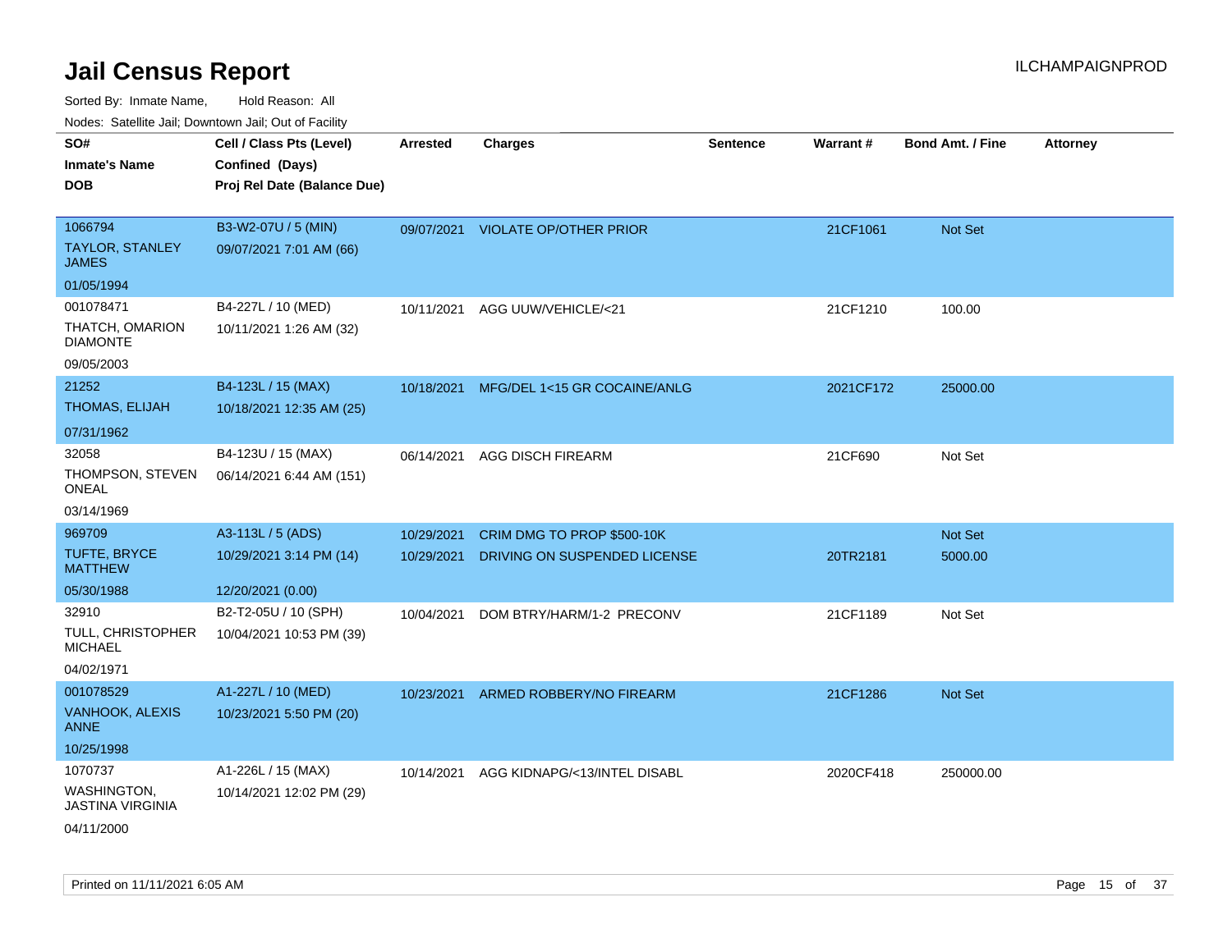# Jail Census Report

ILCHAMPAIGNPROD

Sorted By: Inmate Name, Hold Reason: All

Nodes: Satellite Jail; Downtown Jail; Out of Facility

| SO# / Inmate's Name / DOB | Cell / Class Pts (Level) / Confined (Days) / Proj Rel Date (Balance Due) | Arrested | Charges | Sentence | Warrant # | Bond Amt. / Fine | Attorney |
|---|---|---|---|---|---|---|---|
| 1066794<br>TAYLOR, STANLEY JAMES<br>01/05/1994 | B3-W2-07U / 5 (MIN)<br>09/07/2021 7:01 AM (66) | 09/07/2021 | VIOLATE OP/OTHER PRIOR | | 21CF1061 | Not Set | |
| 001078471<br>THATCH, OMARION DIAMONTE<br>09/05/2003 | B4-227L / 10 (MED)<br>10/11/2021 1:26 AM (32) | 10/11/2021 | AGG UUW/VEHICLE/<21 | | 21CF1210 | 100.00 | |
| 21252<br>THOMAS, ELIJAH<br>07/31/1962 | B4-123L / 15 (MAX)<br>10/18/2021 12:35 AM (25) | 10/18/2021 | MFG/DEL 1<15 GR COCAINE/ANLG | | 2021CF172 | 25000.00 | |
| 32058<br>THOMPSON, STEVEN ONEAL<br>03/14/1969 | B4-123U / 15 (MAX)<br>06/14/2021 6:44 AM (151) | 06/14/2021 | AGG DISCH FIREARM | | 21CF690 | Not Set | |
| 969709<br>TUFTE, BRYCE MATTHEW<br>05/30/1988 | A3-113L / 5 (ADS)<br>10/29/2021 3:14 PM (14)<br>12/20/2021 (0.00) | 10/29/2021<br>10/29/2021 | CRIM DMG TO PROP $500-10K<br>DRIVING ON SUSPENDED LICENSE | | <br>20TR2181 | Not Set<br>5000.00 | |
| 32910<br>TULL, CHRISTOPHER MICHAEL<br>04/02/1971 | B2-T2-05U / 10 (SPH)<br>10/04/2021 10:53 PM (39) | 10/04/2021 | DOM BTRY/HARM/1-2 PRECONV | | 21CF1189 | Not Set | |
| 001078529<br>VANHOOK, ALEXIS ANNE<br>10/25/1998 | A1-227L / 10 (MED)<br>10/23/2021 5:50 PM (20) | 10/23/2021 | ARMED ROBBERY/NO FIREARM | | 21CF1286 | Not Set | |
| 1070737<br>WASHINGTON, JASTINA VIRGINIA<br>04/11/2000 | A1-226L / 15 (MAX)<br>10/14/2021 12:02 PM (29) | 10/14/2021 | AGG KIDNAPG/<13/INTEL DISABL | | 2020CF418 | 250000.00 | |

Printed on 11/11/2021 6:05 AM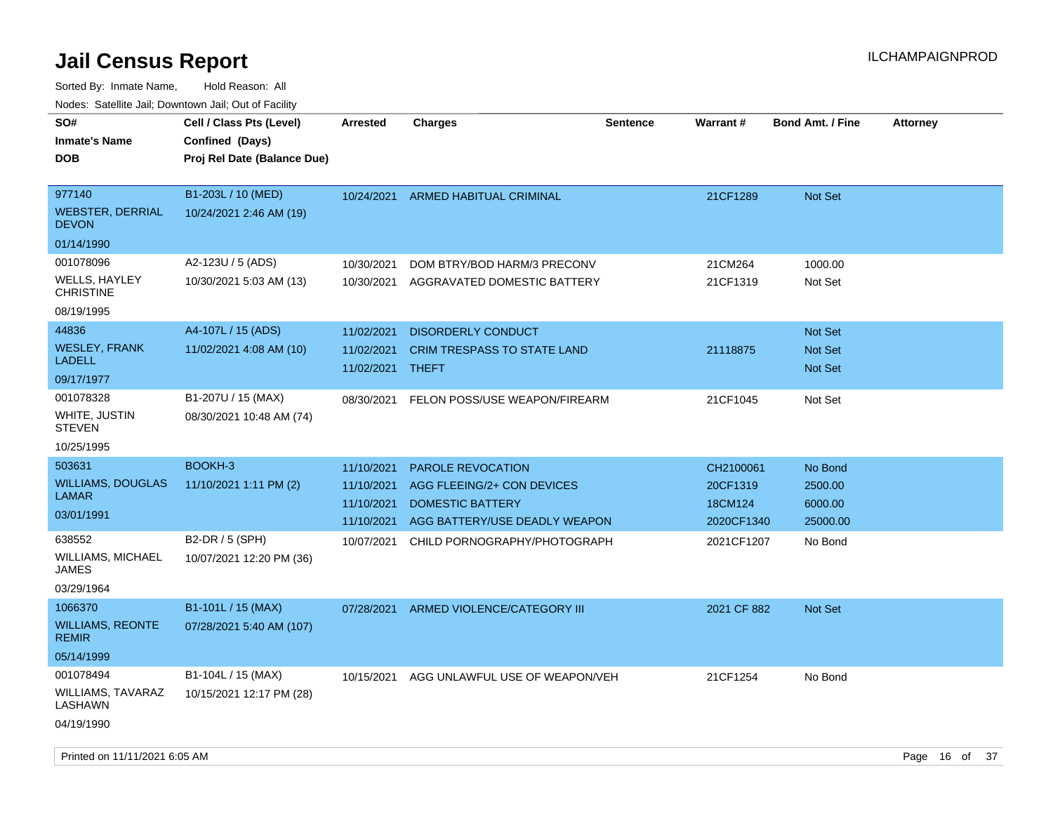# Jail Census Report

ILCHAMPAIGNPROD

Sorted By: Inmate Name, Hold Reason: All

Nodes: Satellite Jail; Downtown Jail; Out of Facility

| SO# / Inmate's Name / DOB | Cell / Class Pts (Level) / Confined (Days) / Proj Rel Date (Balance Due) | Arrested | Charges | Sentence | Warrant # | Bond Amt. / Fine | Attorney |
|---|---|---|---|---|---|---|---|
| 977140<br>WEBSTER, DERRIAL DEVON<br>01/14/1990 | B1-203L / 10 (MED)<br>10/24/2021 2:46 AM (19) | 10/24/2021 | ARMED HABITUAL CRIMINAL | | 21CF1289 | Not Set | |
| 001078096<br>WELLS, HAYLEY CHRISTINE<br>08/19/1995 | A2-123U / 5 (ADS)<br>10/30/2021 5:03 AM (13) | 10/30/2021 | DOM BTRY/BOD HARM/3 PRECONV | | 21CM264 | 1000.00 | |
| | | 10/30/2021 | AGGRAVATED DOMESTIC BATTERY | | 21CF1319 | Not Set | |
| 44836<br>WESLEY, FRANK LADELL<br>09/17/1977 | A4-107L / 15 (ADS)<br>11/02/2021 4:08 AM (10) | 11/02/2021 | DISORDERLY CONDUCT | | | Not Set | |
| | | 11/02/2021 | CRIM TRESPASS TO STATE LAND | | 21118875 | Not Set | |
| | | 11/02/2021 | THEFT | | | Not Set | |
| 001078328<br>WHITE, JUSTIN STEVEN<br>10/25/1995 | B1-207U / 15 (MAX)<br>08/30/2021 10:48 AM (74) | 08/30/2021 | FELON POSS/USE WEAPON/FIREARM | | 21CF1045 | Not Set | |
| 503631<br>WILLIAMS, DOUGLAS LAMAR<br>03/01/1991 | BOOKH-3<br>11/10/2021 1:11 PM (2) | 11/10/2021 | PAROLE REVOCATION | | CH2100061 | No Bond | |
| | | 11/10/2021 | AGG FLEEING/2+ CON DEVICES | | 20CF1319 | 2500.00 | |
| | | 11/10/2021 | DOMESTIC BATTERY | | 18CM124 | 6000.00 | |
| | | 11/10/2021 | AGG BATTERY/USE DEADLY WEAPON | | 2020CF1340 | 25000.00 | |
| 638552<br>WILLIAMS, MICHAEL JAMES<br>03/29/1964 | B2-DR / 5 (SPH)<br>10/07/2021 12:20 PM (36) | 10/07/2021 | CHILD PORNOGRAPHY/PHOTOGRAPH | | 2021CF1207 | No Bond | |
| 1066370<br>WILLIAMS, REONTE REMIR<br>05/14/1999 | B1-101L / 15 (MAX)<br>07/28/2021 5:40 AM (107) | 07/28/2021 | ARMED VIOLENCE/CATEGORY III | | 2021 CF 882 | Not Set | |
| 001078494<br>WILLIAMS, TAVARAZ LASHAWN<br>04/19/1990 | B1-104L / 15 (MAX)<br>10/15/2021 12:17 PM (28) | 10/15/2021 | AGG UNLAWFUL USE OF WEAPON/VEH | | 21CF1254 | No Bond | |

Printed on 11/11/2021 6:05 AM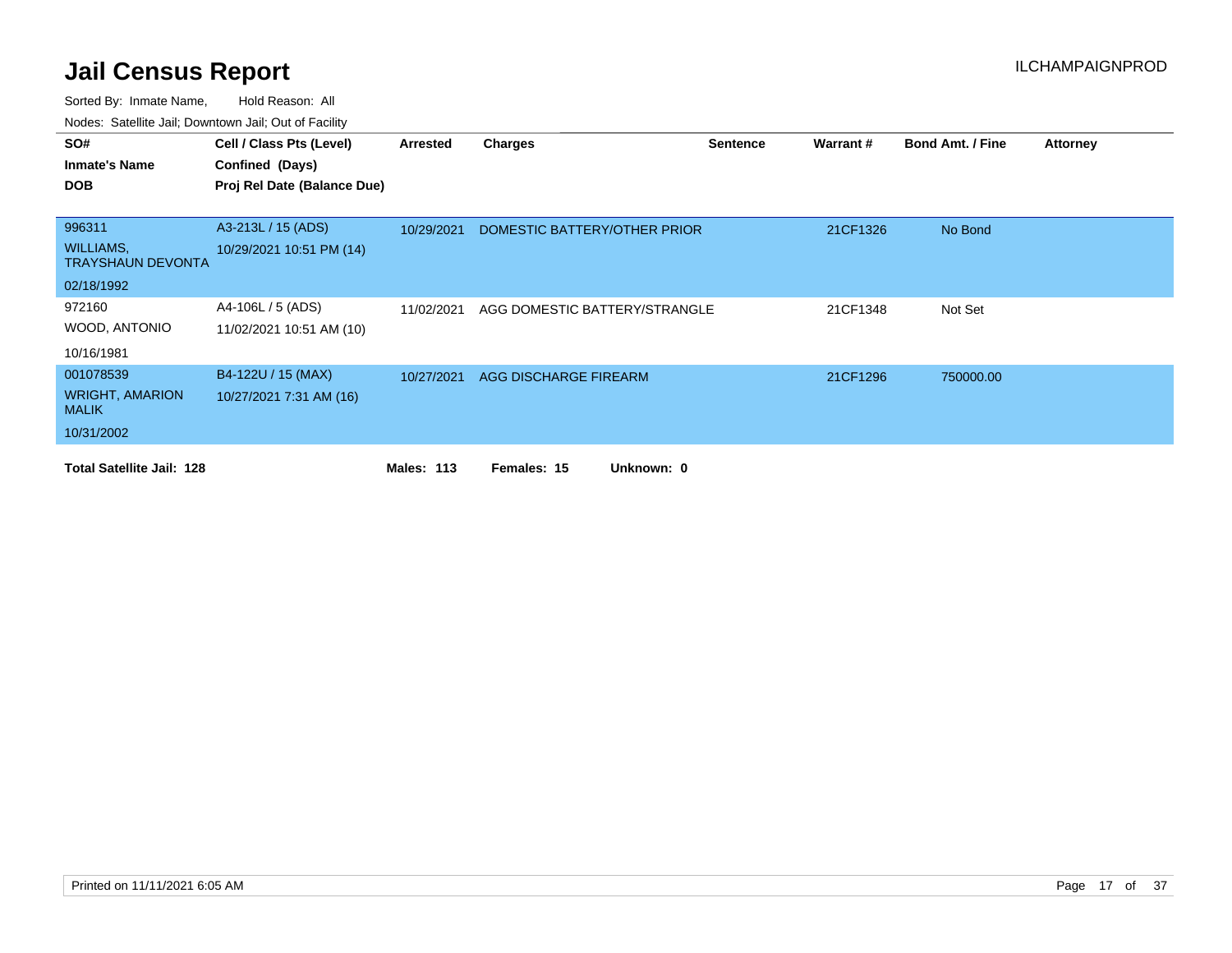# Jail Census Report

ILCHAMPAIGNPROD

Sorted By: Inmate Name, Hold Reason: All

Nodes: Satellite Jail; Downtown Jail; Out of Facility

| SO# / Inmate's Name / DOB | Cell / Class Pts (Level) / Confined (Days) / Proj Rel Date (Balance Due) | Arrested | Charges | Sentence | Warrant # | Bond Amt. / Fine | Attorney |
|---|---|---|---|---|---|---|---|
| 996311<br>WILLIAMS, TRAYSHAUN DEVONTA<br>02/18/1992 | A3-213L / 15 (ADS)<br>10/29/2021 10:51 PM (14) | 10/29/2021 | DOMESTIC BATTERY/OTHER PRIOR | | 21CF1326 | No Bond | |
| 972160<br>WOOD, ANTONIO<br>10/16/1981 | A4-106L / 5 (ADS)<br>11/02/2021 10:51 AM (10) | 11/02/2021 | AGG DOMESTIC BATTERY/STRANGLE | | 21CF1348 | Not Set | |
| 001078539<br>WRIGHT, AMARION MALIK<br>10/31/2002 | B4-122U / 15 (MAX)<br>10/27/2021 7:31 AM (16) | 10/27/2021 | AGG DISCHARGE FIREARM | | 21CF1296 | 750000.00 | |

**Total Satellite Jail: 128** **Males: 113** **Females: 15** **Unknown: 0**

Printed on 11/11/2021 6:05 AM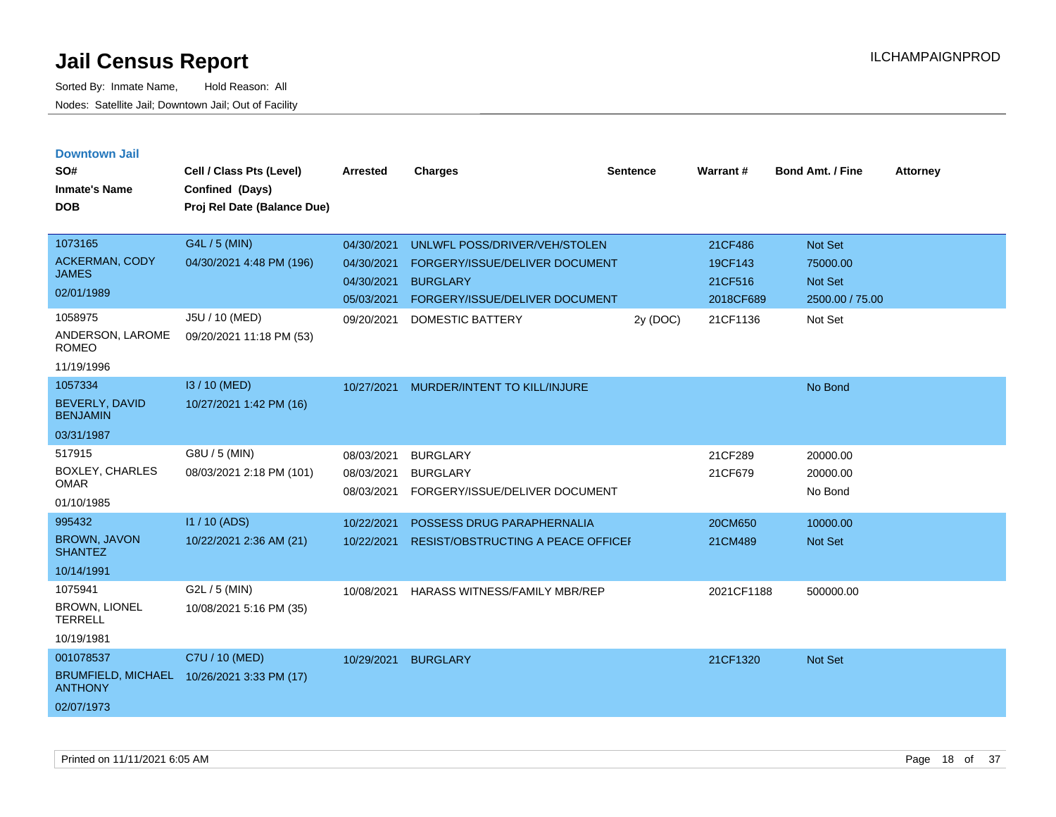# Jail Census Report

Sorted By: Inmate Name,     Hold Reason: All

Nodes: Satellite Jail; Downtown Jail; Out of Facility

ILCHAMPAIGNPROD

## Downtown Jail

| SO# / Inmate's Name / DOB | Cell / Class Pts (Level) / Confined (Days) / Proj Rel Date (Balance Due) | Arrested | Charges | Sentence | Warrant # | Bond Amt. / Fine | Attorney |
|---|---|---|---|---|---|---|---|
| 1073165 ACKERMAN, CODY JAMES 02/01/1989 | G4L / 5 (MIN) 04/30/2021 4:48 PM (196) | 04/30/2021 | UNLWFL POSS/DRIVER/VEH/STOLEN | | 21CF486 | Not Set | |
| | | 04/30/2021 | FORGERY/ISSUE/DELIVER DOCUMENT | | 19CF143 | 75000.00 | |
| | | 04/30/2021 | BURGLARY | | 21CF516 | Not Set | |
| | | 05/03/2021 | FORGERY/ISSUE/DELIVER DOCUMENT | | 2018CF689 | 2500.00 / 75.00 | |
| 1058975 ANDERSON, LAROME ROMEO 11/19/1996 | J5U / 10 (MED) 09/20/2021 11:18 PM (53) | 09/20/2021 | DOMESTIC BATTERY | 2y (DOC) | 21CF1136 | Not Set | |
| 1057334 BEVERLY, DAVID BENJAMIN 03/31/1987 | I3 / 10 (MED) 10/27/2021 1:42 PM (16) | 10/27/2021 | MURDER/INTENT TO KILL/INJURE | | | No Bond | |
| 517915 BOXLEY, CHARLES OMAR 01/10/1985 | G8U / 5 (MIN) 08/03/2021 2:18 PM (101) | 08/03/2021 | BURGLARY | | 21CF289 | 20000.00 | |
| | | 08/03/2021 | BURGLARY | | 21CF679 | 20000.00 | |
| | | 08/03/2021 | FORGERY/ISSUE/DELIVER DOCUMENT | | | No Bond | |
| 995432 BROWN, JAVON SHANTEZ 10/14/1991 | I1 / 10 (ADS) 10/22/2021 2:36 AM (21) | 10/22/2021 | POSSESS DRUG PARAPHERNALIA | | 20CM650 | 10000.00 | |
| | | 10/22/2021 | RESIST/OBSTRUCTING A PEACE OFFICEI | | 21CM489 | Not Set | |
| 1075941 BROWN, LIONEL TERRELL 10/19/1981 | G2L / 5 (MIN) 10/08/2021 5:16 PM (35) | 10/08/2021 | HARASS WITNESS/FAMILY MBR/REP | | 2021CF1188 | 500000.00 | |
| 001078537 BRUMFIELD, MICHAEL ANTHONY 02/07/1973 | C7U / 10 (MED) 10/26/2021 3:33 PM (17) | 10/29/2021 | BURGLARY | | 21CF1320 | Not Set | |

Printed on 11/11/2021 6:05 AM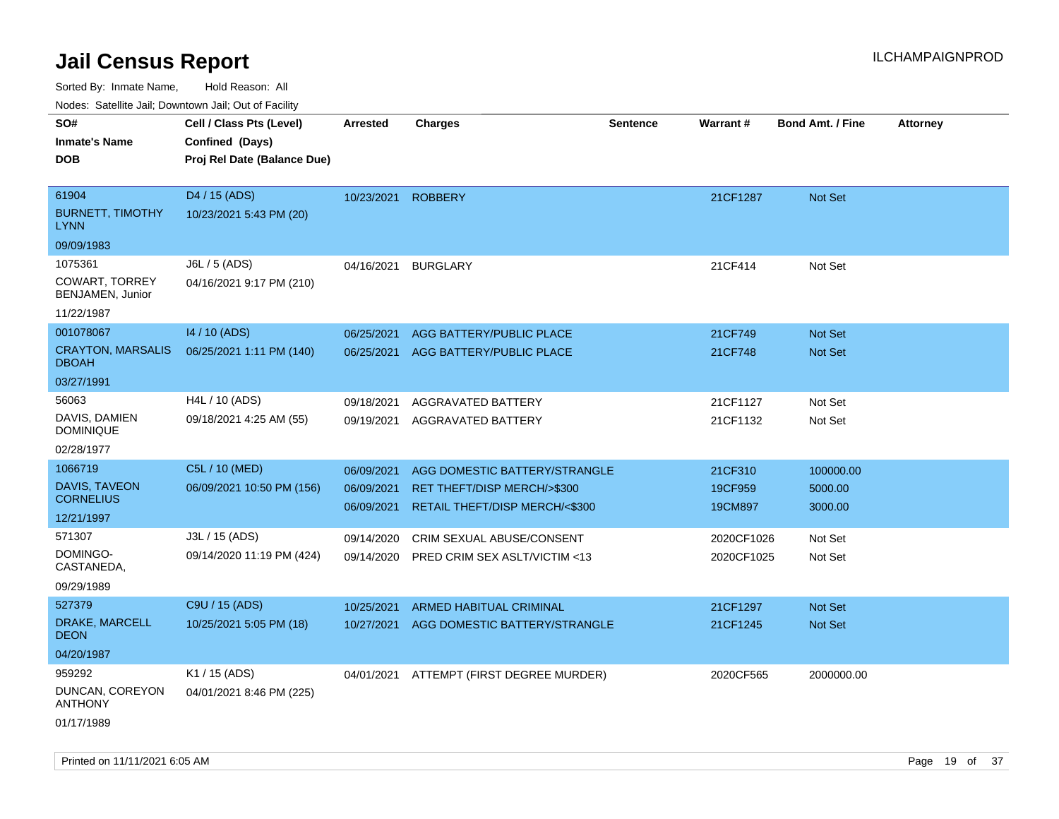# Jail Census Report

ILCHAMPAIGNPROD

Sorted By: Inmate Name, Hold Reason: All

Nodes: Satellite Jail; Downtown Jail; Out of Facility

| SO# / Inmate's Name / DOB | Cell / Class Pts (Level) / Confined (Days) / Proj Rel Date (Balance Due) | Arrested | Charges | Sentence | Warrant # | Bond Amt. / Fine | Attorney |
|---|---|---|---|---|---|---|---|
| 61904<br>BURNETT, TIMOTHY LYNN<br>09/09/1983 | D4 / 15 (ADS)<br>10/23/2021 5:43 PM (20) | 10/23/2021 | ROBBERY | | 21CF1287 | Not Set | |
| 1075361<br>COWART, TORREY BENJAMEN, Junior<br>11/22/1987 | J6L / 5 (ADS)<br>04/16/2021 9:17 PM (210) | 04/16/2021 | BURGLARY | | 21CF414 | Not Set | |
| 001078067<br>CRAYTON, MARSALIS DBOAH<br>03/27/1991 | I4 / 10 (ADS)<br>06/25/2021 1:11 PM (140) | 06/25/2021 | AGG BATTERY/PUBLIC PLACE | | 21CF749 | Not Set | |
| | | 06/25/2021 | AGG BATTERY/PUBLIC PLACE | | 21CF748 | Not Set | |
| 56063<br>DAVIS, DAMIEN DOMINIQUE<br>02/28/1977 | H4L / 10 (ADS)<br>09/18/2021 4:25 AM (55) | 09/18/2021 | AGGRAVATED BATTERY | | 21CF1127 | Not Set | |
| | | 09/19/2021 | AGGRAVATED BATTERY | | 21CF1132 | Not Set | |
| 1066719<br>DAVIS, TAVEON CORNELIUS<br>12/21/1997 | C5L / 10 (MED)<br>06/09/2021 10:50 PM (156) | 06/09/2021 | AGG DOMESTIC BATTERY/STRANGLE | | 21CF310 | 100000.00 | |
| | | 06/09/2021 | RET THEFT/DISP MERCH/>$300 | | 19CF959 | 5000.00 | |
| | | 06/09/2021 | RETAIL THEFT/DISP MERCH/<$300 | | 19CM897 | 3000.00 | |
| 571307<br>DOMINGO-CASTANEDA,<br>09/29/1989 | J3L / 15 (ADS)<br>09/14/2020 11:19 PM (424) | 09/14/2020 | CRIM SEXUAL ABUSE/CONSENT | | 2020CF1026 | Not Set | |
| | | 09/14/2020 | PRED CRIM SEX ASLT/VICTIM <13 | | 2020CF1025 | Not Set | |
| 527379<br>DRAKE, MARCELL DEON<br>04/20/1987 | C9U / 15 (ADS)<br>10/25/2021 5:05 PM (18) | 10/25/2021 | ARMED HABITUAL CRIMINAL | | 21CF1297 | Not Set | |
| | | 10/27/2021 | AGG DOMESTIC BATTERY/STRANGLE | | 21CF1245 | Not Set | |
| 959292<br>DUNCAN, COREYON ANTHONY<br>01/17/1989 | K1 / 15 (ADS)<br>04/01/2021 8:46 PM (225) | 04/01/2021 | ATTEMPT (FIRST DEGREE MURDER) | | 2020CF565 | 2000000.00 | |

Printed on 11/11/2021 6:05 AM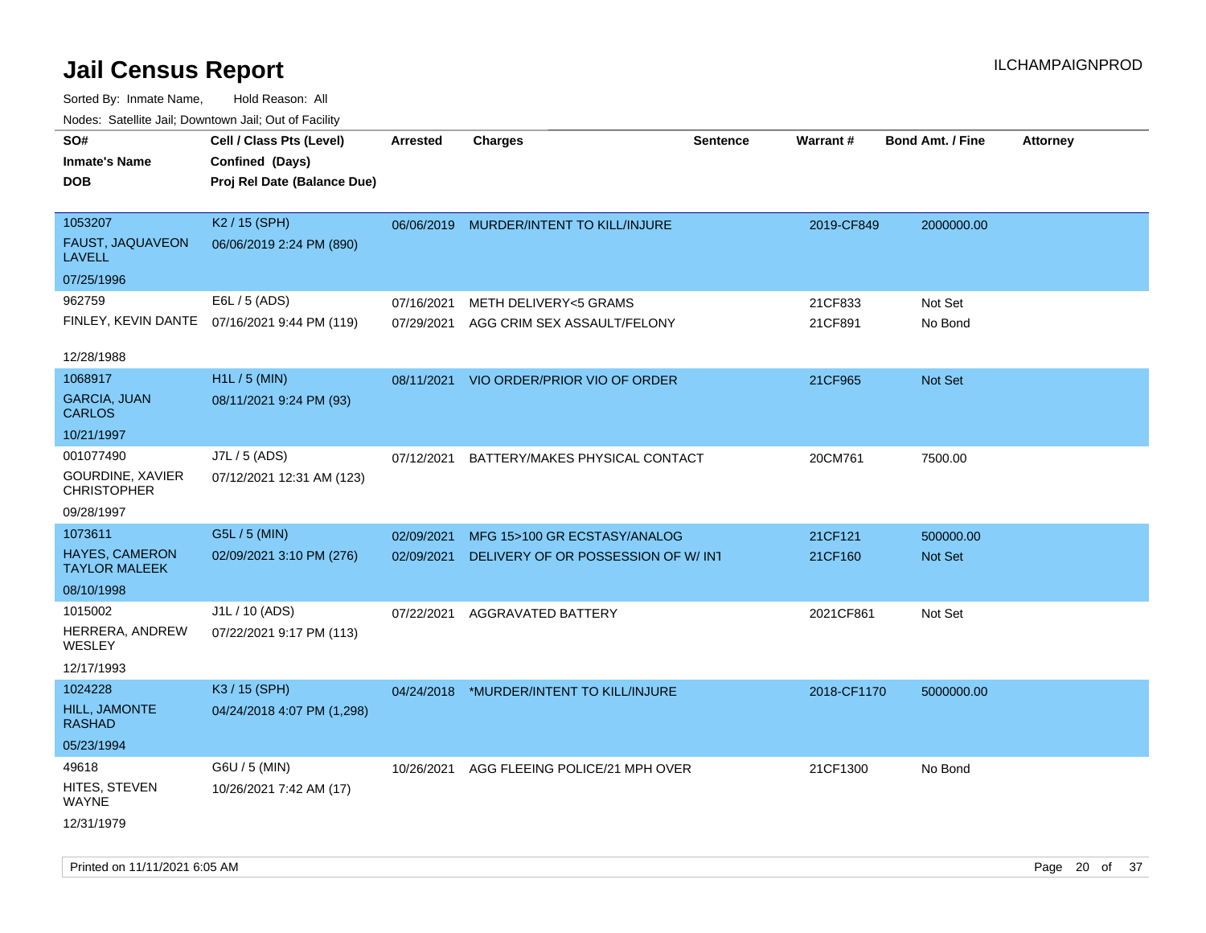# Jail Census Report

Sorted By: Inmate Name,    Hold Reason: All

Nodes: Satellite Jail; Downtown Jail; Out of Facility

| SO# / Inmate's Name / DOB | Cell / Class Pts (Level) / Confined (Days) / Proj Rel Date (Balance Due) | Arrested | Charges | Sentence | Warrant # | Bond Amt. / Fine | Attorney |
|---|---|---|---|---|---|---|---|
| 1053207<br>FAUST, JAQUAVEON LAVELL<br>07/25/1996 | K2 / 15 (SPH)<br>06/06/2019 2:24 PM (890) | 06/06/2019 | MURDER/INTENT TO KILL/INJURE | | 2019-CF849 | 2000000.00 | |
| 962759<br>FINLEY, KEVIN DANTE<br>12/28/1988 | E6L / 5 (ADS)<br>07/16/2021 9:44 PM (119) | 07/16/2021<br>07/29/2021 | METH DELIVERY<5 GRAMS<br>AGG CRIM SEX ASSAULT/FELONY | | 21CF833<br>21CF891 | Not Set<br>No Bond | |
| 1068917<br>GARCIA, JUAN CARLOS<br>10/21/1997 | H1L / 5 (MIN)<br>08/11/2021 9:24 PM (93) | 08/11/2021 | VIO ORDER/PRIOR VIO OF ORDER | | 21CF965 | Not Set | |
| 001077490<br>GOURDINE, XAVIER CHRISTOPHER<br>09/28/1997 | J7L / 5 (ADS)<br>07/12/2021 12:31 AM (123) | 07/12/2021 | BATTERY/MAKES PHYSICAL CONTACT | | 20CM761 | 7500.00 | |
| 1073611<br>HAYES, CAMERON TAYLOR MALEEK<br>08/10/1998 | G5L / 5 (MIN)<br>02/09/2021 3:10 PM (276) | 02/09/2021<br>02/09/2021 | MFG 15>100 GR ECSTASY/ANALOG<br>DELIVERY OF OR POSSESSION OF W/ INT | | 21CF121<br>21CF160 | 500000.00<br>Not Set | |
| 1015002<br>HERRERA, ANDREW WESLEY<br>12/17/1993 | J1L / 10 (ADS)<br>07/22/2021 9:17 PM (113) | 07/22/2021 | AGGRAVATED BATTERY | | 2021CF861 | Not Set | |
| 1024228<br>HILL, JAMONTE RASHAD<br>05/23/1994 | K3 / 15 (SPH)<br>04/24/2018 4:07 PM (1,298) | 04/24/2018 | *MURDER/INTENT TO KILL/INJURE | | 2018-CF1170 | 5000000.00 | |
| 49618<br>HITES, STEVEN WAYNE<br>12/31/1979 | G6U / 5 (MIN)<br>10/26/2021 7:42 AM (17) | 10/26/2021 | AGG FLEEING POLICE/21 MPH OVER | | 21CF1300 | No Bond | |

Printed on 11/11/2021 6:05 AM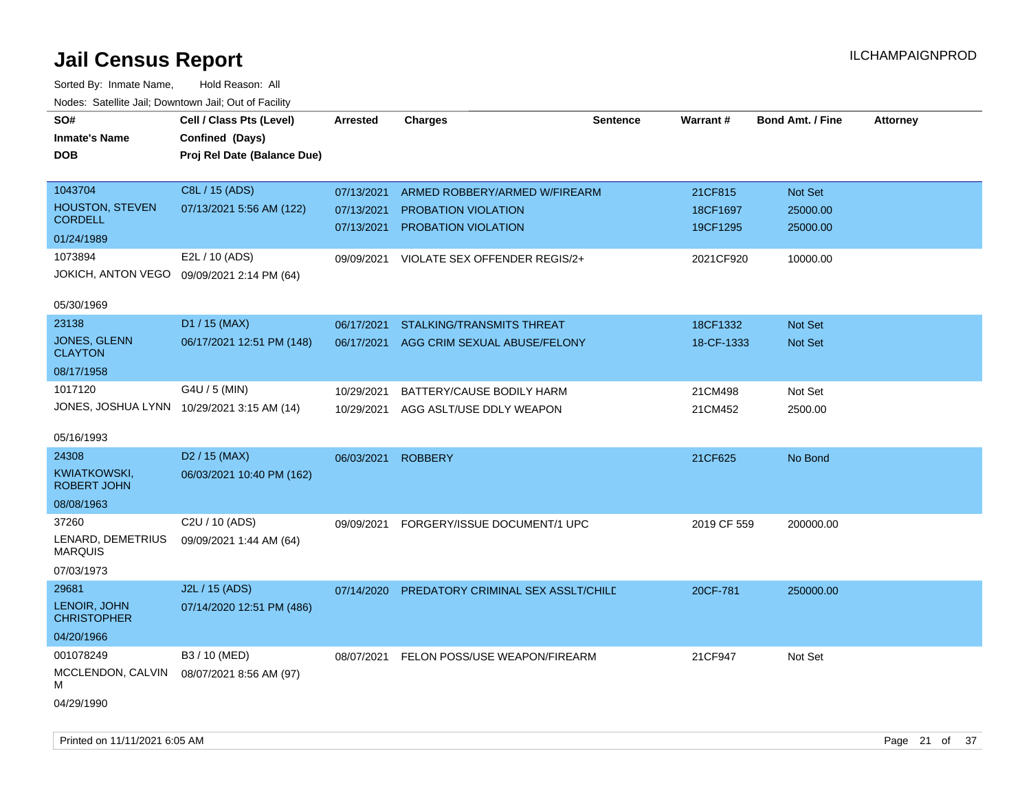# Jail Census Report

ILCHAMPAIGNPROD

Sorted By: Inmate Name, Hold Reason: All

Nodes: Satellite Jail; Downtown Jail; Out of Facility

| SO# / Inmate's Name / DOB | Cell / Class Pts (Level) / Confined (Days) / Proj Rel Date (Balance Due) | Arrested | Charges | Sentence | Warrant # | Bond Amt. / Fine | Attorney |
|---|---|---|---|---|---|---|---|
| 1043704<br>HOUSTON, STEVEN CORDELL<br>01/24/1989 | C8L / 15 (ADS)<br>07/13/2021 5:56 AM (122) | 07/13/2021<br>07/13/2021<br>07/13/2021 | ARMED ROBBERY/ARMED W/FIREARM<br>PROBATION VIOLATION<br>PROBATION VIOLATION | | 21CF815<br>18CF1697<br>19CF1295 | Not Set<br>25000.00<br>25000.00 | |
| 1073894<br>JOKICH, ANTON VEGO<br>05/30/1969 | E2L / 10 (ADS)<br>09/09/2021 2:14 PM (64) | 09/09/2021 | VIOLATE SEX OFFENDER REGIS/2+ | | 2021CF920 | 10000.00 | |
| 23138<br>JONES, GLENN CLAYTON<br>08/17/1958 | D1 / 15 (MAX)<br>06/17/2021 12:51 PM (148) | 06/17/2021<br>06/17/2021 | STALKING/TRANSMITS THREAT<br>AGG CRIM SEXUAL ABUSE/FELONY | | 18CF1332<br>18-CF-1333 | Not Set<br>Not Set | |
| 1017120<br>JONES, JOSHUA LYNN<br>05/16/1993 | G4U / 5 (MIN)<br>10/29/2021 3:15 AM (14) | 10/29/2021<br>10/29/2021 | BATTERY/CAUSE BODILY HARM<br>AGG ASLT/USE DDLY WEAPON | | 21CM498<br>21CM452 | Not Set<br>2500.00 | |
| 24308<br>KWIATKOWSKI, ROBERT JOHN<br>08/08/1963 | D2 / 15 (MAX)<br>06/03/2021 10:40 PM (162) | 06/03/2021 | ROBBERY | | 21CF625 | No Bond | |
| 37260<br>LENARD, DEMETRIUS MARQUIS<br>07/03/1973 | C2U / 10 (ADS)<br>09/09/2021 1:44 AM (64) | 09/09/2021 | FORGERY/ISSUE DOCUMENT/1 UPC | | 2019 CF 559 | 200000.00 | |
| 29681<br>LENOIR, JOHN CHRISTOPHER<br>04/20/1966 | J2L / 15 (ADS)<br>07/14/2020 12:51 PM (486) | 07/14/2020 | PREDATORY CRIMINAL SEX ASSLT/CHILD | | 20CF-781 | 250000.00 | |
| 001078249<br>MCCLENDON, CALVIN M<br>04/29/1990 | B3 / 10 (MED)<br>08/07/2021 8:56 AM (97) | 08/07/2021 | FELON POSS/USE WEAPON/FIREARM | | 21CF947 | Not Set | |

Printed on 11/11/2021 6:05 AM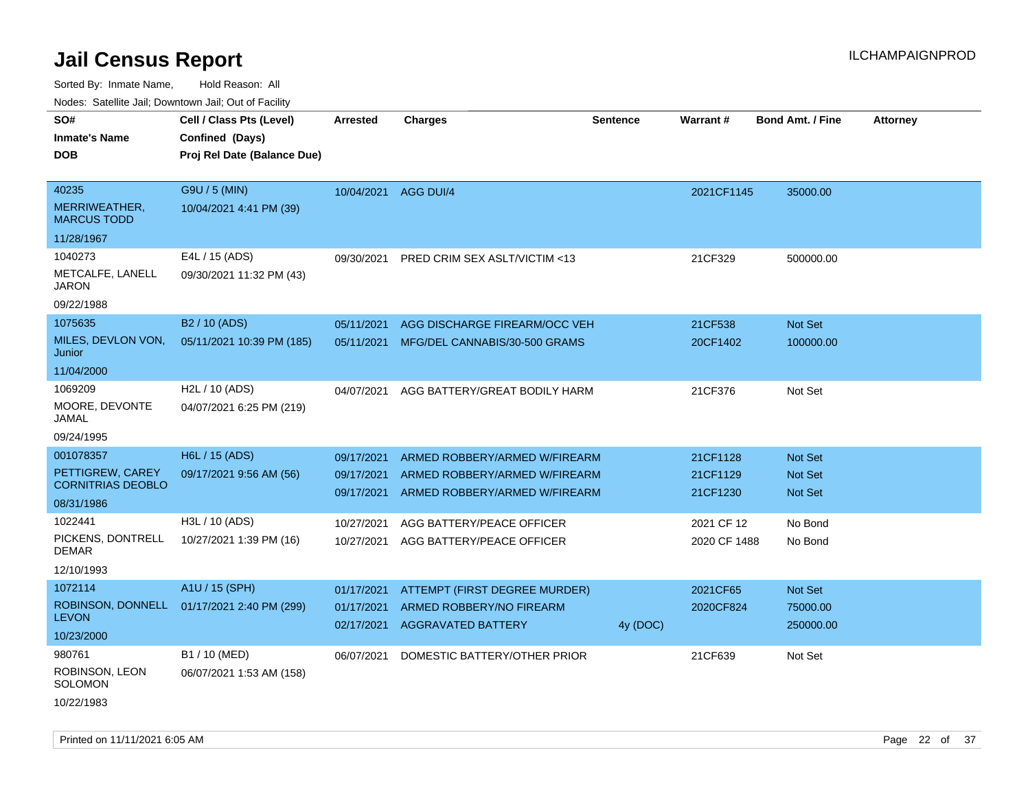# Jail Census Report

ILCHAMPAIGNPROD

Sorted By: Inmate Name, Hold Reason: All

Nodes: Satellite Jail; Downtown Jail; Out of Facility

| SO# / Inmate's Name / DOB | Cell / Class Pts (Level) / Confined (Days) / Proj Rel Date (Balance Due) | Arrested | Charges | Sentence | Warrant # | Bond Amt. / Fine | Attorney |
|---|---|---|---|---|---|---|---|
| 40235<br>MERRIWEATHER, MARCUS TODD<br>11/28/1967 | G9U / 5 (MIN)<br>10/04/2021 4:41 PM (39) | 10/04/2021 | AGG DUI/4 | | 2021CF1145 | 35000.00 | |
| 1040273<br>METCALFE, LANELL JARON<br>09/22/1988 | E4L / 15 (ADS)<br>09/30/2021 11:32 PM (43) | 09/30/2021 | PRED CRIM SEX ASLT/VICTIM <13 | | 21CF329 | 500000.00 | |
| 1075635<br>MILES, DEVLON VON, Junior<br>11/04/2000 | B2 / 10 (ADS)<br>05/11/2021 10:39 PM (185) | 05/11/2021 | AGG DISCHARGE FIREARM/OCC VEH | | 21CF538 | Not Set | |
| | | 05/11/2021 | MFG/DEL CANNABIS/30-500 GRAMS | | 20CF1402 | 100000.00 | |
| 1069209<br>MOORE, DEVONTE JAMAL<br>09/24/1995 | H2L / 10 (ADS)<br>04/07/2021 6:25 PM (219) | 04/07/2021 | AGG BATTERY/GREAT BODILY HARM | | 21CF376 | Not Set | |
| 001078357<br>PETTIGREW, CAREY CORNITRIAS DEOBLO<br>08/31/1986 | H6L / 15 (ADS)<br>09/17/2021 9:56 AM (56) | 09/17/2021 | ARMED ROBBERY/ARMED W/FIREARM | | 21CF1128 | Not Set | |
| | | 09/17/2021 | ARMED ROBBERY/ARMED W/FIREARM | | 21CF1129 | Not Set | |
| | | 09/17/2021 | ARMED ROBBERY/ARMED W/FIREARM | | 21CF1230 | Not Set | |
| 1022441<br>PICKENS, DONTRELL DEMAR<br>12/10/1993 | H3L / 10 (ADS)<br>10/27/2021 1:39 PM (16) | 10/27/2021 | AGG BATTERY/PEACE OFFICER | | 2021 CF 12 | No Bond | |
| | | 10/27/2021 | AGG BATTERY/PEACE OFFICER | | 2020 CF 1488 | No Bond | |
| 1072114<br>ROBINSON, DONNELL LEVON<br>10/23/2000 | A1U / 15 (SPH)<br>01/17/2021 2:40 PM (299) | 01/17/2021 | ATTEMPT (FIRST DEGREE MURDER) | | 2021CF65 | Not Set | |
| | | 01/17/2021 | ARMED ROBBERY/NO FIREARM | | 2020CF824 | 75000.00 | |
| | | 02/17/2021 | AGGRAVATED BATTERY | 4y (DOC) | | 250000.00 | |
| 980761<br>ROBINSON, LEON SOLOMON<br>10/22/1983 | B1 / 10 (MED)<br>06/07/2021 1:53 AM (158) | 06/07/2021 | DOMESTIC BATTERY/OTHER PRIOR | | 21CF639 | Not Set | |

Printed on 11/11/2021 6:05 AM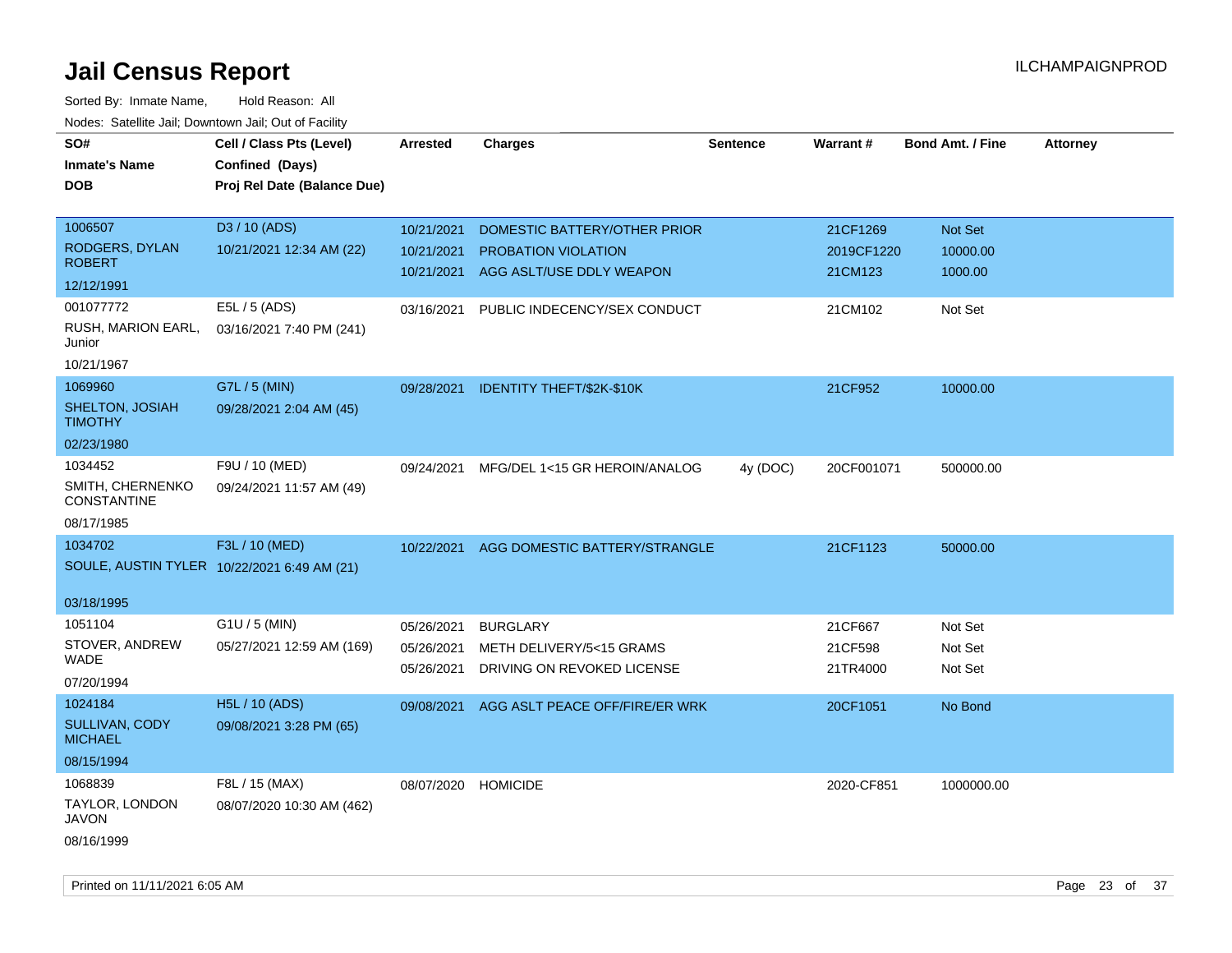# Jail Census Report

ILCHAMPAIGNPROD

Sorted By: Inmate Name, Hold Reason: All

Nodes: Satellite Jail; Downtown Jail; Out of Facility

| SO# / Inmate's Name / DOB | Cell / Class Pts (Level) / Confined (Days) / Proj Rel Date (Balance Due) | Arrested | Charges | Sentence | Warrant # | Bond Amt. / Fine | Attorney |
|---|---|---|---|---|---|---|---|
| 1006507<br>RODGERS, DYLAN ROBERT<br>12/12/1991 | D3 / 10 (ADS)<br>10/21/2021 12:34 AM (22) | 10/21/2021<br>10/21/2021<br>10/21/2021 | DOMESTIC BATTERY/OTHER PRIOR<br>PROBATION VIOLATION<br>AGG ASLT/USE DDLY WEAPON | | 21CF1269<br>2019CF1220<br>21CM123 | Not Set<br>10000.00<br>1000.00 | |
| 001077772<br>RUSH, MARION EARL, Junior<br>10/21/1967 | E5L / 5 (ADS)<br>03/16/2021 7:40 PM (241) | 03/16/2021 | PUBLIC INDECENCY/SEX CONDUCT | | 21CM102 | Not Set | |
| 1069960<br>SHELTON, JOSIAH TIMOTHY<br>02/23/1980 | G7L / 5 (MIN)<br>09/28/2021 2:04 AM (45) | 09/28/2021 | IDENTITY THEFT/$2K-$10K | | 21CF952 | 10000.00 | |
| 1034452<br>SMITH, CHERNENKO CONSTANTINE<br>08/17/1985 | F9U / 10 (MED)<br>09/24/2021 11:57 AM (49) | 09/24/2021 | MFG/DEL 1<15 GR HEROIN/ANALOG | 4y (DOC) | 20CF001071 | 500000.00 | |
| 1034702<br>SOULE, AUSTIN TYLER<br>03/18/1995 | F3L / 10 (MED)<br>10/22/2021 6:49 AM (21) | 10/22/2021 | AGG DOMESTIC BATTERY/STRANGLE | | 21CF1123 | 50000.00 | |
| 1051104<br>STOVER, ANDREW WADE<br>07/20/1994 | G1U / 5 (MIN)<br>05/27/2021 12:59 AM (169) | 05/26/2021<br>05/26/2021<br>05/26/2021 | BURGLARY<br>METH DELIVERY/5<15 GRAMS<br>DRIVING ON REVOKED LICENSE | | 21CF667<br>21CF598<br>21TR4000 | Not Set<br>Not Set<br>Not Set | |
| 1024184<br>SULLIVAN, CODY MICHAEL<br>08/15/1994 | H5L / 10 (ADS)<br>09/08/2021 3:28 PM (65) | 09/08/2021 | AGG ASLT PEACE OFF/FIRE/ER WRK | | 20CF1051 | No Bond | |
| 1068839<br>TAYLOR, LONDON JAVON<br>08/16/1999 | F8L / 15 (MAX)<br>08/07/2020 10:30 AM (462) | 08/07/2020 | HOMICIDE | | 2020-CF851 | 1000000.00 | |

Printed on 11/11/2021 6:05 AM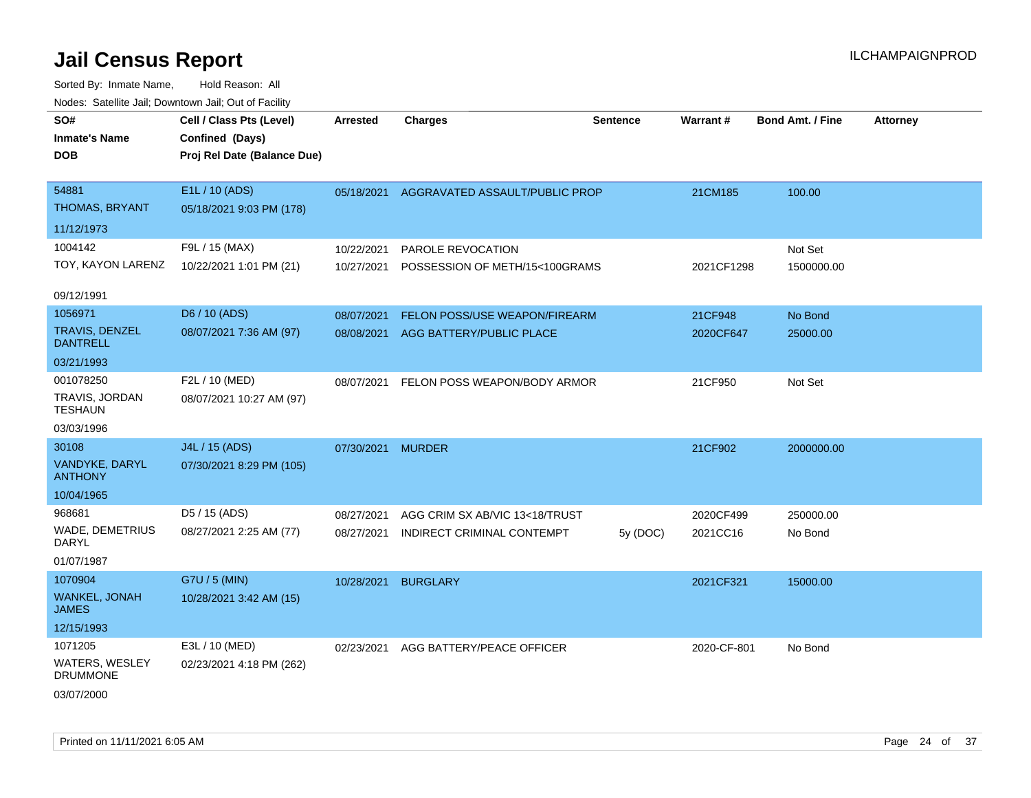# Jail Census Report

ILCHAMPAIGNPROD

Sorted By: Inmate Name, Hold Reason: All

Nodes: Satellite Jail; Downtown Jail; Out of Facility

| SO# / Inmate's Name / DOB | Cell / Class Pts (Level) / Confined (Days) / Proj Rel Date (Balance Due) | Arrested | Charges | Sentence | Warrant # | Bond Amt. / Fine | Attorney |
|---|---|---|---|---|---|---|---|
| 54881<br>THOMAS, BRYANT<br>11/12/1973 | E1L / 10 (ADS)<br>05/18/2021 9:03 PM (178) | 05/18/2021 | AGGRAVATED ASSAULT/PUBLIC PROP | | 21CM185 | 100.00 | |
| 1004142<br>TOY, KAYON LARENZ<br>09/12/1991 | F9L / 15 (MAX)<br>10/22/2021 1:01 PM (21) | 10/22/2021 | PAROLE REVOCATION | | | Not Set | |
| | | 10/27/2021 | POSSESSION OF METH/15<100GRAMS | | 2021CF1298 | 1500000.00 | |
| 1056971<br>TRAVIS, DENZEL DANTRELL<br>03/21/1993 | D6 / 10 (ADS)<br>08/07/2021 7:36 AM (97) | 08/07/2021 | FELON POSS/USE WEAPON/FIREARM | | 21CF948 | No Bond | |
| | | 08/08/2021 | AGG BATTERY/PUBLIC PLACE | | 2020CF647 | 25000.00 | |
| 001078250<br>TRAVIS, JORDAN TESHAUN<br>03/03/1996 | F2L / 10 (MED)<br>08/07/2021 10:27 AM (97) | 08/07/2021 | FELON POSS WEAPON/BODY ARMOR | | 21CF950 | Not Set | |
| 30108<br>VANDYKE, DARYL ANTHONY<br>10/04/1965 | J4L / 15 (ADS)<br>07/30/2021 8:29 PM (105) | 07/30/2021 | MURDER | | 21CF902 | 2000000.00 | |
| 968681<br>WADE, DEMETRIUS DARYL<br>01/07/1987 | D5 / 15 (ADS)<br>08/27/2021 2:25 AM (77) | 08/27/2021 | AGG CRIM SX AB/VIC 13<18/TRUST | | 2020CF499 | 250000.00 | |
| | | 08/27/2021 | INDIRECT CRIMINAL CONTEMPT | 5y (DOC) | 2021CC16 | No Bond | |
| 1070904<br>WANKEL, JONAH JAMES<br>12/15/1993 | G7U / 5 (MIN)<br>10/28/2021 3:42 AM (15) | 10/28/2021 | BURGLARY | | 2021CF321 | 15000.00 | |
| 1071205<br>WATERS, WESLEY DRUMMONE<br>03/07/2000 | E3L / 10 (MED)<br>02/23/2021 4:18 PM (262) | 02/23/2021 | AGG BATTERY/PEACE OFFICER | | 2020-CF-801 | No Bond | |

Printed on 11/11/2021 6:05 AM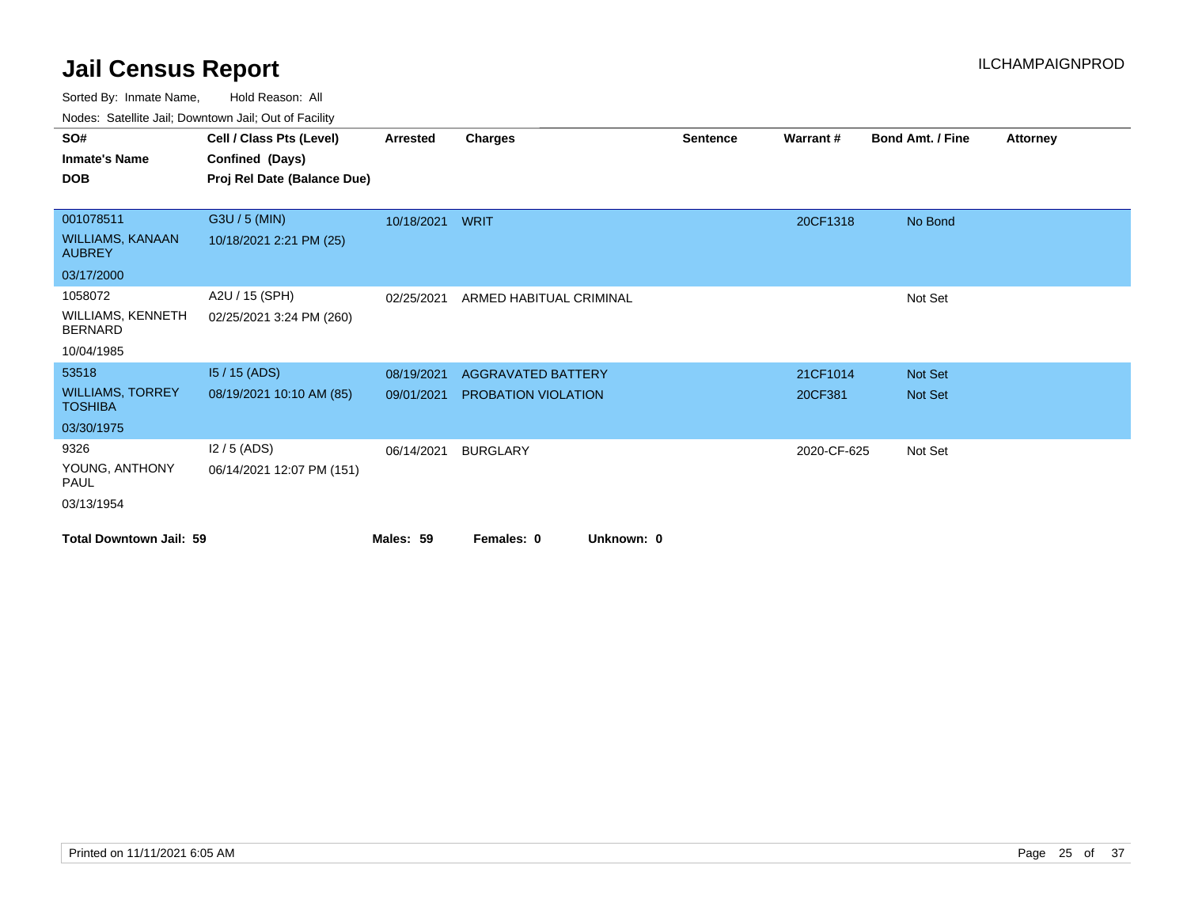# Jail Census Report

ILCHAMPAIGNPROD

Sorted By: Inmate Name, Hold Reason: All

Nodes: Satellite Jail; Downtown Jail; Out of Facility

| SO# / Inmate's Name / DOB | Cell / Class Pts (Level) / Confined (Days) / Proj Rel Date (Balance Due) | Arrested | Charges | Sentence | Warrant # | Bond Amt. / Fine | Attorney |
|---|---|---|---|---|---|---|---|
| 001078511<br>WILLIAMS, KANAAN AUBREY<br>03/17/2000 | G3U / 5 (MIN)<br>10/18/2021 2:21 PM (25) | 10/18/2021 | WRIT | | 20CF1318 | No Bond | |
| 1058072<br>WILLIAMS, KENNETH BERNARD<br>10/04/1985 | A2U / 15 (SPH)<br>02/25/2021 3:24 PM (260) | 02/25/2021 | ARMED HABITUAL CRIMINAL | | | Not Set | |
| 53518<br>WILLIAMS, TORREY TOSHIBA<br>03/30/1975 | I5 / 15 (ADS)<br>08/19/2021 10:10 AM (85) | 08/19/2021 | AGGRAVATED BATTERY | | 21CF1014 | Not Set | |
| | | 09/01/2021 | PROBATION VIOLATION | | 20CF381 | Not Set | |
| 9326<br>YOUNG, ANTHONY PAUL<br>03/13/1954 | I2 / 5 (ADS)<br>06/14/2021 12:07 PM (151) | 06/14/2021 | BURGLARY | | 2020-CF-625 | Not Set | |

**Total Downtown Jail: 59** **Males: 59** **Females: 0** **Unknown: 0**

Printed on 11/11/2021 6:05 AM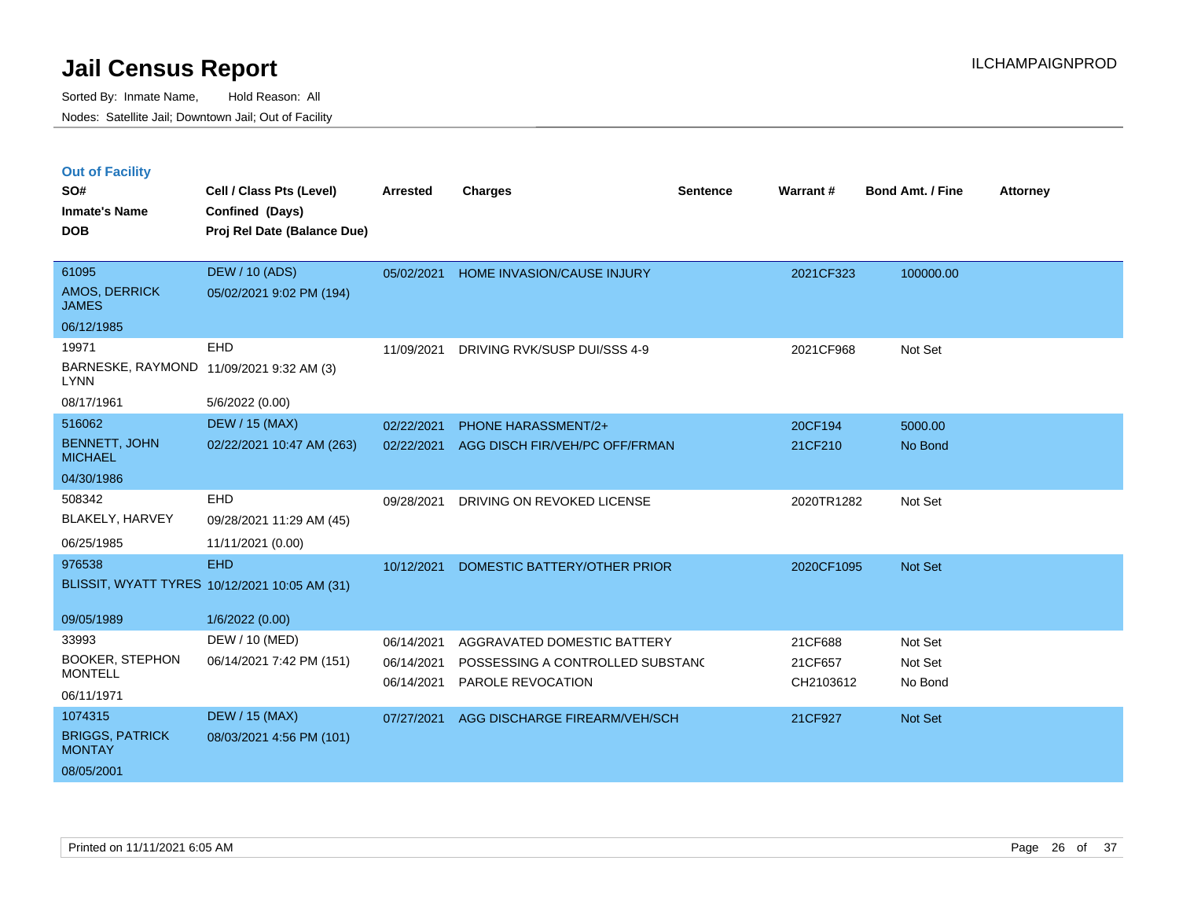# Jail Census Report

ILCHAMPAIGNPROD

Sorted By: Inmate Name, Hold Reason: All

Nodes: Satellite Jail; Downtown Jail; Out of Facility

## Out of Facility

| SO#<br>Inmate's Name<br>DOB | Cell / Class Pts (Level)<br>Confined (Days)<br>Proj Rel Date (Balance Due) | Arrested | Charges | Sentence | Warrant # | Bond Amt. / Fine | Attorney |
|---|---|---|---|---|---|---|---|
| 61095<br>AMOS, DERRICK JAMES<br>06/12/1985 | DEW / 10 (ADS)<br>05/02/2021 9:02 PM (194) | 05/02/2021 | HOME INVASION/CAUSE INJURY | | 2021CF323 | 100000.00 | |
| 19971<br>BARNESKE, RAYMOND LYNN<br>08/17/1961 | EHD<br>11/09/2021 9:32 AM (3)<br>5/6/2022 (0.00) | 11/09/2021 | DRIVING RVK/SUSP DUI/SSS 4-9 | | 2021CF968 | Not Set | |
| 516062<br>BENNETT, JOHN MICHAEL<br>04/30/1986 | DEW / 15 (MAX)<br>02/22/2021 10:47 AM (263) | 02/22/2021<br>02/22/2021 | PHONE HARASSMENT/2+<br>AGG DISCH FIR/VEH/PC OFF/FRMAN | | 20CF194<br>21CF210 | 5000.00<br>No Bond | |
| 508342<br>BLAKELY, HARVEY<br>06/25/1985 | EHD<br>09/28/2021 11:29 AM (45)<br>11/11/2021 (0.00) | 09/28/2021 | DRIVING ON REVOKED LICENSE | | 2020TR1282 | Not Set | |
| 976538<br>BLISSIT, WYATT TYRES<br>09/05/1989 | EHD<br>10/12/2021 10:05 AM (31)<br>1/6/2022 (0.00) | 10/12/2021 | DOMESTIC BATTERY/OTHER PRIOR | | 2020CF1095 | Not Set | |
| 33993<br>BOOKER, STEPHON MONTELL<br>06/11/1971 | DEW / 10 (MED)<br>06/14/2021 7:42 PM (151) | 06/14/2021<br>06/14/2021<br>06/14/2021 | AGGRAVATED DOMESTIC BATTERY<br>POSSESSING A CONTROLLED SUBSTANC<br>PAROLE REVOCATION | | 21CF688<br>21CF657<br>CH2103612 | Not Set<br>Not Set<br>No Bond | |
| 1074315<br>BRIGGS, PATRICK MONTAY<br>08/05/2001 | DEW / 15 (MAX)<br>08/03/2021 4:56 PM (101) | 07/27/2021 | AGG DISCHARGE FIREARM/VEH/SCH | | 21CF927 | Not Set | |

Printed on 11/11/2021 6:05 AM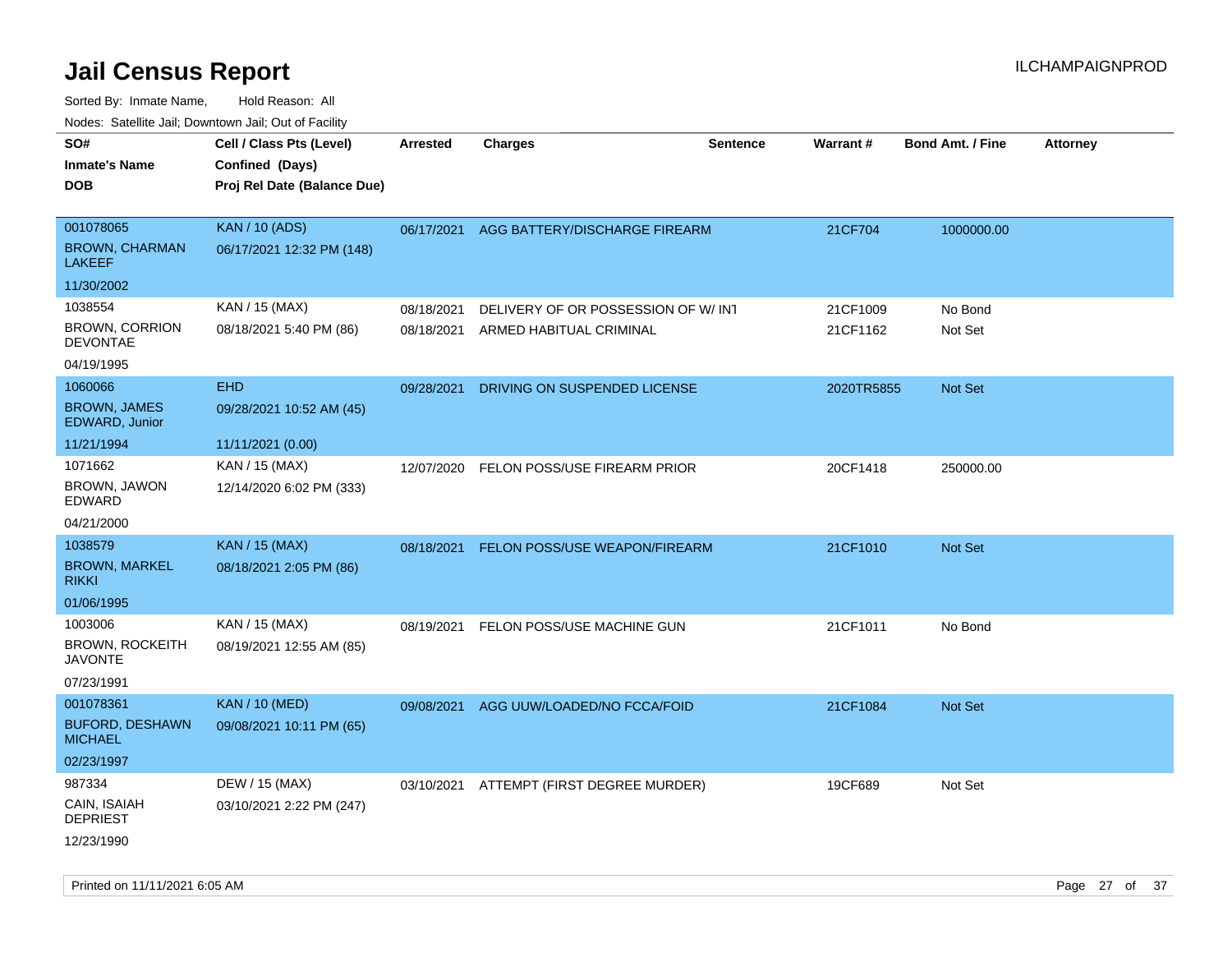# Jail Census Report

ILCHAMPAIGNPROD

Sorted By: Inmate Name, Hold Reason: All

Nodes: Satellite Jail; Downtown Jail; Out of Facility

| SO# / Inmate's Name / DOB | Cell / Class Pts (Level) / Confined (Days) / Proj Rel Date (Balance Due) | Arrested | Charges | Sentence | Warrant # | Bond Amt. / Fine | Attorney |
|---|---|---|---|---|---|---|---|
| 001078065<br>BROWN, CHARMAN LAKEEF<br>11/30/2002 | KAN / 10 (ADS)<br>06/17/2021 12:32 PM (148) | 06/17/2021 | AGG BATTERY/DISCHARGE FIREARM | | 21CF704 | 1000000.00 | |
| 1038554<br>BROWN, CORRION DEVONTAE<br>04/19/1995 | KAN / 15 (MAX)<br>08/18/2021 5:40 PM (86) | 08/18/2021<br>08/18/2021 | DELIVERY OF OR POSSESSION OF W/ INT<br>ARMED HABITUAL CRIMINAL | | 21CF1009<br>21CF1162 | No Bond<br>Not Set | |
| 1060066<br>BROWN, JAMES EDWARD, Junior<br>11/21/1994 | EHD<br>09/28/2021 10:52 AM (45)<br>11/11/2021 (0.00) | 09/28/2021 | DRIVING ON SUSPENDED LICENSE | | 2020TR5855 | Not Set | |
| 1071662<br>BROWN, JAWON EDWARD<br>04/21/2000 | KAN / 15 (MAX)<br>12/14/2020 6:02 PM (333) | 12/07/2020 | FELON POSS/USE FIREARM PRIOR | | 20CF1418 | 250000.00 | |
| 1038579<br>BROWN, MARKEL RIKKI<br>01/06/1995 | KAN / 15 (MAX)<br>08/18/2021 2:05 PM (86) | 08/18/2021 | FELON POSS/USE WEAPON/FIREARM | | 21CF1010 | Not Set | |
| 1003006<br>BROWN, ROCKEITH JAVONTE<br>07/23/1991 | KAN / 15 (MAX)<br>08/19/2021 12:55 AM (85) | 08/19/2021 | FELON POSS/USE MACHINE GUN | | 21CF1011 | No Bond | |
| 001078361<br>BUFORD, DESHAWN MICHAEL<br>02/23/1997 | KAN / 10 (MED)<br>09/08/2021 10:11 PM (65) | 09/08/2021 | AGG UUW/LOADED/NO FCCA/FOID | | 21CF1084 | Not Set | |
| 987334<br>CAIN, ISAIAH DEPRIEST<br>12/23/1990 | DEW / 15 (MAX)<br>03/10/2021 2:22 PM (247) | 03/10/2021 | ATTEMPT (FIRST DEGREE MURDER) | | 19CF689 | Not Set | |

Printed on 11/11/2021 6:05 AM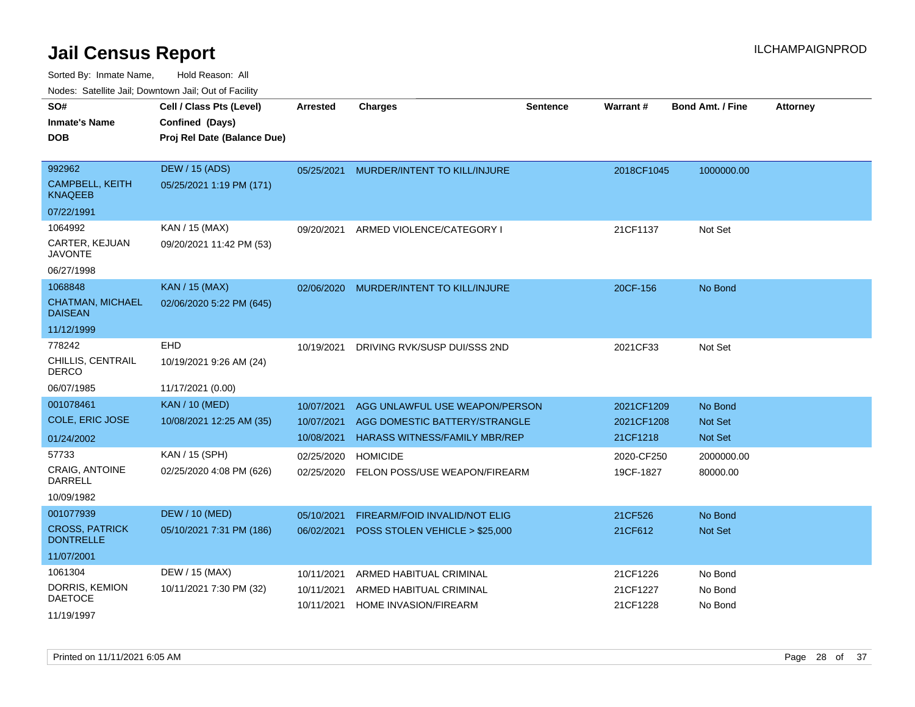# Jail Census Report

ILCHAMPAIGNPROD

Sorted By: Inmate Name, Hold Reason: All

Nodes: Satellite Jail; Downtown Jail; Out of Facility

| SO# / Inmate's Name / DOB | Cell / Class Pts (Level) / Confined (Days) / Proj Rel Date (Balance Due) | Arrested | Charges | Sentence | Warrant # | Bond Amt. / Fine | Attorney |
|---|---|---|---|---|---|---|---|
| 992962 CAMPBELL, KEITH KNAQEEB 07/22/1991 | DEW / 15 (ADS) 05/25/2021 1:19 PM (171) | 05/25/2021 | MURDER/INTENT TO KILL/INJURE | | 2018CF1045 | 1000000.00 | |
| 1064992 CARTER, KEJUAN JAVONTE 06/27/1998 | KAN / 15 (MAX) 09/20/2021 11:42 PM (53) | 09/20/2021 | ARMED VIOLENCE/CATEGORY I | | 21CF1137 | Not Set | |
| 1068848 CHATMAN, MICHAEL DAISEAN 11/12/1999 | KAN / 15 (MAX) 02/06/2020 5:22 PM (645) | 02/06/2020 | MURDER/INTENT TO KILL/INJURE | | 20CF-156 | No Bond | |
| 778242 CHILLIS, CENTRAIL DERCO 06/07/1985 | EHD 10/19/2021 9:26 AM (24) 11/17/2021 (0.00) | 10/19/2021 | DRIVING RVK/SUSP DUI/SSS 2ND | | 2021CF33 | Not Set | |
| 001078461 COLE, ERIC JOSE 01/24/2002 | KAN / 10 (MED) 10/08/2021 12:25 AM (35) | 10/07/2021 | AGG UNLAWFUL USE WEAPON/PERSON | | 2021CF1209 | No Bond | |
| | | 10/07/2021 | AGG DOMESTIC BATTERY/STRANGLE | | 2021CF1208 | Not Set | |
| | | 10/08/2021 | HARASS WITNESS/FAMILY MBR/REP | | 21CF1218 | Not Set | |
| 57733 CRAIG, ANTOINE DARRELL 10/09/1982 | KAN / 15 (SPH) 02/25/2020 4:08 PM (626) | 02/25/2020 | HOMICIDE | | 2020-CF250 | 2000000.00 | |
| | | 02/25/2020 | FELON POSS/USE WEAPON/FIREARM | | 19CF-1827 | 80000.00 | |
| 001077939 CROSS, PATRICK DONTRELLE 11/07/2001 | DEW / 10 (MED) 05/10/2021 7:31 PM (186) | 05/10/2021 | FIREARM/FOID INVALID/NOT ELIG | | 21CF526 | No Bond | |
| | | 06/02/2021 | POSS STOLEN VEHICLE > $25,000 | | 21CF612 | Not Set | |
| 1061304 DORRIS, KEMION DAETOCE 11/19/1997 | DEW / 15 (MAX) 10/11/2021 7:30 PM (32) | 10/11/2021 | ARMED HABITUAL CRIMINAL | | 21CF1226 | No Bond | |
| | | 10/11/2021 | ARMED HABITUAL CRIMINAL | | 21CF1227 | No Bond | |
| | | 10/11/2021 | HOME INVASION/FIREARM | | 21CF1228 | No Bond | |

Printed on 11/11/2021 6:05 AM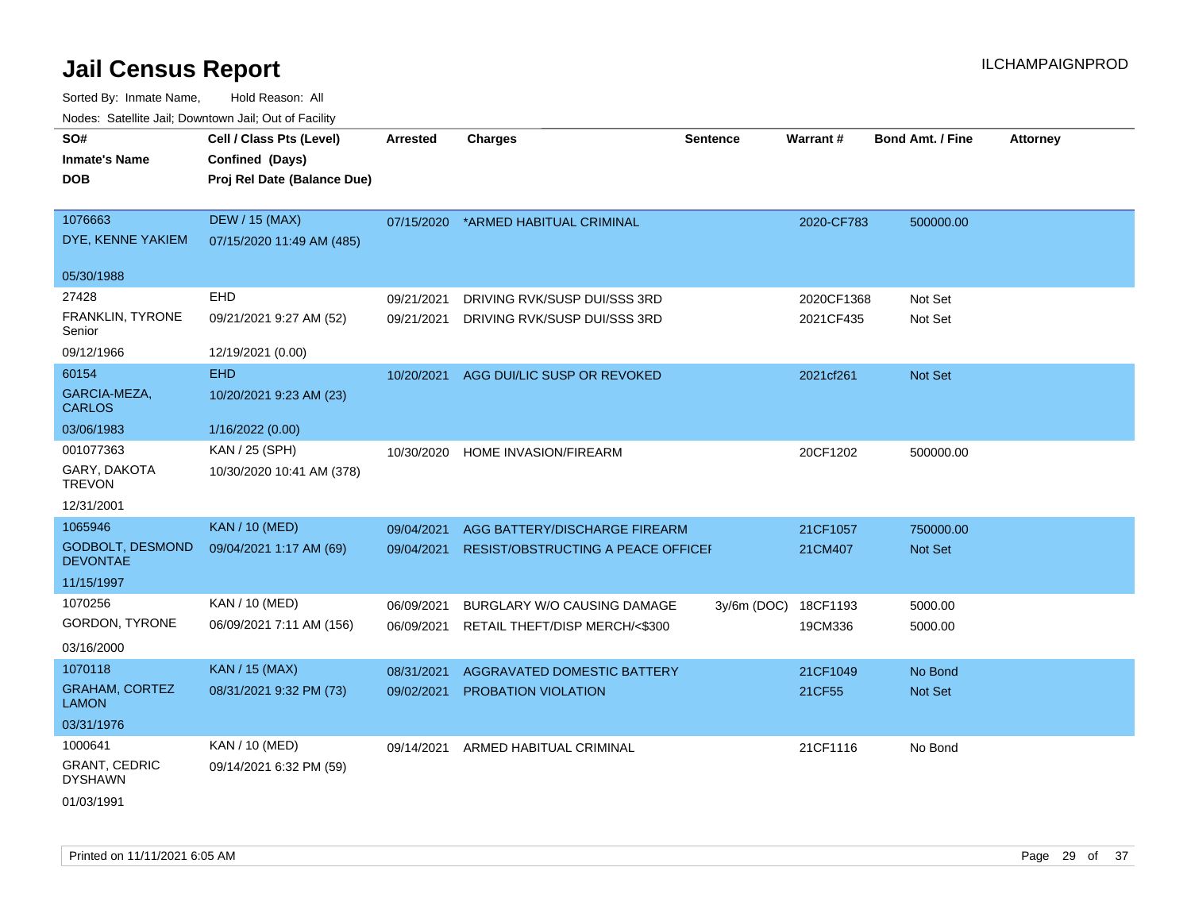# Jail Census Report

Sorted By: Inmate Name, Hold Reason: All

Nodes: Satellite Jail; Downtown Jail; Out of Facility

ILCHAMPAIGNPROD

| SO# / Inmate's Name / DOB | Cell / Class Pts (Level) / Confined (Days) / Proj Rel Date (Balance Due) | Arrested | Charges | Sentence | Warrant # | Bond Amt. / Fine | Attorney |
|---|---|---|---|---|---|---|---|
| 1076663<br>DYE, KENNE YAKIEM<br>05/30/1988 | DEW / 15 (MAX)<br>07/15/2020 11:49 AM (485) | 07/15/2020 | *ARMED HABITUAL CRIMINAL | | 2020-CF783 | 500000.00 | |
| 27428<br>FRANKLIN, TYRONE Senior<br>09/12/1966 | EHD<br>09/21/2021 9:27 AM (52)<br>12/19/2021 (0.00) | 09/21/2021<br>09/21/2021 | DRIVING RVK/SUSP DUI/SSS 3RD<br>DRIVING RVK/SUSP DUI/SSS 3RD | | 2020CF1368<br>2021CF435 | Not Set<br>Not Set | |
| 60154<br>GARCIA-MEZA, CARLOS<br>03/06/1983 | EHD<br>10/20/2021 9:23 AM (23)<br>1/16/2022 (0.00) | 10/20/2021 | AGG DUI/LIC SUSP OR REVOKED | | 2021cf261 | Not Set | |
| 001077363<br>GARY, DAKOTA TREVON<br>12/31/2001 | KAN / 25 (SPH)<br>10/30/2020 10:41 AM (378) | 10/30/2020 | HOME INVASION/FIREARM | | 20CF1202 | 500000.00 | |
| 1065946<br>GODBOLT, DESMOND DEVONTAE<br>11/15/1997 | KAN / 10 (MED)<br>09/04/2021 1:17 AM (69) | 09/04/2021<br>09/04/2021 | AGG BATTERY/DISCHARGE FIREARM<br>RESIST/OBSTRUCTING A PEACE OFFICEI | | 21CF1057<br>21CM407 | 750000.00<br>Not Set | |
| 1070256<br>GORDON, TYRONE<br>03/16/2000 | KAN / 10 (MED)<br>06/09/2021 7:11 AM (156) | 06/09/2021<br>06/09/2021 | BURGLARY W/O CAUSING DAMAGE<br>RETAIL THEFT/DISP MERCH/<$300 | 3y/6m (DOC) | 18CF1193<br>19CM336 | 5000.00<br>5000.00 | |
| 1070118<br>GRAHAM, CORTEZ LAMON<br>03/31/1976 | KAN / 15 (MAX)<br>08/31/2021 9:32 PM (73) | 08/31/2021<br>09/02/2021 | AGGRAVATED DOMESTIC BATTERY<br>PROBATION VIOLATION | | 21CF1049<br>21CF55 | No Bond<br>Not Set | |
| 1000641<br>GRANT, CEDRIC DYSHAWN<br>01/03/1991 | KAN / 10 (MED)<br>09/14/2021 6:32 PM (59) | 09/14/2021 | ARMED HABITUAL CRIMINAL | | 21CF1116 | No Bond | |

Printed on 11/11/2021 6:05 AM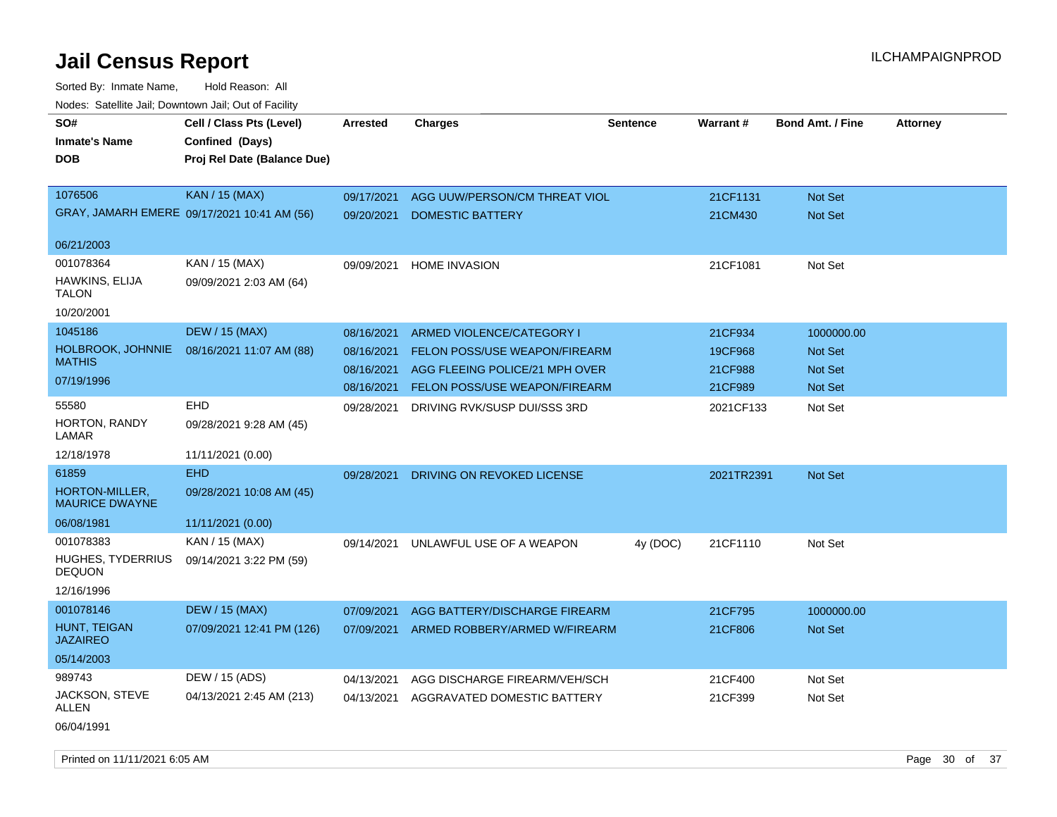# Jail Census Report

ILCHAMPAIGNPROD

Sorted By: Inmate Name, Hold Reason: All

Nodes: Satellite Jail; Downtown Jail; Out of Facility

| SO# / Inmate's Name / DOB | Cell / Class Pts (Level) / Confined (Days) / Proj Rel Date (Balance Due) | Arrested | Charges | Sentence | Warrant # | Bond Amt. / Fine | Attorney |
|---|---|---|---|---|---|---|---|
| 1076506<br>GRAY, JAMARH EMERE<br>06/21/2003 | KAN / 15 (MAX)<br>09/17/2021 10:41 AM (56) | 09/17/2021 | AGG UUW/PERSON/CM THREAT VIOL | | 21CF1131 | Not Set | |
| | | 09/20/2021 | DOMESTIC BATTERY | | 21CM430 | Not Set | |
| 001078364<br>HAWKINS, ELIJA TALON<br>10/20/2001 | KAN / 15 (MAX)<br>09/09/2021 2:03 AM (64) | 09/09/2021 | HOME INVASION | | 21CF1081 | Not Set | |
| 1045186<br>HOLBROOK, JOHNNIE MATHIS<br>07/19/1996 | DEW / 15 (MAX)<br>08/16/2021 11:07 AM (88) | 08/16/2021 | ARMED VIOLENCE/CATEGORY I | | 21CF934 | 1000000.00 | |
| | | 08/16/2021 | FELON POSS/USE WEAPON/FIREARM | | 19CF968 | Not Set | |
| | | 08/16/2021 | AGG FLEEING POLICE/21 MPH OVER | | 21CF988 | Not Set | |
| | | 08/16/2021 | FELON POSS/USE WEAPON/FIREARM | | 21CF989 | Not Set | |
| 55580<br>HORTON, RANDY LAMAR<br>12/18/1978 | EHD<br>09/28/2021 9:28 AM (45)<br>11/11/2021 (0.00) | 09/28/2021 | DRIVING RVK/SUSP DUI/SSS 3RD | | 2021CF133 | Not Set | |
| 61859<br>HORTON-MILLER, MAURICE DWAYNE<br>06/08/1981 | EHD<br>09/28/2021 10:08 AM (45)<br>11/11/2021 (0.00) | 09/28/2021 | DRIVING ON REVOKED LICENSE | | 2021TR2391 | Not Set | |
| 001078383<br>HUGHES, TYDERRIUS DEQUON<br>12/16/1996 | KAN / 15 (MAX)<br>09/14/2021 3:22 PM (59) | 09/14/2021 | UNLAWFUL USE OF A WEAPON | 4y (DOC) | 21CF1110 | Not Set | |
| 001078146<br>HUNT, TEIGAN JAZAIREO<br>05/14/2003 | DEW / 15 (MAX)<br>07/09/2021 12:41 PM (126) | 07/09/2021 | AGG BATTERY/DISCHARGE FIREARM | | 21CF795 | 1000000.00 | |
| | | 07/09/2021 | ARMED ROBBERY/ARMED W/FIREARM | | 21CF806 | Not Set | |
| 989743<br>JACKSON, STEVE ALLEN<br>06/04/1991 | DEW / 15 (ADS)<br>04/13/2021 2:45 AM (213) | 04/13/2021 | AGG DISCHARGE FIREARM/VEH/SCH | | 21CF400 | Not Set | |
| | | 04/13/2021 | AGGRAVATED DOMESTIC BATTERY | | 21CF399 | Not Set | |

Printed on 11/11/2021 6:05 AM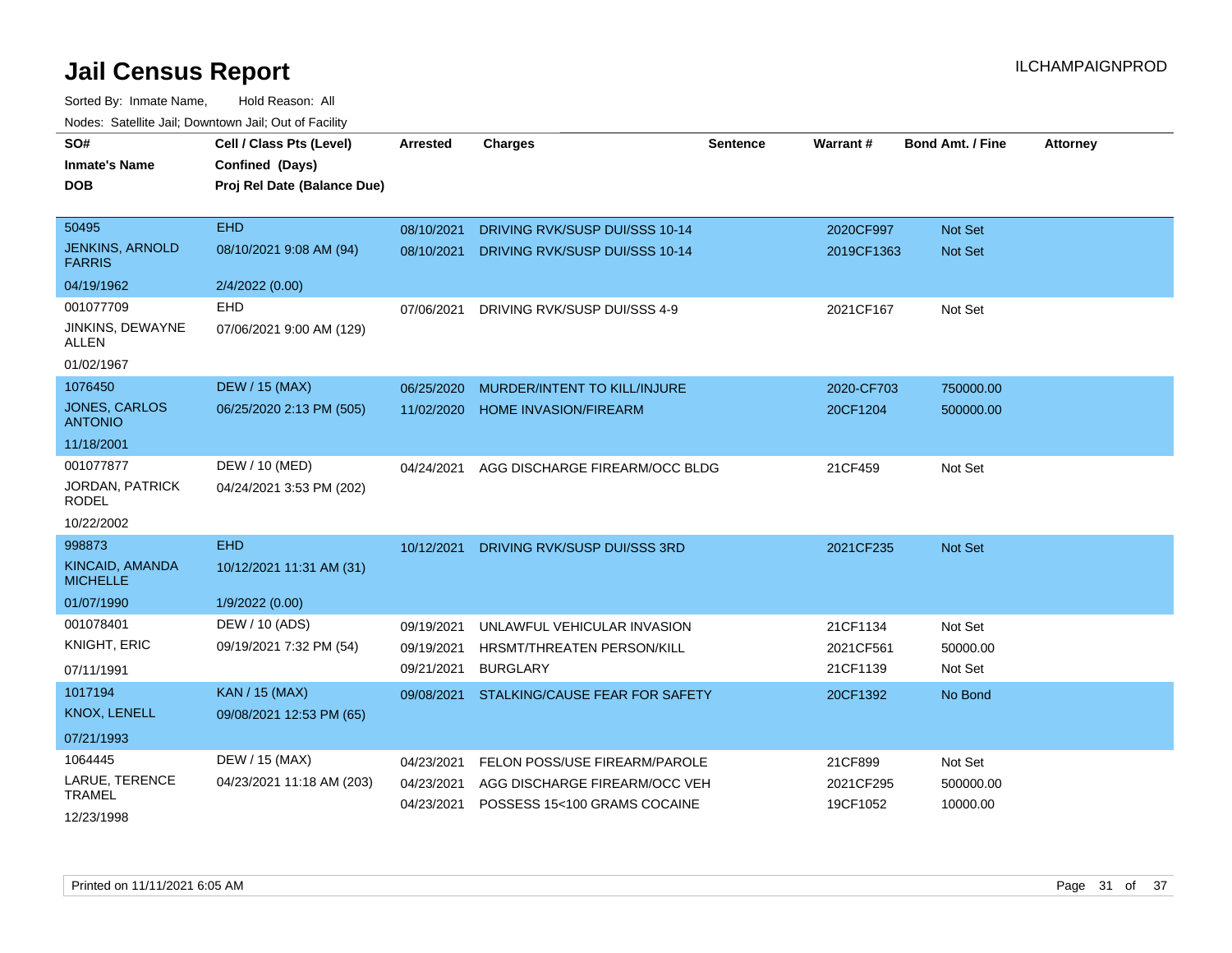# Jail Census Report

Sorted By: Inmate Name, Hold Reason: All

Nodes: Satellite Jail; Downtown Jail; Out of Facility

| SO# / Inmate's Name / DOB | Cell / Class Pts (Level) / Confined (Days) / Proj Rel Date (Balance Due) | Arrested | Charges | Sentence | Warrant # | Bond Amt. / Fine | Attorney |
|---|---|---|---|---|---|---|---|
| 50495 | EHD | 08/10/2021 | DRIVING RVK/SUSP DUI/SSS 10-14 | | 2020CF997 | Not Set | |
| JENKINS, ARNOLD FARRIS | 08/10/2021 9:08 AM (94) | 08/10/2021 | DRIVING RVK/SUSP DUI/SSS 10-14 | | 2019CF1363 | Not Set | |
| 04/19/1962 | 2/4/2022 (0.00) | | | | | | |
| 001077709 | EHD | 07/06/2021 | DRIVING RVK/SUSP DUI/SSS 4-9 | | 2021CF167 | Not Set | |
| JINKINS, DEWAYNE ALLEN | 07/06/2021 9:00 AM (129) | | | | | | |
| 01/02/1967 | | | | | | | |
| 1076450 | DEW / 15 (MAX) | 06/25/2020 | MURDER/INTENT TO KILL/INJURE | | 2020-CF703 | 750000.00 | |
| JONES, CARLOS ANTONIO | 06/25/2020 2:13 PM (505) | 11/02/2020 | HOME INVASION/FIREARM | | 20CF1204 | 500000.00 | |
| 11/18/2001 | | | | | | | |
| 001077877 | DEW / 10 (MED) | 04/24/2021 | AGG DISCHARGE FIREARM/OCC BLDG | | 21CF459 | Not Set | |
| JORDAN, PATRICK RODEL | 04/24/2021 3:53 PM (202) | | | | | | |
| 10/22/2002 | | | | | | | |
| 998873 | EHD | 10/12/2021 | DRIVING RVK/SUSP DUI/SSS 3RD | | 2021CF235 | Not Set | |
| KINCAID, AMANDA MICHELLE | 10/12/2021 11:31 AM (31) | | | | | | |
| 01/07/1990 | 1/9/2022 (0.00) | | | | | | |
| 001078401 | DEW / 10 (ADS) | 09/19/2021 | UNLAWFUL VEHICULAR INVASION | | 21CF1134 | Not Set | |
| KNIGHT, ERIC | 09/19/2021 7:32 PM (54) | 09/19/2021 | HRSMT/THREATEN PERSON/KILL | | 2021CF561 | 50000.00 | |
| 07/11/1991 | | 09/21/2021 | BURGLARY | | 21CF1139 | Not Set | |
| 1017194 | KAN / 15 (MAX) | 09/08/2021 | STALKING/CAUSE FEAR FOR SAFETY | | 20CF1392 | No Bond | |
| KNOX, LENELL | 09/08/2021 12:53 PM (65) | | | | | | |
| 07/21/1993 | | | | | | | |
| 1064445 | DEW / 15 (MAX) | 04/23/2021 | FELON POSS/USE FIREARM/PAROLE | | 21CF899 | Not Set | |
| LARUE, TERENCE TRAMEL | 04/23/2021 11:18 AM (203) | 04/23/2021 | AGG DISCHARGE FIREARM/OCC VEH | | 2021CF295 | 500000.00 | |
| 12/23/1998 | | 04/23/2021 | POSSESS 15<100 GRAMS COCAINE | | 19CF1052 | 10000.00 | |

Printed on 11/11/2021 6:05 AM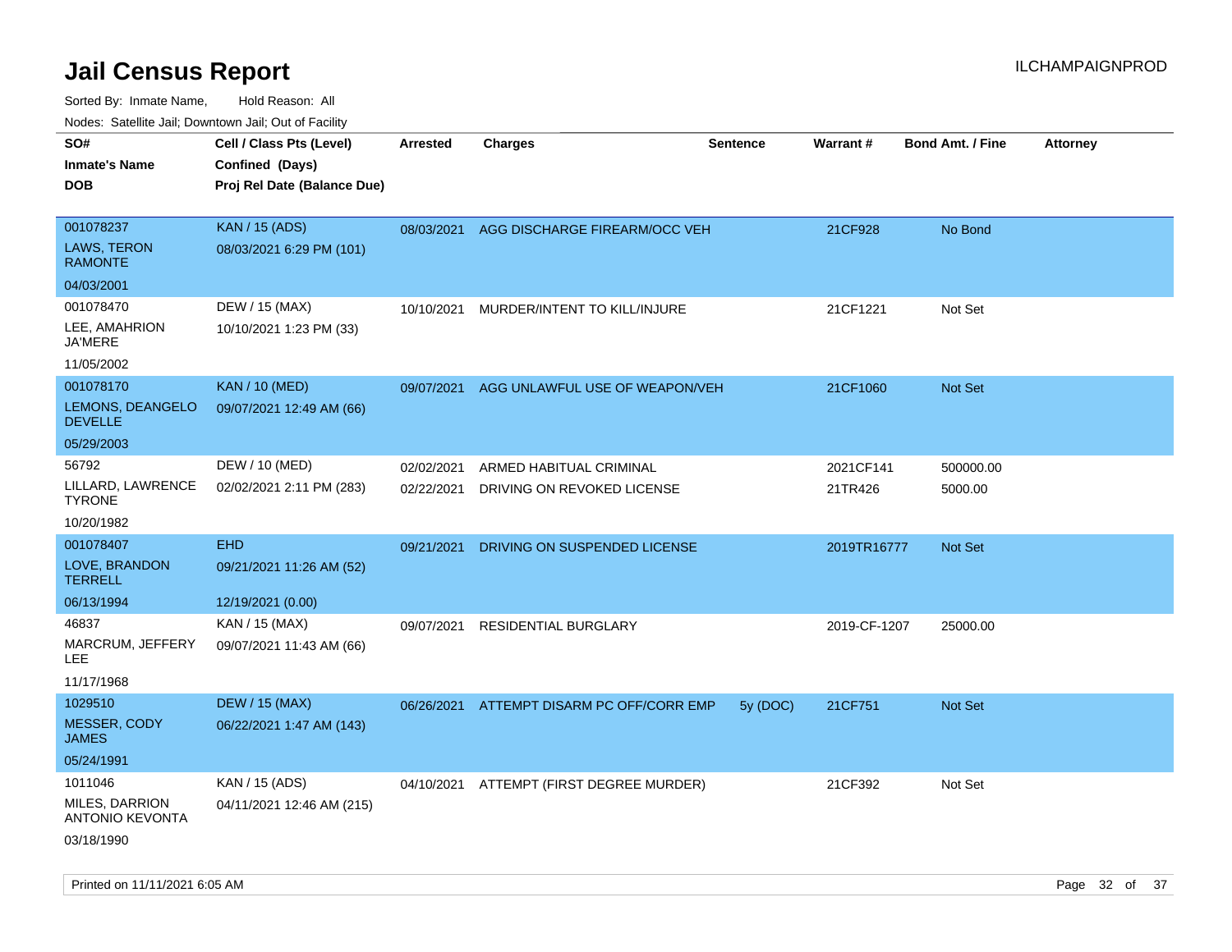# Jail Census Report

Sorted By: Inmate Name, Hold Reason: All

Nodes: Satellite Jail; Downtown Jail; Out of Facility

| SO# / Inmate's Name / DOB | Cell / Class Pts (Level) / Confined (Days) / Proj Rel Date (Balance Due) | Arrested | Charges | Sentence | Warrant # | Bond Amt. / Fine | Attorney |
|---|---|---|---|---|---|---|---|
| 001078237<br>LAWS, TERON RAMONTE<br>04/03/2001 | KAN / 15 (ADS)<br>08/03/2021 6:29 PM (101) | 08/03/2021 | AGG DISCHARGE FIREARM/OCC VEH | | 21CF928 | No Bond | |
| 001078470<br>LEE, AMAHRION JA'MERE<br>11/05/2002 | DEW / 15 (MAX)<br>10/10/2021 1:23 PM (33) | 10/10/2021 | MURDER/INTENT TO KILL/INJURE | | 21CF1221 | Not Set | |
| 001078170<br>LEMONS, DEANGELO DEVELLE<br>05/29/2003 | KAN / 10 (MED)<br>09/07/2021 12:49 AM (66) | 09/07/2021 | AGG UNLAWFUL USE OF WEAPON/VEH | | 21CF1060 | Not Set | |
| 56792<br>LILLARD, LAWRENCE TYRONE<br>10/20/1982 | DEW / 10 (MED)<br>02/02/2021 2:11 PM (283) | 02/02/2021<br>02/22/2021 | ARMED HABITUAL CRIMINAL<br>DRIVING ON REVOKED LICENSE | | 2021CF141<br>21TR426 | 500000.00<br>5000.00 | |
| 001078407<br>LOVE, BRANDON TERRELL<br>06/13/1994 | EHD<br>09/21/2021 11:26 AM (52)<br>12/19/2021 (0.00) | 09/21/2021 | DRIVING ON SUSPENDED LICENSE | | 2019TR16777 | Not Set | |
| 46837<br>MARCRUM, JEFFERY LEE<br>11/17/1968 | KAN / 15 (MAX)<br>09/07/2021 11:43 AM (66) | 09/07/2021 | RESIDENTIAL BURGLARY | | 2019-CF-1207 | 25000.00 | |
| 1029510<br>MESSER, CODY JAMES<br>05/24/1991 | DEW / 15 (MAX)<br>06/22/2021 1:47 AM (143) | 06/26/2021 | ATTEMPT DISARM PC OFF/CORR EMP | 5y (DOC) | 21CF751 | Not Set | |
| 1011046<br>MILES, DARRION ANTONIO KEVONTA<br>03/18/1990 | KAN / 15 (ADS)<br>04/11/2021 12:46 AM (215) | 04/10/2021 | ATTEMPT (FIRST DEGREE MURDER) | | 21CF392 | Not Set | |

Printed on 11/11/2021 6:05 AM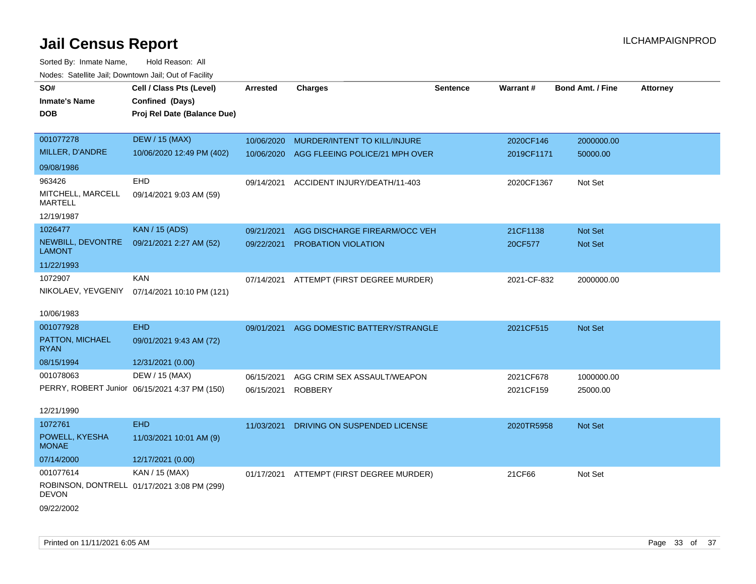# Jail Census Report

ILCHAMPAIGNPROD

Sorted By: Inmate Name, Hold Reason: All

Nodes: Satellite Jail; Downtown Jail; Out of Facility

| SO# / Inmate's Name / DOB | Cell / Class Pts (Level) / Confined (Days) / Proj Rel Date (Balance Due) | Arrested | Charges | Sentence | Warrant # | Bond Amt. / Fine | Attorney |
|---|---|---|---|---|---|---|---|
| 001077278<br>MILLER, D'ANDRE<br>09/08/1986 | DEW / 15 (MAX)<br>10/06/2020 12:49 PM (402) | 10/06/2020 | MURDER/INTENT TO KILL/INJURE | | 2020CF146 | 2000000.00 | |
| | | 10/06/2020 | AGG FLEEING POLICE/21 MPH OVER | | 2019CF1171 | 50000.00 | |
| 963426<br>MITCHELL, MARCELL MARTELL<br>12/19/1987 | EHD<br>09/14/2021 9:03 AM (59) | 09/14/2021 | ACCIDENT INJURY/DEATH/11-403 | | 2020CF1367 | Not Set | |
| 1026477<br>NEWBILL, DEVONTRE LAMONT<br>11/22/1993 | KAN / 15 (ADS)<br>09/21/2021 2:27 AM (52) | 09/21/2021 | AGG DISCHARGE FIREARM/OCC VEH | | 21CF1138 | Not Set | |
| | | 09/22/2021 | PROBATION VIOLATION | | 20CF577 | Not Set | |
| 1072907<br>NIKOLAEV, YEVGENIY<br>10/06/1983 | KAN<br>07/14/2021 10:10 PM (121) | 07/14/2021 | ATTEMPT (FIRST DEGREE MURDER) | | 2021-CF-832 | 2000000.00 | |
| 001077928<br>PATTON, MICHAEL RYAN<br>08/15/1994 | EHD<br>09/01/2021 9:43 AM (72)<br>12/31/2021 (0.00) | 09/01/2021 | AGG DOMESTIC BATTERY/STRANGLE | | 2021CF515 | Not Set | |
| 001078063<br>PERRY, ROBERT Junior<br>12/21/1990 | DEW / 15 (MAX)<br>06/15/2021 4:37 PM (150) | 06/15/2021 | AGG CRIM SEX ASSAULT/WEAPON | | 2021CF678 | 1000000.00 | |
| | | 06/15/2021 | ROBBERY | | 2021CF159 | 25000.00 | |
| 1072761<br>POWELL, KYESHA MONAE<br>07/14/2000 | EHD<br>11/03/2021 10:01 AM (9)<br>12/17/2021 (0.00) | 11/03/2021 | DRIVING ON SUSPENDED LICENSE | | 2020TR5958 | Not Set | |
| 001077614<br>ROBINSON, DONTRELL DEVON<br>09/22/2002 | KAN / 15 (MAX)<br>01/17/2021 3:08 PM (299) | 01/17/2021 | ATTEMPT (FIRST DEGREE MURDER) | | 21CF66 | Not Set | |

Printed on 11/11/2021 6:05 AM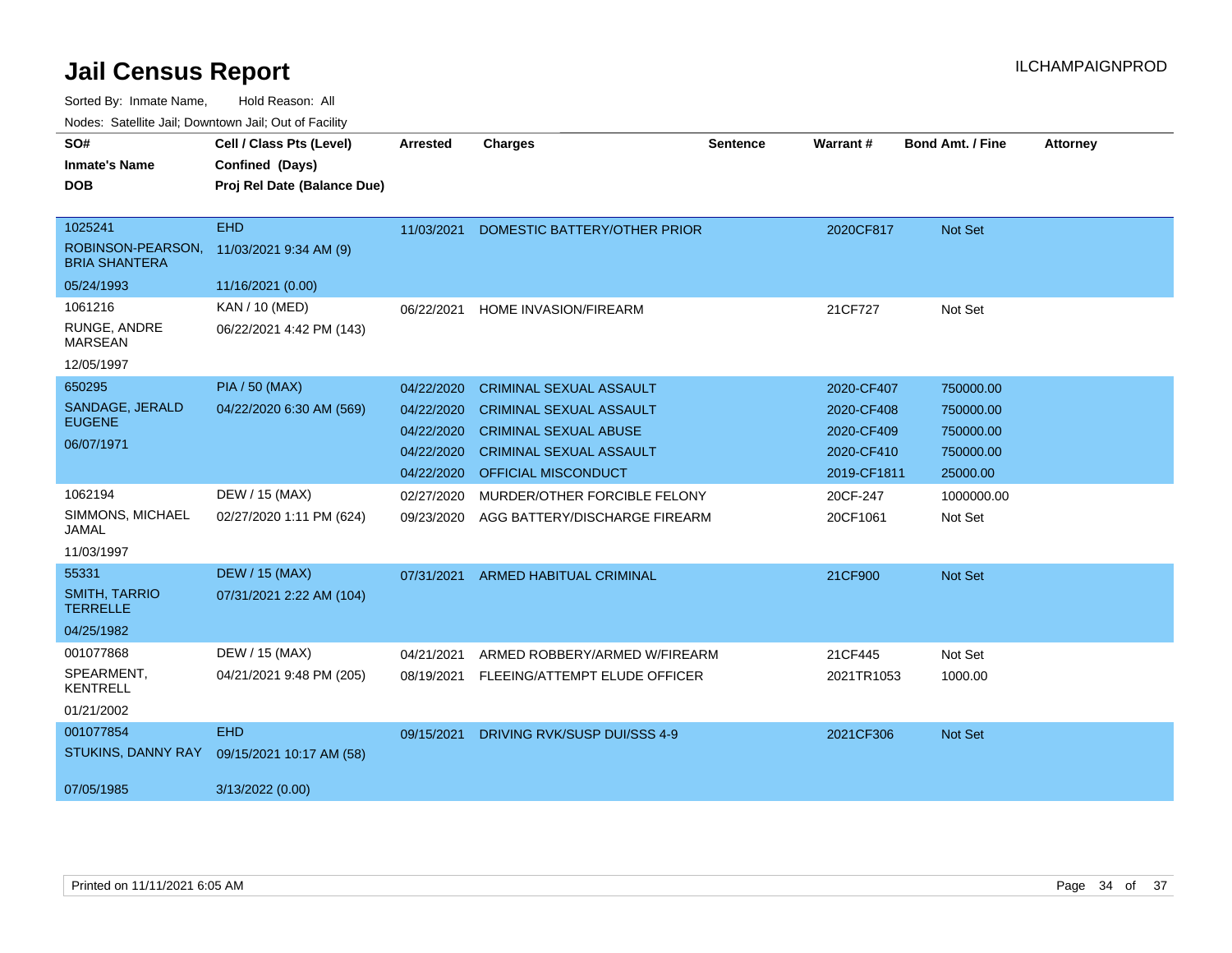# Jail Census Report

ILCHAMPAIGNPROD

Sorted By: Inmate Name, Hold Reason: All

Nodes: Satellite Jail; Downtown Jail; Out of Facility

| SO# / Inmate's Name / DOB | Cell / Class Pts (Level) / Confined (Days) / Proj Rel Date (Balance Due) | Arrested | Charges | Sentence | Warrant # | Bond Amt. / Fine | Attorney |
|---|---|---|---|---|---|---|---|
| 1025241 ROBINSON-PEARSON, BRIA SHANTERA 05/24/1993 | EHD 11/03/2021 9:34 AM (9) 11/16/2021 (0.00) | 11/03/2021 | DOMESTIC BATTERY/OTHER PRIOR | | 2020CF817 | Not Set | |
| 1061216 RUNGE, ANDRE MARSEAN 12/05/1997 | KAN / 10 (MED) 06/22/2021 4:42 PM (143) | 06/22/2021 | HOME INVASION/FIREARM | | 21CF727 | Not Set | |
| 650295 SANDAGE, JERALD EUGENE 06/07/1971 | PIA / 50 (MAX) 04/22/2020 6:30 AM (569) | 04/22/2020 | CRIMINAL SEXUAL ASSAULT | | 2020-CF407 | 750000.00 | |
| | | 04/22/2020 | CRIMINAL SEXUAL ASSAULT | | 2020-CF408 | 750000.00 | |
| | | 04/22/2020 | CRIMINAL SEXUAL ABUSE | | 2020-CF409 | 750000.00 | |
| | | 04/22/2020 | CRIMINAL SEXUAL ASSAULT | | 2020-CF410 | 750000.00 | |
| | | 04/22/2020 | OFFICIAL MISCONDUCT | | 2019-CF1811 | 25000.00 | |
| 1062194 SIMMONS, MICHAEL JAMAL 11/03/1997 | DEW / 15 (MAX) 02/27/2020 1:11 PM (624) | 02/27/2020 | MURDER/OTHER FORCIBLE FELONY | | 20CF-247 | 1000000.00 | |
| | | 09/23/2020 | AGG BATTERY/DISCHARGE FIREARM | | 20CF1061 | Not Set | |
| 55331 SMITH, TARRIO TERRELLE 04/25/1982 | DEW / 15 (MAX) 07/31/2021 2:22 AM (104) | 07/31/2021 | ARMED HABITUAL CRIMINAL | | 21CF900 | Not Set | |
| 001077868 SPEARMENT, KENTRELL 01/21/2002 | DEW / 15 (MAX) 04/21/2021 9:48 PM (205) | 04/21/2021 | ARMED ROBBERY/ARMED W/FIREARM | | 21CF445 | Not Set | |
| | | 08/19/2021 | FLEEING/ATTEMPT ELUDE OFFICER | | 2021TR1053 | 1000.00 | |
| 001077854 STUKINS, DANNY RAY 07/05/1985 | EHD 09/15/2021 10:17 AM (58) 3/13/2022 (0.00) | 09/15/2021 | DRIVING RVK/SUSP DUI/SSS 4-9 | | 2021CF306 | Not Set | |

Printed on 11/11/2021 6:05 AM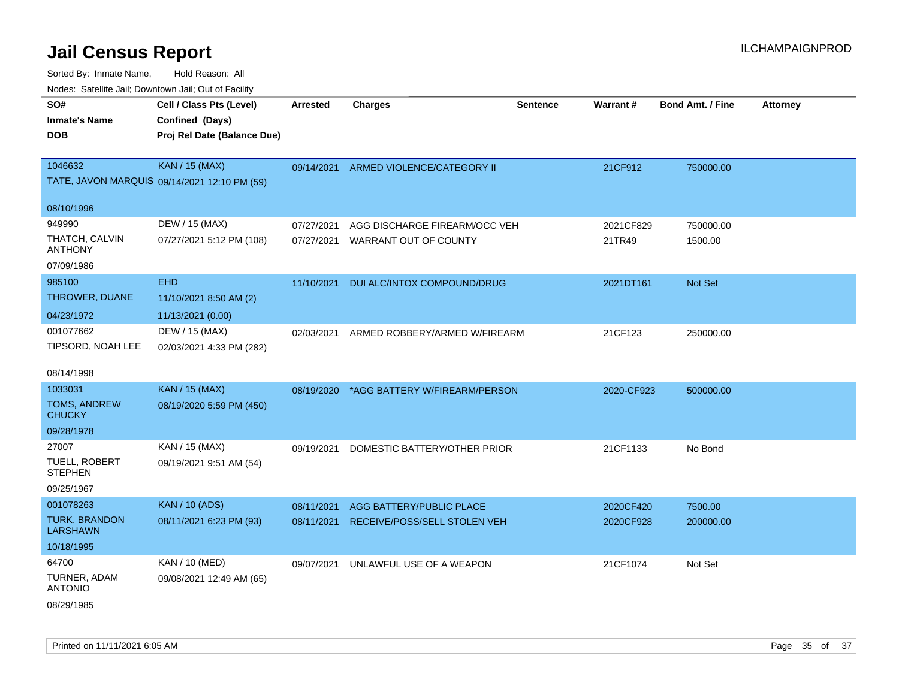# Jail Census Report

Sorted By: Inmate Name, Hold Reason: All

Nodes: Satellite Jail; Downtown Jail; Out of Facility

| SO#<br>Inmate's Name<br>DOB | Cell / Class Pts (Level)<br>Confined (Days)<br>Proj Rel Date (Balance Due) | Arrested | Charges | Sentence | Warrant # | Bond Amt. / Fine | Attorney |
|---|---|---|---|---|---|---|---|
| 1046632<br>TATE, JAVON MARQUIS<br>08/10/1996 | KAN / 15 (MAX)<br>09/14/2021 12:10 PM (59) | 09/14/2021 | ARMED VIOLENCE/CATEGORY II | | 21CF912 | 750000.00 | |
| 949990<br>THATCH, CALVIN ANTHONY<br>07/09/1986 | DEW / 15 (MAX)<br>07/27/2021 5:12 PM (108) | 07/27/2021<br>07/27/2021 | AGG DISCHARGE FIREARM/OCC VEH<br>WARRANT OUT OF COUNTY | | 2021CF829<br>21TR49 | 750000.00<br>1500.00 | |
| 985100<br>THROWER, DUANE<br>04/23/1972 | EHD<br>11/10/2021 8:50 AM (2)<br>11/13/2021 (0.00) | 11/10/2021 | DUI ALC/INTOX COMPOUND/DRUG | | 2021DT161 | Not Set | |
| 001077662<br>TIPSORD, NOAH LEE<br>08/14/1998 | DEW / 15 (MAX)<br>02/03/2021 4:33 PM (282) | 02/03/2021 | ARMED ROBBERY/ARMED W/FIREARM | | 21CF123 | 250000.00 | |
| 1033031<br>TOMS, ANDREW CHUCKY<br>09/28/1978 | KAN / 15 (MAX)<br>08/19/2020 5:59 PM (450) | 08/19/2020 | *AGG BATTERY W/FIREARM/PERSON | | 2020-CF923 | 500000.00 | |
| 27007<br>TUELL, ROBERT STEPHEN<br>09/25/1967 | KAN / 15 (MAX)<br>09/19/2021 9:51 AM (54) | 09/19/2021 | DOMESTIC BATTERY/OTHER PRIOR | | 21CF1133 | No Bond | |
| 001078263<br>TURK, BRANDON LARSHAWN<br>10/18/1995 | KAN / 10 (ADS)<br>08/11/2021 6:23 PM (93) | 08/11/2021<br>08/11/2021 | AGG BATTERY/PUBLIC PLACE<br>RECEIVE/POSS/SELL STOLEN VEH | | 2020CF420<br>2020CF928 | 7500.00<br>200000.00 | |
| 64700<br>TURNER, ADAM ANTONIO<br>08/29/1985 | KAN / 10 (MED)<br>09/08/2021 12:49 AM (65) | 09/07/2021 | UNLAWFUL USE OF A WEAPON | | 21CF1074 | Not Set | |

Printed on 11/11/2021 6:05 AM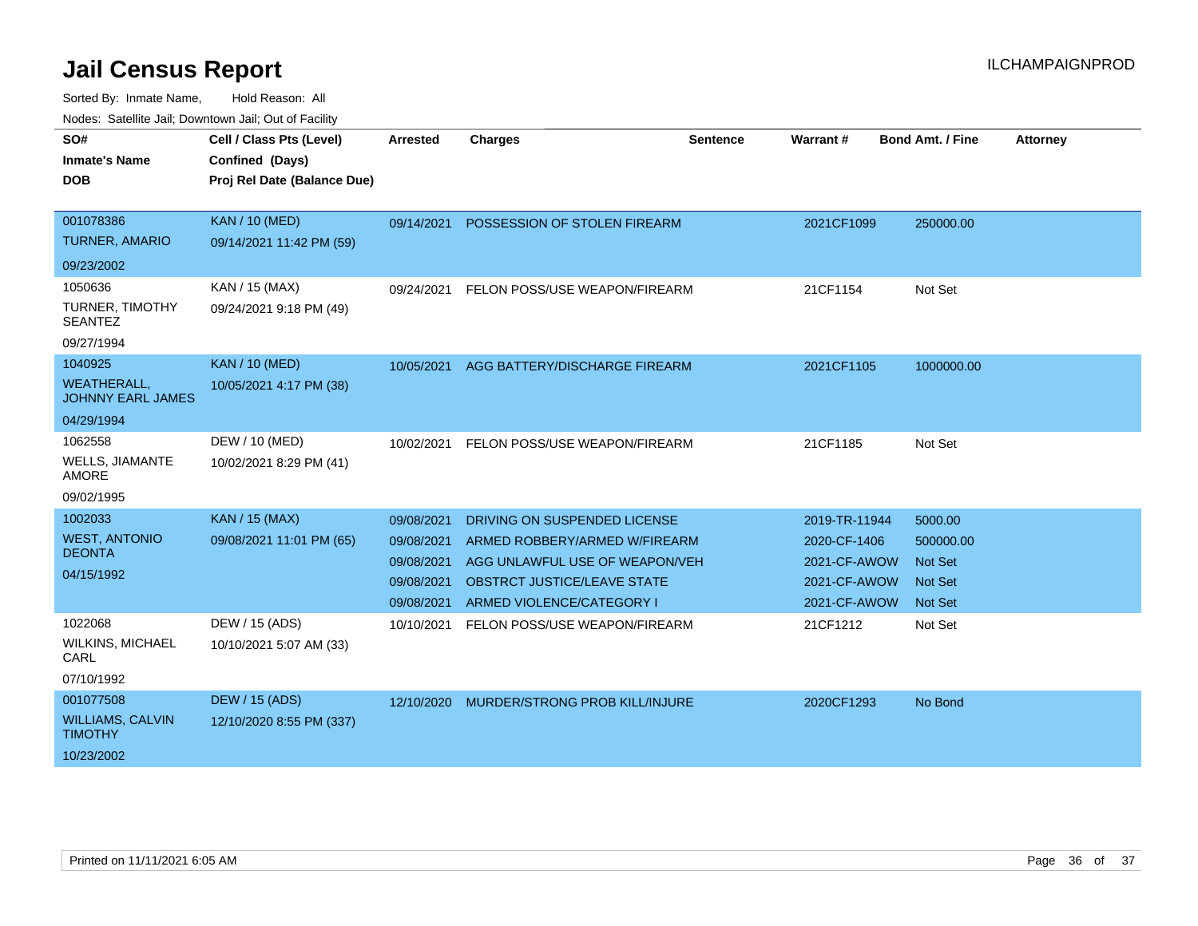# Jail Census Report

Sorted By: Inmate Name, Hold Reason: All

Nodes: Satellite Jail; Downtown Jail; Out of Facility

| SO# / Inmate's Name / DOB | Cell / Class Pts (Level) / Confined (Days) / Proj Rel Date (Balance Due) | Arrested | Charges | Sentence | Warrant # | Bond Amt. / Fine | Attorney |
|---|---|---|---|---|---|---|---|
| 001078386<br>TURNER, AMARIO<br>09/23/2002 | KAN / 10 (MED)<br>09/14/2021 11:42 PM (59) | 09/14/2021 | POSSESSION OF STOLEN FIREARM | | 2021CF1099 | 250000.00 | |
| 1050636<br>TURNER, TIMOTHY SEANTEZ<br>09/27/1994 | KAN / 15 (MAX)<br>09/24/2021 9:18 PM (49) | 09/24/2021 | FELON POSS/USE WEAPON/FIREARM | | 21CF1154 | Not Set | |
| 1040925<br>WEATHERALL, JOHNNY EARL JAMES<br>04/29/1994 | KAN / 10 (MED)<br>10/05/2021 4:17 PM (38) | 10/05/2021 | AGG BATTERY/DISCHARGE FIREARM | | 2021CF1105 | 1000000.00 | |
| 1062558<br>WELLS, JIAMANTE AMORE<br>09/02/1995 | DEW / 10 (MED)<br>10/02/2021 8:29 PM (41) | 10/02/2021 | FELON POSS/USE WEAPON/FIREARM | | 21CF1185 | Not Set | |
| 1002033<br>WEST, ANTONIO DEONTA<br>04/15/1992 | KAN / 15 (MAX)<br>09/08/2021 11:01 PM (65) | 09/08/2021 | DRIVING ON SUSPENDED LICENSE | | 2019-TR-11944 | 5000.00 | |
| | | 09/08/2021 | ARMED ROBBERY/ARMED W/FIREARM | | 2020-CF-1406 | 500000.00 | |
| | | 09/08/2021 | AGG UNLAWFUL USE OF WEAPON/VEH | | 2021-CF-AWOW | Not Set | |
| | | 09/08/2021 | OBSTRCT JUSTICE/LEAVE STATE | | 2021-CF-AWOW | Not Set | |
| | | 09/08/2021 | ARMED VIOLENCE/CATEGORY I | | 2021-CF-AWOW | Not Set | |
| 1022068<br>WILKINS, MICHAEL CARL<br>07/10/1992 | DEW / 15 (ADS)<br>10/10/2021 5:07 AM (33) | 10/10/2021 | FELON POSS/USE WEAPON/FIREARM | | 21CF1212 | Not Set | |
| 001077508<br>WILLIAMS, CALVIN TIMOTHY<br>10/23/2002 | DEW / 15 (ADS)<br>12/10/2020 8:55 PM (337) | 12/10/2020 | MURDER/STRONG PROB KILL/INJURE | | 2020CF1293 | No Bond | |

Printed on 11/11/2021 6:05 AM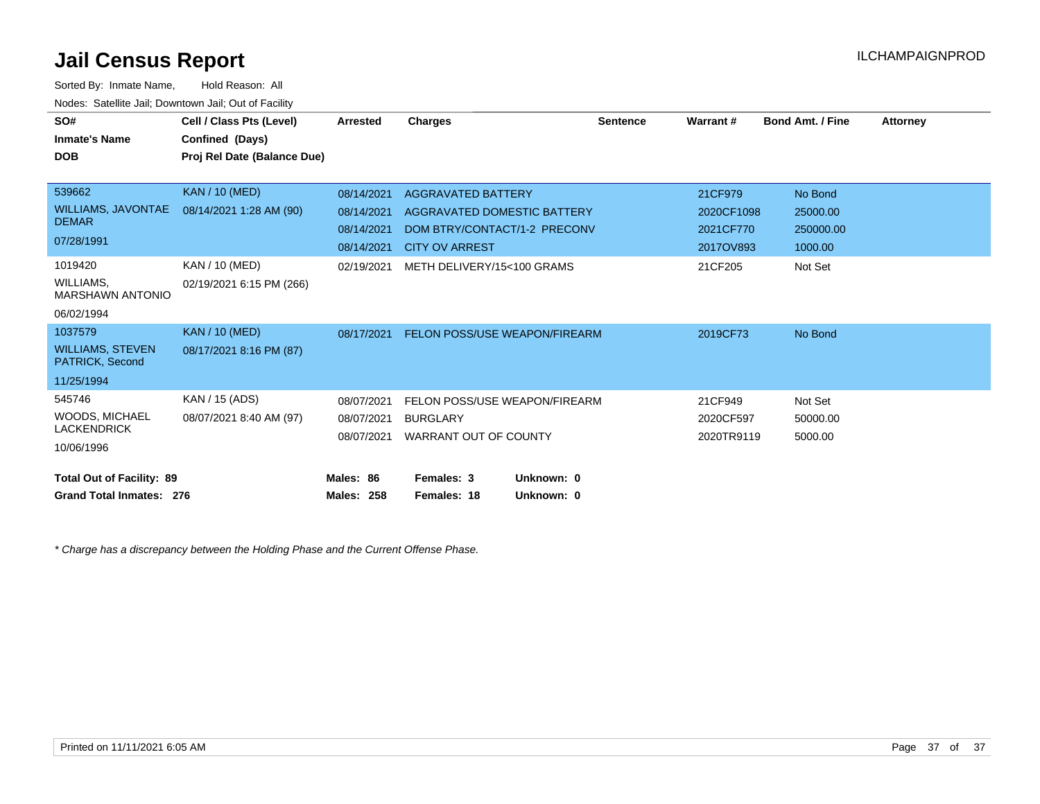# Jail Census Report

ILCHAMPAIGNPROD

Sorted By: Inmate Name, Hold Reason: All

Nodes: Satellite Jail; Downtown Jail; Out of Facility

| SO# / Inmate's Name / DOB | Cell / Class Pts (Level) / Confined (Days) / Proj Rel Date (Balance Due) | Arrested | Charges | Sentence | Warrant # | Bond Amt. / Fine | Attorney |
|---|---|---|---|---|---|---|---|
| 539662 WILLIAMS, JAVONTAE DEMAR 07/28/1991 | KAN / 10 (MED) 08/14/2021 1:28 AM (90) | 08/14/2021 | AGGRAVATED BATTERY | | 21CF979 | No Bond | |
| | | 08/14/2021 | AGGRAVATED DOMESTIC BATTERY | | 2020CF1098 | 25000.00 | |
| | | 08/14/2021 | DOM BTRY/CONTACT/1-2 PRECONV | | 2021CF770 | 250000.00 | |
| | | 08/14/2021 | CITY OV ARREST | | 2017OV893 | 1000.00 | |
| 1019420 WILLIAMS, MARSHAWN ANTONIO 06/02/1994 | KAN / 10 (MED) 02/19/2021 6:15 PM (266) | 02/19/2021 | METH DELIVERY/15<100 GRAMS | | 21CF205 | Not Set | |
| 1037579 WILLIAMS, STEVEN PATRICK, Second 11/25/1994 | KAN / 10 (MED) 08/17/2021 8:16 PM (87) | 08/17/2021 | FELON POSS/USE WEAPON/FIREARM | | 2019CF73 | No Bond | |
| 545746 WOODS, MICHAEL LACKENDRICK 10/06/1996 | KAN / 15 (ADS) 08/07/2021 8:40 AM (97) | 08/07/2021 | FELON POSS/USE WEAPON/FIREARM | | 21CF949 | Not Set | |
| | | 08/07/2021 | BURGLARY | | 2020CF597 | 50000.00 | |
| | | 08/07/2021 | WARRANT OUT OF COUNTY | | 2020TR9119 | 5000.00 | |

**Total Out of Facility: 89** **Males: 86** **Females: 3** **Unknown: 0**

**Grand Total Inmates: 276** **Males: 258** **Females: 18** **Unknown: 0**

*\* Charge has a discrepancy between the Holding Phase and the Current Offense Phase.*

Printed on 11/11/2021 6:05 AM